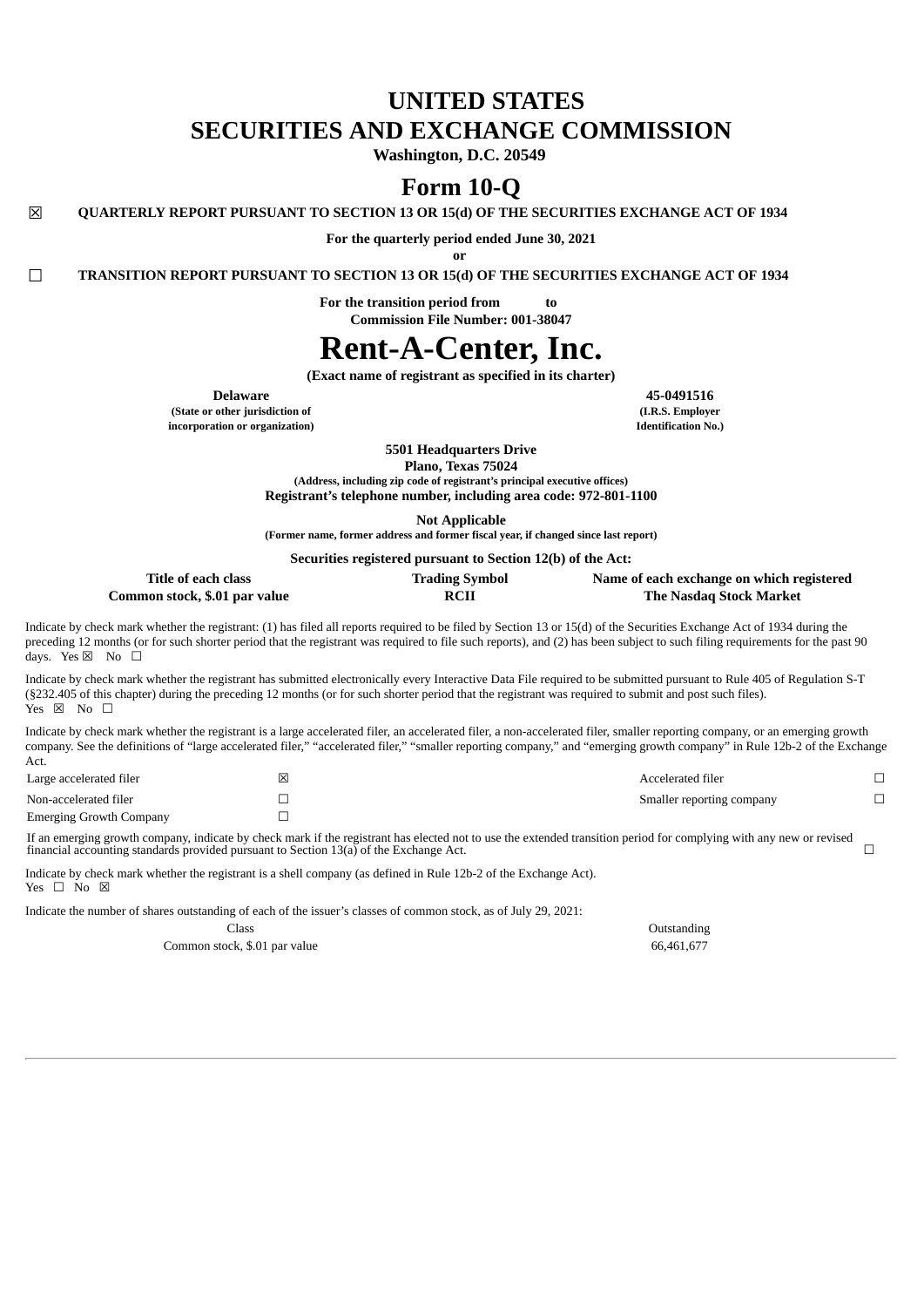# UNITED STATES
# SECURITIES AND EXCHANGE COMMISSION

**Washington, D.C. 20549**

# Form 10-Q

☒ **QUARTERLY REPORT PURSUANT TO SECTION 13 OR 15(d) OF THE SECURITIES EXCHANGE ACT OF 1934**

**For the quarterly period ended June 30, 2021**

**or**

☐ **TRANSITION REPORT PURSUANT TO SECTION 13 OR 15(d) OF THE SECURITIES EXCHANGE ACT OF 1934**

**For the transition period from to**

**Commission File Number: 001-38047**

# Rent-A-Center, Inc.

**(Exact name of registrant as specified in its charter)**

| **Delaware** | **45-0491516** |
|---|---|
| **(State or other jurisdiction of incorporation or organization)** | **(I.R.S. Employer Identification No.)** |

**5501 Headquarters Drive**
**Plano, Texas 75024**
**(Address, including zip code of registrant's principal executive offices)**
**Registrant's telephone number, including area code: 972-801-1100**

**Not Applicable**
**(Former name, former address and former fiscal year, if changed since last report)**

**Securities registered pursuant to Section 12(b) of the Act:**

| Title of each class | Trading Symbol | Name of each exchange on which registered |
|---|---|---|
| Common stock, $.01 par value | RCII | The Nasdaq Stock Market |

Indicate by check mark whether the registrant: (1) has filed all reports required to be filed by Section 13 or 15(d) of the Securities Exchange Act of 1934 during the preceding 12 months (or for such shorter period that the registrant was required to file such reports), and (2) has been subject to such filing requirements for the past 90 days. Yes ☒ No ☐

Indicate by check mark whether the registrant has submitted electronically every Interactive Data File required to be submitted pursuant to Rule 405 of Regulation S-T (§232.405 of this chapter) during the preceding 12 months (or for such shorter period that the registrant was required to submit and post such files). Yes ☒ No ☐

Indicate by check mark whether the registrant is a large accelerated filer, an accelerated filer, a non-accelerated filer, smaller reporting company, or an emerging growth company. See the definitions of "large accelerated filer," "accelerated filer," "smaller reporting company," and "emerging growth company" in Rule 12b-2 of the Exchange Act.

| | | | |
|---|---|---|---|
| Large accelerated filer | ☒ | Accelerated filer | ☐ |
| Non-accelerated filer | ☐ | Smaller reporting company | ☐ |
| Emerging Growth Company | ☐ | | |

If an emerging growth company, indicate by check mark if the registrant has elected not to use the extended transition period for complying with any new or revised financial accounting standards provided pursuant to Section 13(a) of the Exchange Act. ☐

Indicate by check mark whether the registrant is a shell company (as defined in Rule 12b-2 of the Exchange Act). Yes ☐ No ☒

Indicate the number of shares outstanding of each of the issuer's classes of common stock, as of July 29, 2021:

| Class | Outstanding |
|---|---|
| Common stock, $.01 par value | 66,461,677 |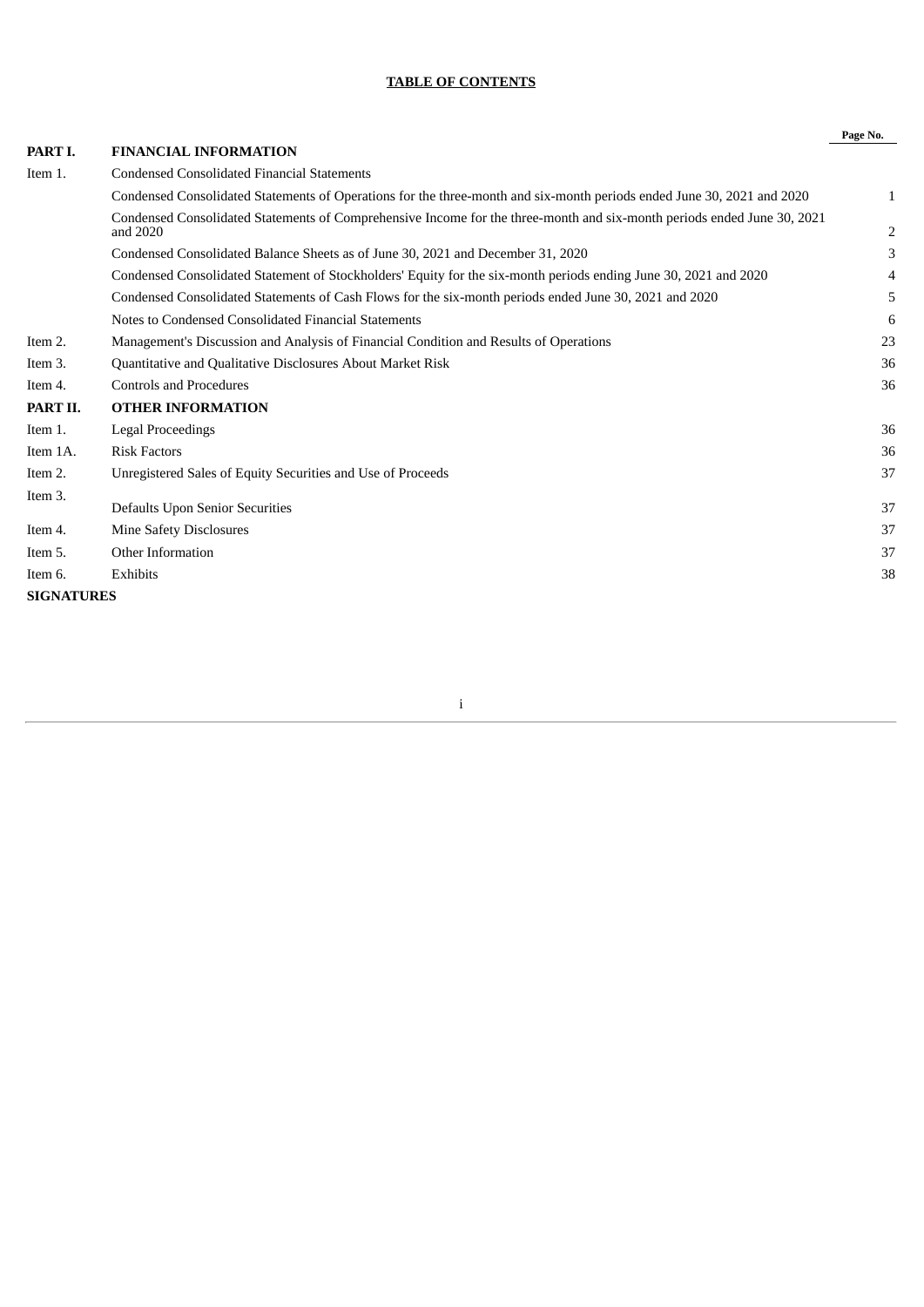**TABLE OF CONTENTS**

| | | Page No. |
|---|---|---|
| **PART I.** | **FINANCIAL INFORMATION** | |
| Item 1. | Condensed Consolidated Financial Statements | |
| | Condensed Consolidated Statements of Operations for the three-month and six-month periods ended June 30, 2021 and 2020 | 1 |
| | Condensed Consolidated Statements of Comprehensive Income for the three-month and six-month periods ended June 30, 2021 and 2020 | 2 |
| | Condensed Consolidated Balance Sheets as of June 30, 2021 and December 31, 2020 | 3 |
| | Condensed Consolidated Statement of Stockholders' Equity for the six-month periods ending June 30, 2021 and 2020 | 4 |
| | Condensed Consolidated Statements of Cash Flows for the six-month periods ended June 30, 2021 and 2020 | 5 |
| | Notes to Condensed Consolidated Financial Statements | 6 |
| Item 2. | Management's Discussion and Analysis of Financial Condition and Results of Operations | 23 |
| Item 3. | Quantitative and Qualitative Disclosures About Market Risk | 36 |
| Item 4. | Controls and Procedures | 36 |
| **PART II.** | **OTHER INFORMATION** | |
| Item 1. | Legal Proceedings | 36 |
| Item 1A. | Risk Factors | 36 |
| Item 2. | Unregistered Sales of Equity Securities and Use of Proceeds | 37 |
| Item 3. | Defaults Upon Senior Securities | 37 |
| Item 4. | Mine Safety Disclosures | 37 |
| Item 5. | Other Information | 37 |
| Item 6. | Exhibits | 38 |
| **SIGNATURES** | | |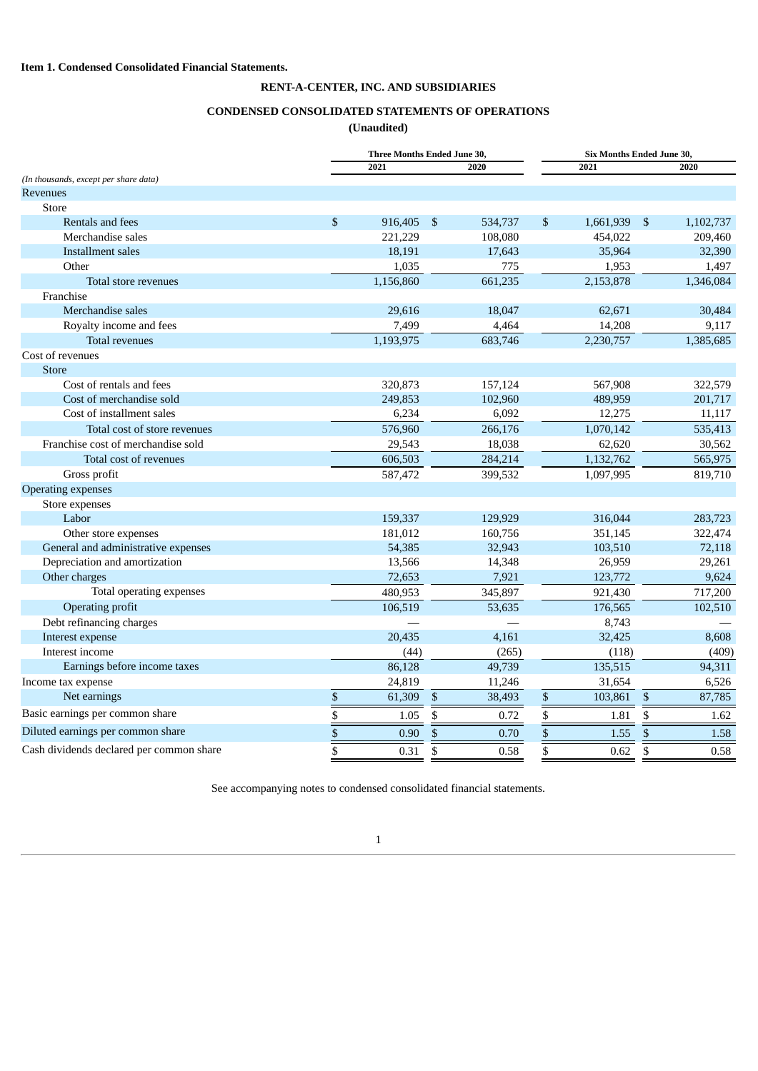**Item 1. Condensed Consolidated Financial Statements.**

**RENT-A-CENTER, INC. AND SUBSIDIARIES**

**CONDENSED CONSOLIDATED STATEMENTS OF OPERATIONS**

**(Unaudited)**

| *(In thousands, except per share data)* | Three Months Ended June 30, 2021 | Three Months Ended June 30, 2020 | Six Months Ended June 30, 2021 | Six Months Ended June 30, 2020 |
|---|---|---|---|---|
| Revenues | | | | |
| Store | | | | |
| Rentals and fees | $ 916,405 | $ 534,737 | $ 1,661,939 | $ 1,102,737 |
| Merchandise sales | 221,229 | 108,080 | 454,022 | 209,460 |
| Installment sales | 18,191 | 17,643 | 35,964 | 32,390 |
| Other | 1,035 | 775 | 1,953 | 1,497 |
| Total store revenues | 1,156,860 | 661,235 | 2,153,878 | 1,346,084 |
| Franchise | | | | |
| Merchandise sales | 29,616 | 18,047 | 62,671 | 30,484 |
| Royalty income and fees | 7,499 | 4,464 | 14,208 | 9,117 |
| Total revenues | 1,193,975 | 683,746 | 2,230,757 | 1,385,685 |
| Cost of revenues | | | | |
| Store | | | | |
| Cost of rentals and fees | 320,873 | 157,124 | 567,908 | 322,579 |
| Cost of merchandise sold | 249,853 | 102,960 | 489,959 | 201,717 |
| Cost of installment sales | 6,234 | 6,092 | 12,275 | 11,117 |
| Total cost of store revenues | 576,960 | 266,176 | 1,070,142 | 535,413 |
| Franchise cost of merchandise sold | 29,543 | 18,038 | 62,620 | 30,562 |
| Total cost of revenues | 606,503 | 284,214 | 1,132,762 | 565,975 |
| Gross profit | 587,472 | 399,532 | 1,097,995 | 819,710 |
| Operating expenses | | | | |
| Store expenses | | | | |
| Labor | 159,337 | 129,929 | 316,044 | 283,723 |
| Other store expenses | 181,012 | 160,756 | 351,145 | 322,474 |
| General and administrative expenses | 54,385 | 32,943 | 103,510 | 72,118 |
| Depreciation and amortization | 13,566 | 14,348 | 26,959 | 29,261 |
| Other charges | 72,653 | 7,921 | 123,772 | 9,624 |
| Total operating expenses | 480,953 | 345,897 | 921,430 | 717,200 |
| Operating profit | 106,519 | 53,635 | 176,565 | 102,510 |
| Debt refinancing charges | — | — | 8,743 | — |
| Interest expense | 20,435 | 4,161 | 32,425 | 8,608 |
| Interest income | (44) | (265) | (118) | (409) |
| Earnings before income taxes | 86,128 | 49,739 | 135,515 | 94,311 |
| Income tax expense | 24,819 | 11,246 | 31,654 | 6,526 |
| Net earnings | $ 61,309 | $ 38,493 | $ 103,861 | $ 87,785 |
| Basic earnings per common share | $ 1.05 | $ 0.72 | $ 1.81 | $ 1.62 |
| Diluted earnings per common share | $ 0.90 | $ 0.70 | $ 1.55 | $ 1.58 |
| Cash dividends declared per common share | $ 0.31 | $ 0.58 | $ 0.62 | $ 0.58 |

See accompanying notes to condensed consolidated financial statements.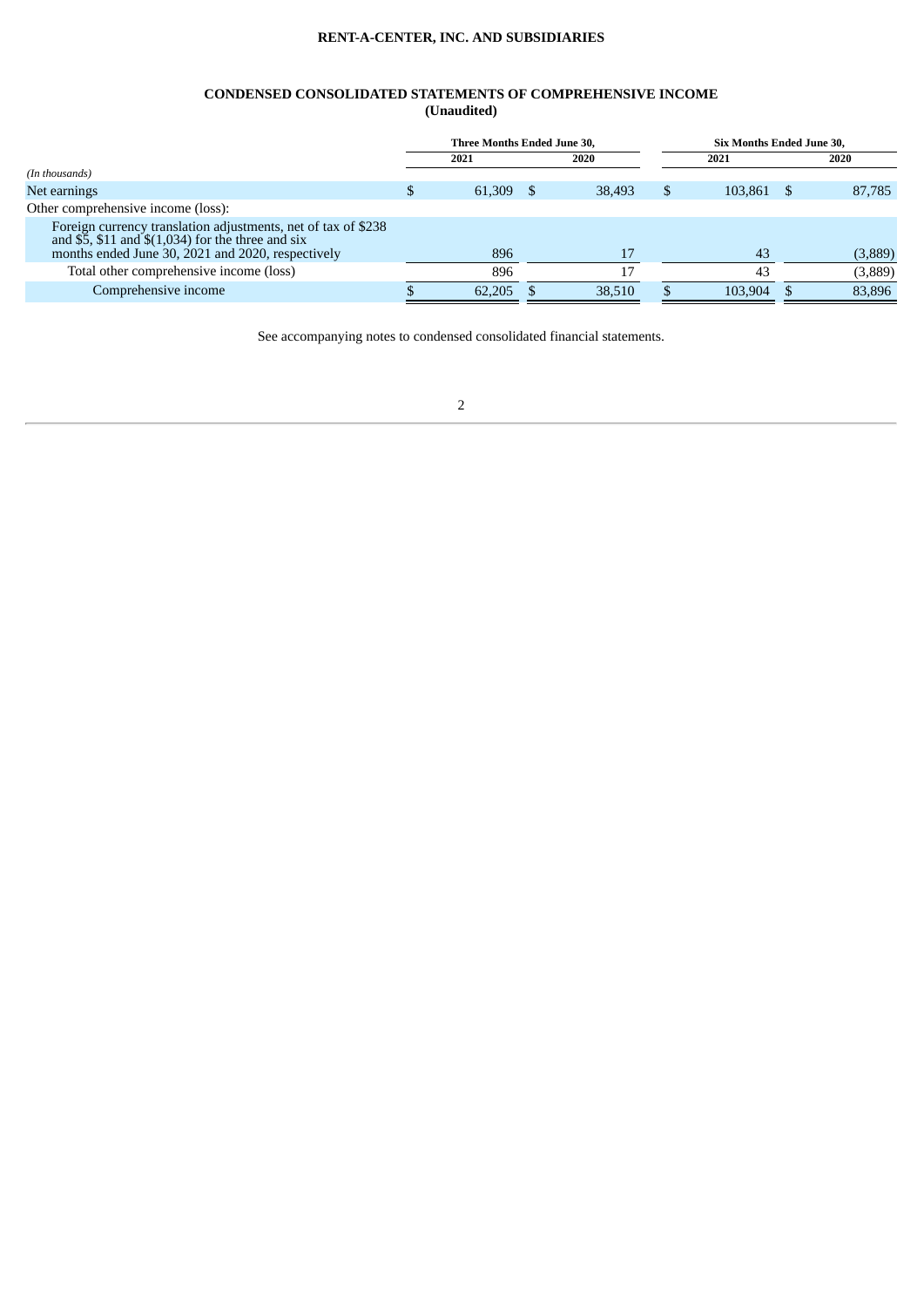**RENT-A-CENTER, INC. AND SUBSIDIARIES**

**CONDENSED CONSOLIDATED STATEMENTS OF COMPREHENSIVE INCOME**
**(Unaudited)**

| | Three Months Ended June 30, | | Six Months Ended June 30, | |
|---|---|---|---|---|
| | 2021 | 2020 | 2021 | 2020 |
| *(In thousands)* | | | | |
| Net earnings | $ 61,309 | $ 38,493 | $ 103,861 | $ 87,785 |
| Other comprehensive income (loss): | | | | |
| Foreign currency translation adjustments, net of tax of $238 and $5, $11 and $(1,034) for the three and six months ended June 30, 2021 and 2020, respectively | 896 | 17 | 43 | (3,889) |
| Total other comprehensive income (loss) | 896 | 17 | 43 | (3,889) |
| Comprehensive income | $ 62,205 | $ 38,510 | $ 103,904 | $ 83,896 |

See accompanying notes to condensed consolidated financial statements.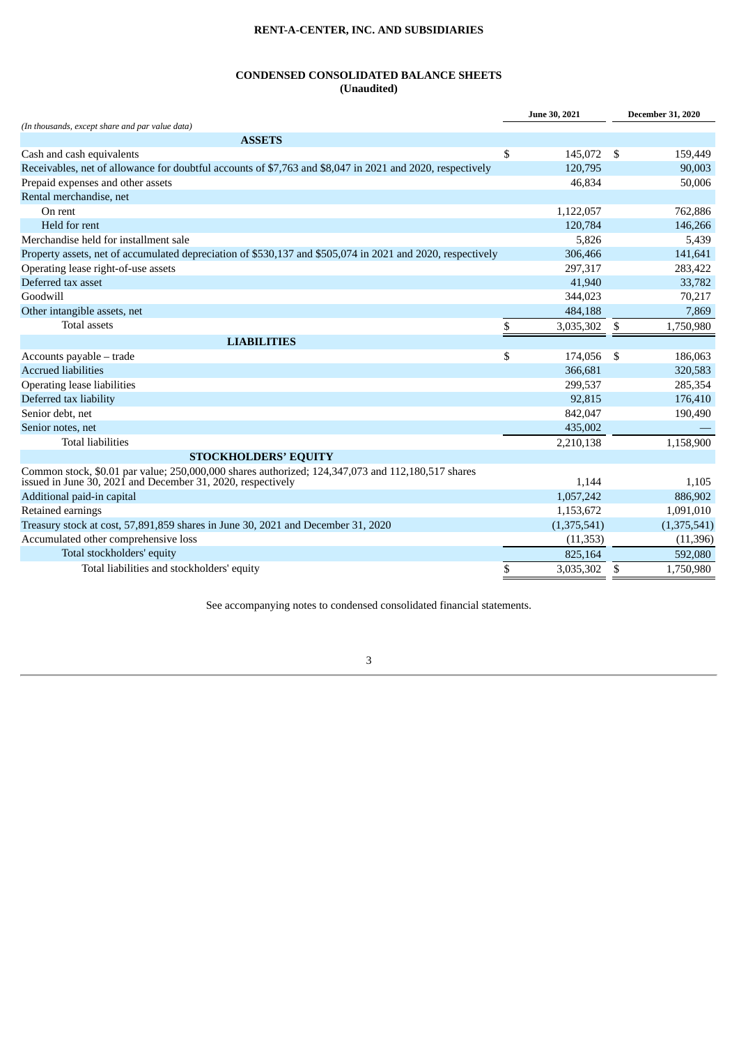# RENT-A-CENTER, INC. AND SUBSIDIARIES

## CONDENSED CONSOLIDATED BALANCE SHEETS
**(Unaudited)**

| *(In thousands, except share and par value data)* | June 30, 2021 | December 31, 2020 |
|---|---|---|
| **ASSETS** | | |
| Cash and cash equivalents | $ 145,072 | $ 159,449 |
| Receivables, net of allowance for doubtful accounts of $7,763 and $8,047 in 2021 and 2020, respectively | 120,795 | 90,003 |
| Prepaid expenses and other assets | 46,834 | 50,006 |
| Rental merchandise, net | | |
| On rent | 1,122,057 | 762,886 |
| Held for rent | 120,784 | 146,266 |
| Merchandise held for installment sale | 5,826 | 5,439 |
| Property assets, net of accumulated depreciation of $530,137 and $505,074 in 2021 and 2020, respectively | 306,466 | 141,641 |
| Operating lease right-of-use assets | 297,317 | 283,422 |
| Deferred tax asset | 41,940 | 33,782 |
| Goodwill | 344,023 | 70,217 |
| Other intangible assets, net | 484,188 | 7,869 |
| Total assets | $ 3,035,302 | $ 1,750,980 |
| **LIABILITIES** | | |
| Accounts payable – trade | $ 174,056 | $ 186,063 |
| Accrued liabilities | 366,681 | 320,583 |
| Operating lease liabilities | 299,537 | 285,354 |
| Deferred tax liability | 92,815 | 176,410 |
| Senior debt, net | 842,047 | 190,490 |
| Senior notes, net | 435,002 | — |
| Total liabilities | 2,210,138 | 1,158,900 |
| **STOCKHOLDERS' EQUITY** | | |
| Common stock, $0.01 par value; 250,000,000 shares authorized; 124,347,073 and 112,180,517 shares issued in June 30, 2021 and December 31, 2020, respectively | 1,144 | 1,105 |
| Additional paid-in capital | 1,057,242 | 886,902 |
| Retained earnings | 1,153,672 | 1,091,010 |
| Treasury stock at cost, 57,891,859 shares in June 30, 2021 and December 31, 2020 | (1,375,541) | (1,375,541) |
| Accumulated other comprehensive loss | (11,353) | (11,396) |
| Total stockholders' equity | 825,164 | 592,080 |
| Total liabilities and stockholders' equity | $ 3,035,302 | $ 1,750,980 |

See accompanying notes to condensed consolidated financial statements.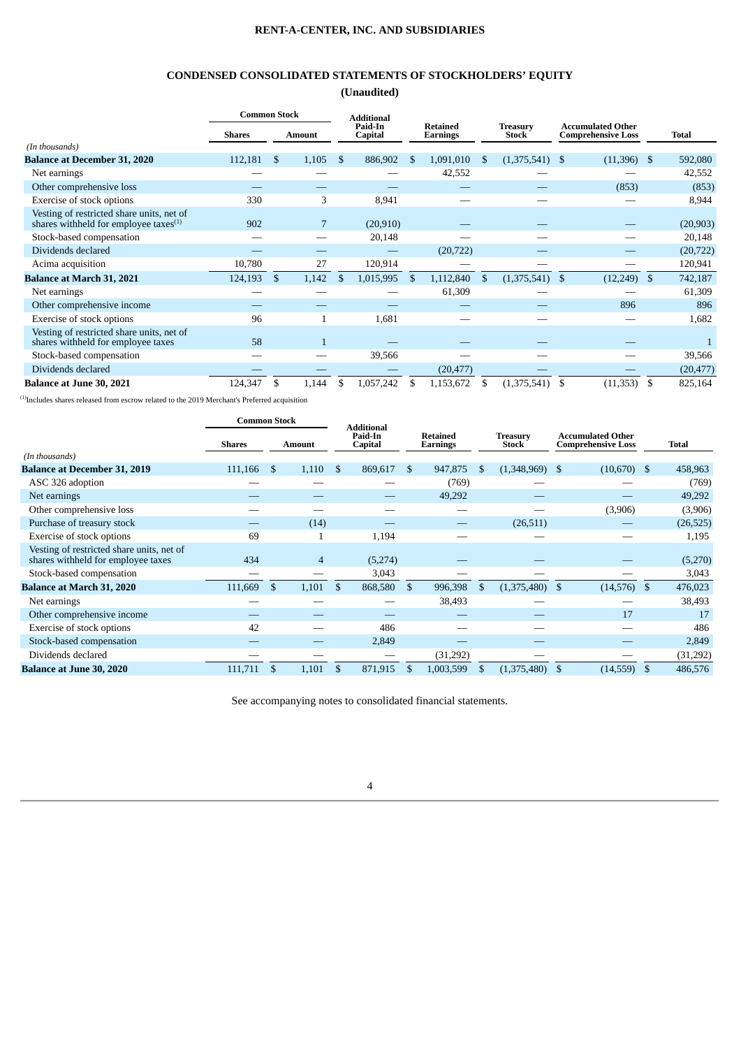**RENT-A-CENTER, INC. AND SUBSIDIARIES**

## CONDENSED CONSOLIDATED STATEMENTS OF STOCKHOLDERS' EQUITY

**(Unaudited)**

| | Common Stock | | Additional Paid-In Capital | Retained Earnings | Treasury Stock | Accumulated Other Comprehensive Loss | Total |
|---|---|---|---|---|---|---|---|
| | Shares | Amount | | | | | |
| *(In thousands)* | | | | | | | |
| **Balance at December 31, 2020** | 112,181 | $ 1,105 | $ 886,902 | $ 1,091,010 | $ (1,375,541) | $ (11,396) | $ 592,080 |
| Net earnings | — | — | — | 42,552 | — | — | 42,552 |
| Other comprehensive loss | — | — | — | — | — | (853) | (853) |
| Exercise of stock options | 330 | 3 | 8,941 | — | — | — | 8,944 |
| Vesting of restricted share units, net of shares withheld for employee taxes[1] | 902 | 7 | (20,910) | — | — | — | (20,903) |
| Stock-based compensation | — | — | 20,148 | — | — | — | 20,148 |
| Dividends declared | — | — | — | (20,722) | — | — | (20,722) |
| Acima acquisition | 10,780 | 27 | 120,914 | — | — | — | 120,941 |
| **Balance at March 31, 2021** | 124,193 | $ 1,142 | $ 1,015,995 | $ 1,112,840 | $ (1,375,541) | $ (12,249) | $ 742,187 |
| Net earnings | — | — | — | 61,309 | — | — | 61,309 |
| Other comprehensive income | — | — | — | — | — | 896 | 896 |
| Exercise of stock options | 96 | 1 | 1,681 | — | — | — | 1,682 |
| Vesting of restricted share units, net of shares withheld for employee taxes | 58 | 1 | — | — | — | — | 1 |
| Stock-based compensation | — | — | 39,566 | — | — | — | 39,566 |
| Dividends declared | — | — | — | (20,477) | — | — | (20,477) |
| **Balance at June 30, 2021** | 124,347 | $ 1,144 | $ 1,057,242 | $ 1,153,672 | $ (1,375,541) | $ (11,353) | $ 825,164 |

[1]Includes shares released from escrow related to the 2019 Merchant's Preferred acquisition

| | Common Stock | | Additional Paid-In Capital | Retained Earnings | Treasury Stock | Accumulated Other Comprehensive Loss | Total |
|---|---|---|---|---|---|---|---|
| | Shares | Amount | | | | | |
| *(In thousands)* | | | | | | | |
| **Balance at December 31, 2019** | 111,166 | $ 1,110 | $ 869,617 | $ 947,875 | $ (1,348,969) | $ (10,670) | $ 458,963 |
| ASC 326 adoption | — | — | — | (769) | — | — | (769) |
| Net earnings | — | — | — | 49,292 | — | — | 49,292 |
| Other comprehensive loss | — | — | — | — | — | (3,906) | (3,906) |
| Purchase of treasury stock | — | (14) | — | — | (26,511) | — | (26,525) |
| Exercise of stock options | 69 | 1 | 1,194 | — | — | — | 1,195 |
| Vesting of restricted share units, net of shares withheld for employee taxes | 434 | 4 | (5,274) | — | — | — | (5,270) |
| Stock-based compensation | — | — | 3,043 | — | — | — | 3,043 |
| **Balance at March 31, 2020** | 111,669 | $ 1,101 | $ 868,580 | $ 996,398 | $ (1,375,480) | $ (14,576) | $ 476,023 |
| Net earnings | — | — | — | 38,493 | — | — | 38,493 |
| Other comprehensive income | — | — | — | — | — | 17 | 17 |
| Exercise of stock options | 42 | — | 486 | — | — | — | 486 |
| Stock-based compensation | — | — | 2,849 | — | — | — | 2,849 |
| Dividends declared | — | — | — | (31,292) | — | — | (31,292) |
| **Balance at June 30, 2020** | 111,711 | $ 1,101 | $ 871,915 | $ 1,003,599 | $ (1,375,480) | $ (14,559) | $ 486,576 |

See accompanying notes to consolidated financial statements.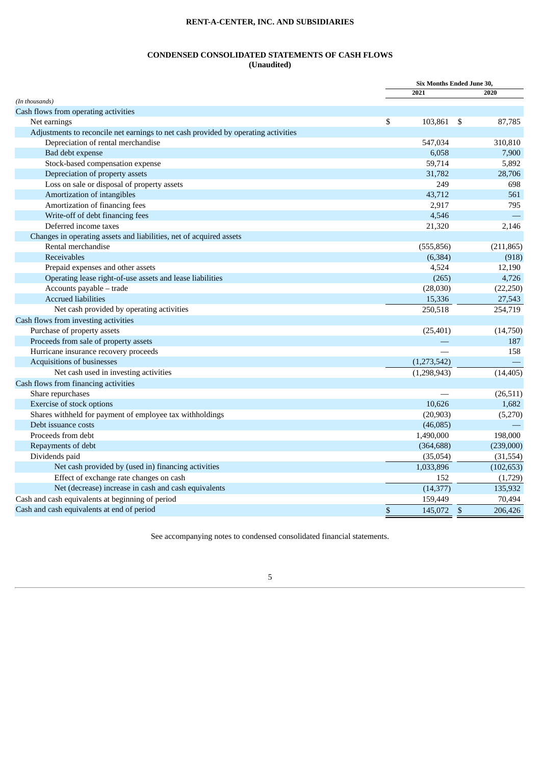**RENT-A-CENTER, INC. AND SUBSIDIARIES**

**CONDENSED CONSOLIDATED STATEMENTS OF CASH FLOWS**
**(Unaudited)**

| *(In thousands)* | Six Months Ended June 30, 2021 | Six Months Ended June 30, 2020 |
|---|---|---|
| Cash flows from operating activities | | |
| Net earnings | $ 103,861 | $ 87,785 |
| Adjustments to reconcile net earnings to net cash provided by operating activities | | |
| Depreciation of rental merchandise | 547,034 | 310,810 |
| Bad debt expense | 6,058 | 7,900 |
| Stock-based compensation expense | 59,714 | 5,892 |
| Depreciation of property assets | 31,782 | 28,706 |
| Loss on sale or disposal of property assets | 249 | 698 |
| Amortization of intangibles | 43,712 | 561 |
| Amortization of financing fees | 2,917 | 795 |
| Write-off of debt financing fees | 4,546 | — |
| Deferred income taxes | 21,320 | 2,146 |
| Changes in operating assets and liabilities, net of acquired assets | | |
| Rental merchandise | (555,856) | (211,865) |
| Receivables | (6,384) | (918) |
| Prepaid expenses and other assets | 4,524 | 12,190 |
| Operating lease right-of-use assets and lease liabilities | (265) | 4,726 |
| Accounts payable – trade | (28,030) | (22,250) |
| Accrued liabilities | 15,336 | 27,543 |
| Net cash provided by operating activities | 250,518 | 254,719 |
| Cash flows from investing activities | | |
| Purchase of property assets | (25,401) | (14,750) |
| Proceeds from sale of property assets | — | 187 |
| Hurricane insurance recovery proceeds | — | 158 |
| Acquisitions of businesses | (1,273,542) | — |
| Net cash used in investing activities | (1,298,943) | (14,405) |
| Cash flows from financing activities | | |
| Share repurchases | — | (26,511) |
| Exercise of stock options | 10,626 | 1,682 |
| Shares withheld for payment of employee tax withholdings | (20,903) | (5,270) |
| Debt issuance costs | (46,085) | — |
| Proceeds from debt | 1,490,000 | 198,000 |
| Repayments of debt | (364,688) | (239,000) |
| Dividends paid | (35,054) | (31,554) |
| Net cash provided by (used in) financing activities | 1,033,896 | (102,653) |
| Effect of exchange rate changes on cash | 152 | (1,729) |
| Net (decrease) increase in cash and cash equivalents | (14,377) | 135,932 |
| Cash and cash equivalents at beginning of period | 159,449 | 70,494 |
| Cash and cash equivalents at end of period | $ 145,072 | $ 206,426 |

See accompanying notes to condensed consolidated financial statements.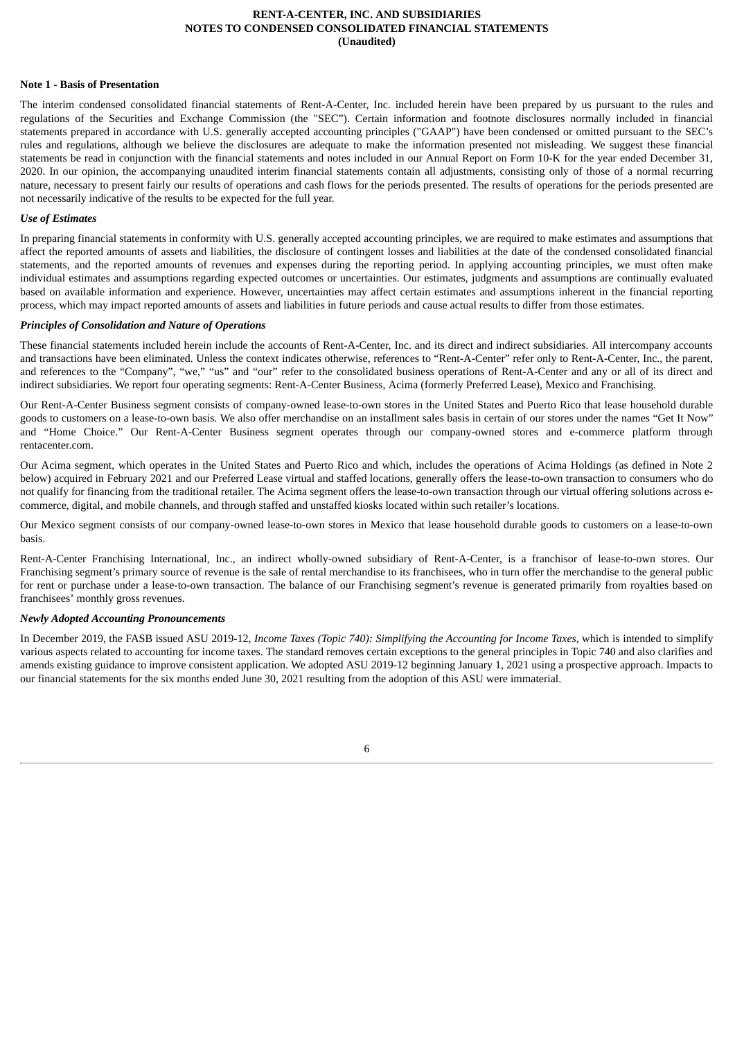**RENT-A-CENTER, INC. AND SUBSIDIARIES**
**NOTES TO CONDENSED CONSOLIDATED FINANCIAL STATEMENTS**
**(Unaudited)**

**Note 1 - Basis of Presentation**

The interim condensed consolidated financial statements of Rent-A-Center, Inc. included herein have been prepared by us pursuant to the rules and regulations of the Securities and Exchange Commission (the "SEC"). Certain information and footnote disclosures normally included in financial statements prepared in accordance with U.S. generally accepted accounting principles ("GAAP") have been condensed or omitted pursuant to the SEC's rules and regulations, although we believe the disclosures are adequate to make the information presented not misleading. We suggest these financial statements be read in conjunction with the financial statements and notes included in our Annual Report on Form 10-K for the year ended December 31, 2020. In our opinion, the accompanying unaudited interim financial statements contain all adjustments, consisting only of those of a normal recurring nature, necessary to present fairly our results of operations and cash flows for the periods presented. The results of operations for the periods presented are not necessarily indicative of the results to be expected for the full year.

***Use of Estimates***

In preparing financial statements in conformity with U.S. generally accepted accounting principles, we are required to make estimates and assumptions that affect the reported amounts of assets and liabilities, the disclosure of contingent losses and liabilities at the date of the condensed consolidated financial statements, and the reported amounts of revenues and expenses during the reporting period. In applying accounting principles, we must often make individual estimates and assumptions regarding expected outcomes or uncertainties. Our estimates, judgments and assumptions are continually evaluated based on available information and experience. However, uncertainties may affect certain estimates and assumptions inherent in the financial reporting process, which may impact reported amounts of assets and liabilities in future periods and cause actual results to differ from those estimates.

***Principles of Consolidation and Nature of Operations***

These financial statements included herein include the accounts of Rent-A-Center, Inc. and its direct and indirect subsidiaries. All intercompany accounts and transactions have been eliminated. Unless the context indicates otherwise, references to "Rent-A-Center" refer only to Rent-A-Center, Inc., the parent, and references to the "Company", "we," "us" and "our" refer to the consolidated business operations of Rent-A-Center and any or all of its direct and indirect subsidiaries. We report four operating segments: Rent-A-Center Business, Acima (formerly Preferred Lease), Mexico and Franchising.

Our Rent-A-Center Business segment consists of company-owned lease-to-own stores in the United States and Puerto Rico that lease household durable goods to customers on a lease-to-own basis. We also offer merchandise on an installment sales basis in certain of our stores under the names "Get It Now" and "Home Choice." Our Rent-A-Center Business segment operates through our company-owned stores and e-commerce platform through rentacenter.com.

Our Acima segment, which operates in the United States and Puerto Rico and which, includes the operations of Acima Holdings (as defined in Note 2 below) acquired in February 2021 and our Preferred Lease virtual and staffed locations, generally offers the lease-to-own transaction to consumers who do not qualify for financing from the traditional retailer. The Acima segment offers the lease-to-own transaction through our virtual offering solutions across e-commerce, digital, and mobile channels, and through staffed and unstaffed kiosks located within such retailer's locations.

Our Mexico segment consists of our company-owned lease-to-own stores in Mexico that lease household durable goods to customers on a lease-to-own basis.

Rent-A-Center Franchising International, Inc., an indirect wholly-owned subsidiary of Rent-A-Center, is a franchisor of lease-to-own stores. Our Franchising segment's primary source of revenue is the sale of rental merchandise to its franchisees, who in turn offer the merchandise to the general public for rent or purchase under a lease-to-own transaction. The balance of our Franchising segment's revenue is generated primarily from royalties based on franchisees' monthly gross revenues.

***Newly Adopted Accounting Pronouncements***

In December 2019, the FASB issued ASU 2019-12, *Income Taxes (Topic 740): Simplifying the Accounting for Income Taxes,* which is intended to simplify various aspects related to accounting for income taxes. The standard removes certain exceptions to the general principles in Topic 740 and also clarifies and amends existing guidance to improve consistent application. We adopted ASU 2019-12 beginning January 1, 2021 using a prospective approach. Impacts to our financial statements for the six months ended June 30, 2021 resulting from the adoption of this ASU were immaterial.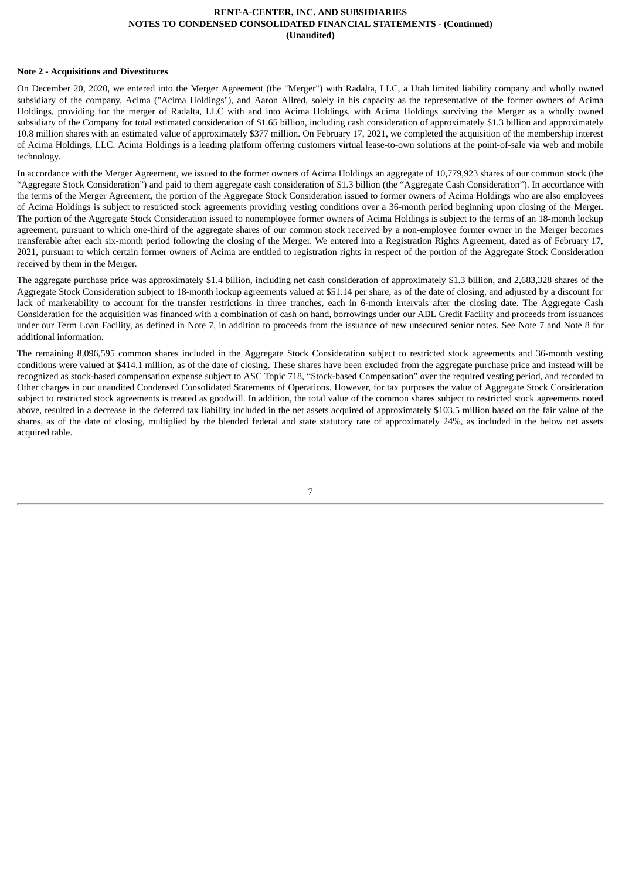**Note 2 - Acquisitions and Divestitures**

On December 20, 2020, we entered into the Merger Agreement (the "Merger") with Radalta, LLC, a Utah limited liability company and wholly owned subsidiary of the company, Acima ("Acima Holdings"), and Aaron Allred, solely in his capacity as the representative of the former owners of Acima Holdings, providing for the merger of Radalta, LLC with and into Acima Holdings, with Acima Holdings surviving the Merger as a wholly owned subsidiary of the Company for total estimated consideration of $1.65 billion, including cash consideration of approximately $1.3 billion and approximately 10.8 million shares with an estimated value of approximately $377 million. On February 17, 2021, we completed the acquisition of the membership interest of Acima Holdings, LLC. Acima Holdings is a leading platform offering customers virtual lease-to-own solutions at the point-of-sale via web and mobile technology.

In accordance with the Merger Agreement, we issued to the former owners of Acima Holdings an aggregate of 10,779,923 shares of our common stock (the "Aggregate Stock Consideration") and paid to them aggregate cash consideration of $1.3 billion (the "Aggregate Cash Consideration"). In accordance with the terms of the Merger Agreement, the portion of the Aggregate Stock Consideration issued to former owners of Acima Holdings who are also employees of Acima Holdings is subject to restricted stock agreements providing vesting conditions over a 36-month period beginning upon closing of the Merger. The portion of the Aggregate Stock Consideration issued to nonemployee former owners of Acima Holdings is subject to the terms of an 18-month lockup agreement, pursuant to which one-third of the aggregate shares of our common stock received by a non-employee former owner in the Merger becomes transferable after each six-month period following the closing of the Merger. We entered into a Registration Rights Agreement, dated as of February 17, 2021, pursuant to which certain former owners of Acima are entitled to registration rights in respect of the portion of the Aggregate Stock Consideration received by them in the Merger.

The aggregate purchase price was approximately $1.4 billion, including net cash consideration of approximately $1.3 billion, and 2,683,328 shares of the Aggregate Stock Consideration subject to 18-month lockup agreements valued at $51.14 per share, as of the date of closing, and adjusted by a discount for lack of marketability to account for the transfer restrictions in three tranches, each in 6-month intervals after the closing date. The Aggregate Cash Consideration for the acquisition was financed with a combination of cash on hand, borrowings under our ABL Credit Facility and proceeds from issuances under our Term Loan Facility, as defined in Note 7, in addition to proceeds from the issuance of new unsecured senior notes. See Note 7 and Note 8 for additional information.

The remaining 8,096,595 common shares included in the Aggregate Stock Consideration subject to restricted stock agreements and 36-month vesting conditions were valued at $414.1 million, as of the date of closing. These shares have been excluded from the aggregate purchase price and instead will be recognized as stock-based compensation expense subject to ASC Topic 718, "Stock-based Compensation" over the required vesting period, and recorded to Other charges in our unaudited Condensed Consolidated Statements of Operations. However, for tax purposes the value of Aggregate Stock Consideration subject to restricted stock agreements is treated as goodwill. In addition, the total value of the common shares subject to restricted stock agreements noted above, resulted in a decrease in the deferred tax liability included in the net assets acquired of approximately $103.5 million based on the fair value of the shares, as of the date of closing, multiplied by the blended federal and state statutory rate of approximately 24%, as included in the below net assets acquired table.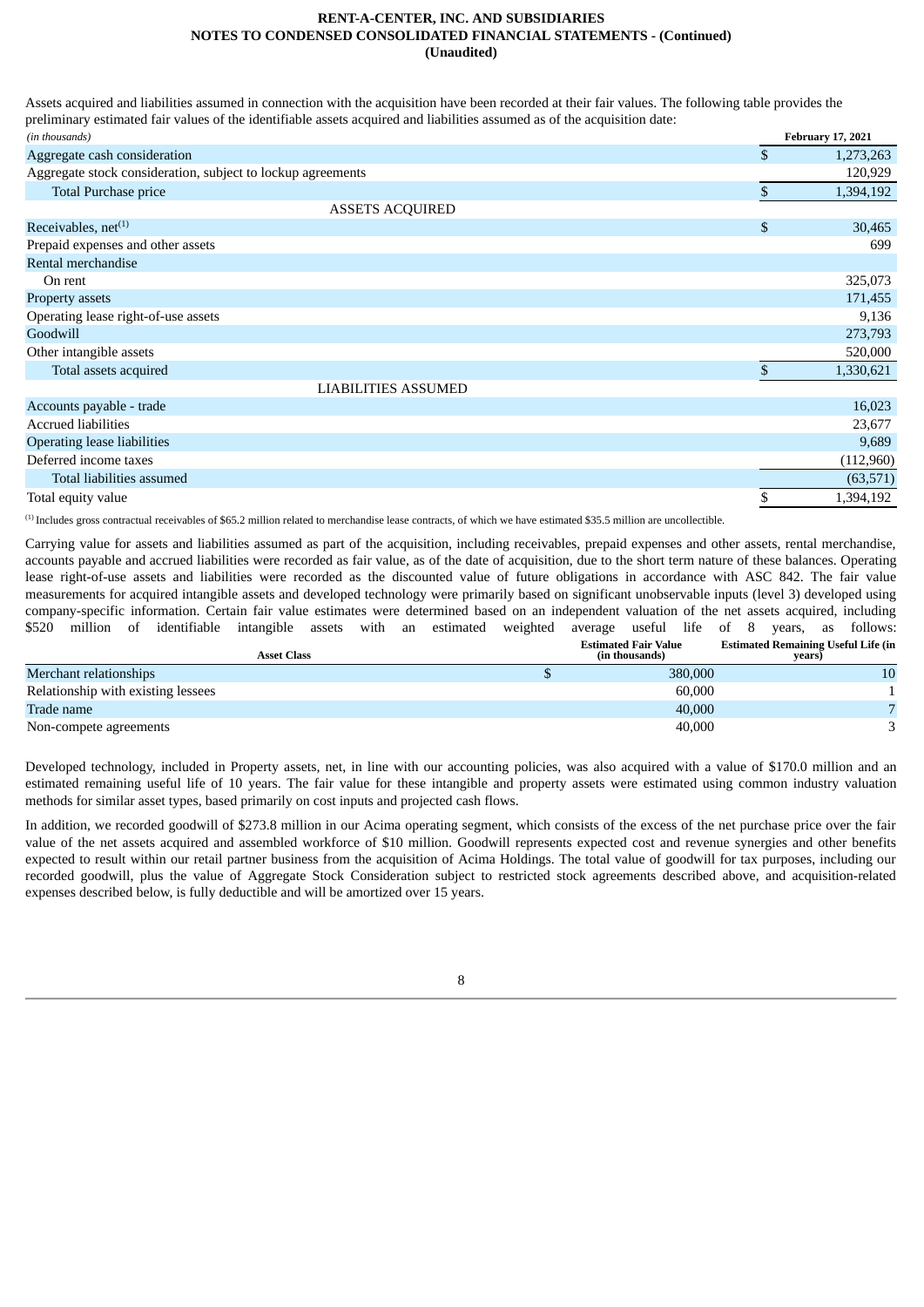Assets acquired and liabilities assumed in connection with the acquisition have been recorded at their fair values. The following table provides the preliminary estimated fair values of the identifiable assets acquired and liabilities assumed as of the acquisition date:

| *(in thousands)* | February 17, 2021 |
|---|---|
| Aggregate cash consideration | $ 1,273,263 |
| Aggregate stock consideration, subject to lockup agreements | 120,929 |
| Total Purchase price | $ 1,394,192 |
| ASSETS ACQUIRED | |
| Receivables, net[(1)] | $ 30,465 |
| Prepaid expenses and other assets | 699 |
| Rental merchandise | |
| On rent | 325,073 |
| Property assets | 171,455 |
| Operating lease right-of-use assets | 9,136 |
| Goodwill | 273,793 |
| Other intangible assets | 520,000 |
| Total assets acquired | $ 1,330,621 |
| LIABILITIES ASSUMED | |
| Accounts payable - trade | 16,023 |
| Accrued liabilities | 23,677 |
| Operating lease liabilities | 9,689 |
| Deferred income taxes | (112,960) |
| Total liabilities assumed | (63,571) |
| Total equity value | $ 1,394,192 |

[(1)] Includes gross contractual receivables of $65.2 million related to merchandise lease contracts, of which we have estimated $35.5 million are uncollectible.

Carrying value for assets and liabilities assumed as part of the acquisition, including receivables, prepaid expenses and other assets, rental merchandise, accounts payable and accrued liabilities were recorded as fair value, as of the date of acquisition, due to the short term nature of these balances. Operating lease right-of-use assets and liabilities were recorded as the discounted value of future obligations in accordance with ASC 842. The fair value measurements for acquired intangible assets and developed technology were primarily based on significant unobservable inputs (level 3) developed using company-specific information. Certain fair value estimates were determined based on an independent valuation of the net assets acquired, including $520 million of identifiable intangible assets with an estimated weighted average useful life of 8 years, as follows:

| Asset Class | Estimated Fair Value (in thousands) | Estimated Remaining Useful Life (in years) |
|---|---|---|
| Merchant relationships | $ 380,000 | 10 |
| Relationship with existing lessees | 60,000 | 1 |
| Trade name | 40,000 | 7 |
| Non-compete agreements | 40,000 | 3 |

Developed technology, included in Property assets, net, in line with our accounting policies, was also acquired with a value of $170.0 million and an estimated remaining useful life of 10 years. The fair value for these intangible and property assets were estimated using common industry valuation methods for similar asset types, based primarily on cost inputs and projected cash flows.

In addition, we recorded goodwill of $273.8 million in our Acima operating segment, which consists of the excess of the net purchase price over the fair value of the net assets acquired and assembled workforce of $10 million. Goodwill represents expected cost and revenue synergies and other benefits expected to result within our retail partner business from the acquisition of Acima Holdings. The total value of goodwill for tax purposes, including our recorded goodwill, plus the value of Aggregate Stock Consideration subject to restricted stock agreements described above, and acquisition-related expenses described below, is fully deductible and will be amortized over 15 years.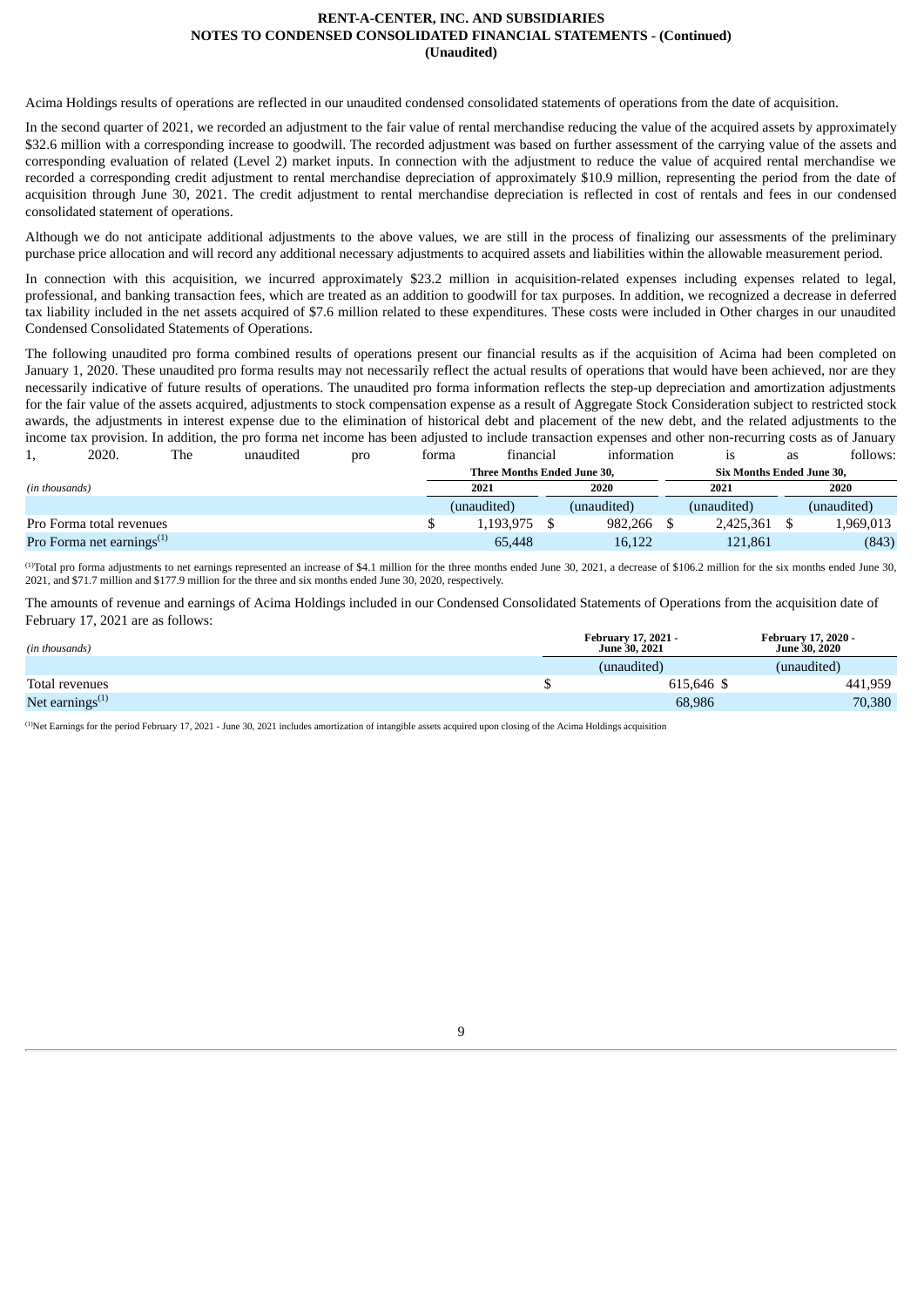Acima Holdings results of operations are reflected in our unaudited condensed consolidated statements of operations from the date of acquisition.

In the second quarter of 2021, we recorded an adjustment to the fair value of rental merchandise reducing the value of the acquired assets by approximately $32.6 million with a corresponding increase to goodwill. The recorded adjustment was based on further assessment of the carrying value of the assets and corresponding evaluation of related (Level 2) market inputs. In connection with the adjustment to reduce the value of acquired rental merchandise we recorded a corresponding credit adjustment to rental merchandise depreciation of approximately $10.9 million, representing the period from the date of acquisition through June 30, 2021. The credit adjustment to rental merchandise depreciation is reflected in cost of rentals and fees in our condensed consolidated statement of operations.

Although we do not anticipate additional adjustments to the above values, we are still in the process of finalizing our assessments of the preliminary purchase price allocation and will record any additional necessary adjustments to acquired assets and liabilities within the allowable measurement period.

In connection with this acquisition, we incurred approximately $23.2 million in acquisition-related expenses including expenses related to legal, professional, and banking transaction fees, which are treated as an addition to goodwill for tax purposes. In addition, we recognized a decrease in deferred tax liability included in the net assets acquired of $7.6 million related to these expenditures. These costs were included in Other charges in our unaudited Condensed Consolidated Statements of Operations.

The following unaudited pro forma combined results of operations present our financial results as if the acquisition of Acima had been completed on January 1, 2020. These unaudited pro forma results may not necessarily reflect the actual results of operations that would have been achieved, nor are they necessarily indicative of future results of operations. The unaudited pro forma information reflects the step-up depreciation and amortization adjustments for the fair value of the assets acquired, adjustments to stock compensation expense as a result of Aggregate Stock Consideration subject to restricted stock awards, the adjustments in interest expense due to the elimination of historical debt and placement of the new debt, and the related adjustments to the income tax provision. In addition, the pro forma net income has been adjusted to include transaction expenses and other non-recurring costs as of January 1, 2020. The unaudited pro forma financial information is as follows:

| *(in thousands)* | Three Months Ended June 30, | | Six Months Ended June 30, | |
|---|---|---|---|---|
| | 2021 | 2020 | 2021 | 2020 |
| | (unaudited) | (unaudited) | (unaudited) | (unaudited) |
| Pro Forma total revenues | $ 1,193,975 | $ 982,266 | $ 2,425,361 | $ 1,969,013 |
| Pro Forma net earnings[(1)] | 65,448 | 16,122 | 121,861 | (843) |

[(1)]Total pro forma adjustments to net earnings represented an increase of $4.1 million for the three months ended June 30, 2021, a decrease of $106.2 million for the six months ended June 30, 2021, and $71.7 million and $177.9 million for the three and six months ended June 30, 2020, respectively.

The amounts of revenue and earnings of Acima Holdings included in our Condensed Consolidated Statements of Operations from the acquisition date of February 17, 2021 are as follows:

| *(in thousands)* | February 17, 2021 - June 30, 2021 | February 17, 2020 - June 30, 2020 |
|---|---|---|
| | (unaudited) | (unaudited) |
| Total revenues | $ 615,646 | $ 441,959 |
| Net earnings[(1)] | 68,986 | 70,380 |

[(1)]Net Earnings for the period February 17, 2021 - June 30, 2021 includes amortization of intangible assets acquired upon closing of the Acima Holdings acquisition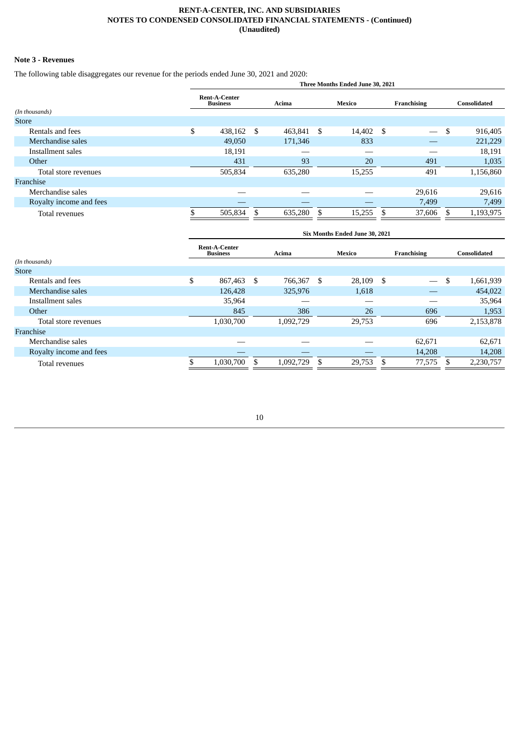## Note 3 - Revenues

The following table disaggregates our revenue for the periods ended June 30, 2021 and 2020:

| | Three Months Ended June 30, 2021 | | | | |
|---|---|---|---|---|---|
| *(In thousands)* | Rent-A-Center Business | Acima | Mexico | Franchising | Consolidated |
| Store | | | | | |
| Rentals and fees | $ 438,162 | $ 463,841 | $ 14,402 | $ — | $ 916,405 |
| Merchandise sales | 49,050 | 171,346 | 833 | — | 221,229 |
| Installment sales | 18,191 | — | — | — | 18,191 |
| Other | 431 | 93 | 20 | 491 | 1,035 |
| Total store revenues | 505,834 | 635,280 | 15,255 | 491 | 1,156,860 |
| Franchise | | | | | |
| Merchandise sales | — | — | — | 29,616 | 29,616 |
| Royalty income and fees | — | — | — | 7,499 | 7,499 |
| Total revenues | $ 505,834 | $ 635,280 | $ 15,255 | $ 37,606 | $ 1,193,975 |

| | Six Months Ended June 30, 2021 | | | | |
|---|---|---|---|---|---|
| *(In thousands)* | Rent-A-Center Business | Acima | Mexico | Franchising | Consolidated |
| Store | | | | | |
| Rentals and fees | $ 867,463 | $ 766,367 | $ 28,109 | $ — | $ 1,661,939 |
| Merchandise sales | 126,428 | 325,976 | 1,618 | — | 454,022 |
| Installment sales | 35,964 | — | — | — | 35,964 |
| Other | 845 | 386 | 26 | 696 | 1,953 |
| Total store revenues | 1,030,700 | 1,092,729 | 29,753 | 696 | 2,153,878 |
| Franchise | | | | | |
| Merchandise sales | — | — | — | 62,671 | 62,671 |
| Royalty income and fees | — | — | — | 14,208 | 14,208 |
| Total revenues | $ 1,030,700 | $ 1,092,729 | $ 29,753 | $ 77,575 | $ 2,230,757 |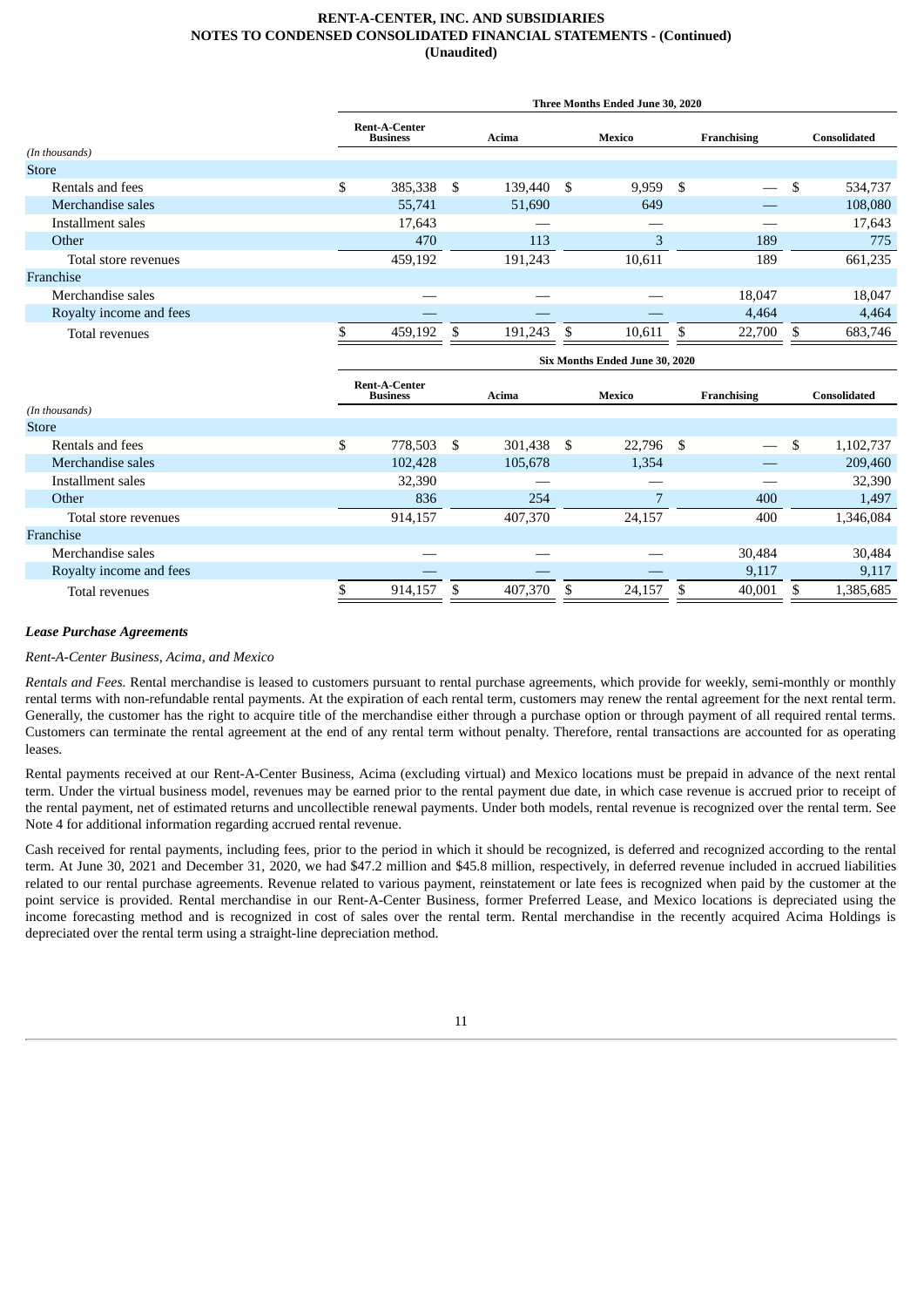| | Three Months Ended June 30, 2020 | | | | |
|---|---|---|---|---|---|
| (In thousands) | Rent-A-Center Business | Acima | Mexico | Franchising | Consolidated |
| Store | | | | | |
| Rentals and fees | $ 385,338 | $ 139,440 | $ 9,959 | $ — | $ 534,737 |
| Merchandise sales | 55,741 | 51,690 | 649 | — | 108,080 |
| Installment sales | 17,643 | — | — | — | 17,643 |
| Other | 470 | 113 | 3 | 189 | 775 |
| Total store revenues | 459,192 | 191,243 | 10,611 | 189 | 661,235 |
| Franchise | | | | | |
| Merchandise sales | — | — | — | 18,047 | 18,047 |
| Royalty income and fees | — | — | — | 4,464 | 4,464 |
| Total revenues | $ 459,192 | $ 191,243 | $ 10,611 | $ 22,700 | $ 683,746 |

| | Six Months Ended June 30, 2020 | | | | |
|---|---|---|---|---|---|
| (In thousands) | Rent-A-Center Business | Acima | Mexico | Franchising | Consolidated |
| Store | | | | | |
| Rentals and fees | $ 778,503 | $ 301,438 | $ 22,796 | $ — | $ 1,102,737 |
| Merchandise sales | 102,428 | 105,678 | 1,354 | — | 209,460 |
| Installment sales | 32,390 | — | — | — | 32,390 |
| Other | 836 | 254 | 7 | 400 | 1,497 |
| Total store revenues | 914,157 | 407,370 | 24,157 | 400 | 1,346,084 |
| Franchise | | | | | |
| Merchandise sales | — | — | — | 30,484 | 30,484 |
| Royalty income and fees | — | — | — | 9,117 | 9,117 |
| Total revenues | $ 914,157 | $ 407,370 | $ 24,157 | $ 40,001 | $ 1,385,685 |

***Lease Purchase Agreements***

*Rent-A-Center Business, Acima, and Mexico*

*Rentals and Fees.* Rental merchandise is leased to customers pursuant to rental purchase agreements, which provide for weekly, semi-monthly or monthly rental terms with non-refundable rental payments. At the expiration of each rental term, customers may renew the rental agreement for the next rental term. Generally, the customer has the right to acquire title of the merchandise either through a purchase option or through payment of all required rental terms. Customers can terminate the rental agreement at the end of any rental term without penalty. Therefore, rental transactions are accounted for as operating leases.

Rental payments received at our Rent-A-Center Business, Acima (excluding virtual) and Mexico locations must be prepaid in advance of the next rental term. Under the virtual business model, revenues may be earned prior to the rental payment due date, in which case revenue is accrued prior to receipt of the rental payment, net of estimated returns and uncollectible renewal payments. Under both models, rental revenue is recognized over the rental term. See Note 4 for additional information regarding accrued rental revenue.

Cash received for rental payments, including fees, prior to the period in which it should be recognized, is deferred and recognized according to the rental term. At June 30, 2021 and December 31, 2020, we had $47.2 million and $45.8 million, respectively, in deferred revenue included in accrued liabilities related to our rental purchase agreements. Revenue related to various payment, reinstatement or late fees is recognized when paid by the customer at the point service is provided. Rental merchandise in our Rent-A-Center Business, former Preferred Lease, and Mexico locations is depreciated using the income forecasting method and is recognized in cost of sales over the rental term. Rental merchandise in the recently acquired Acima Holdings is depreciated over the rental term using a straight-line depreciation method.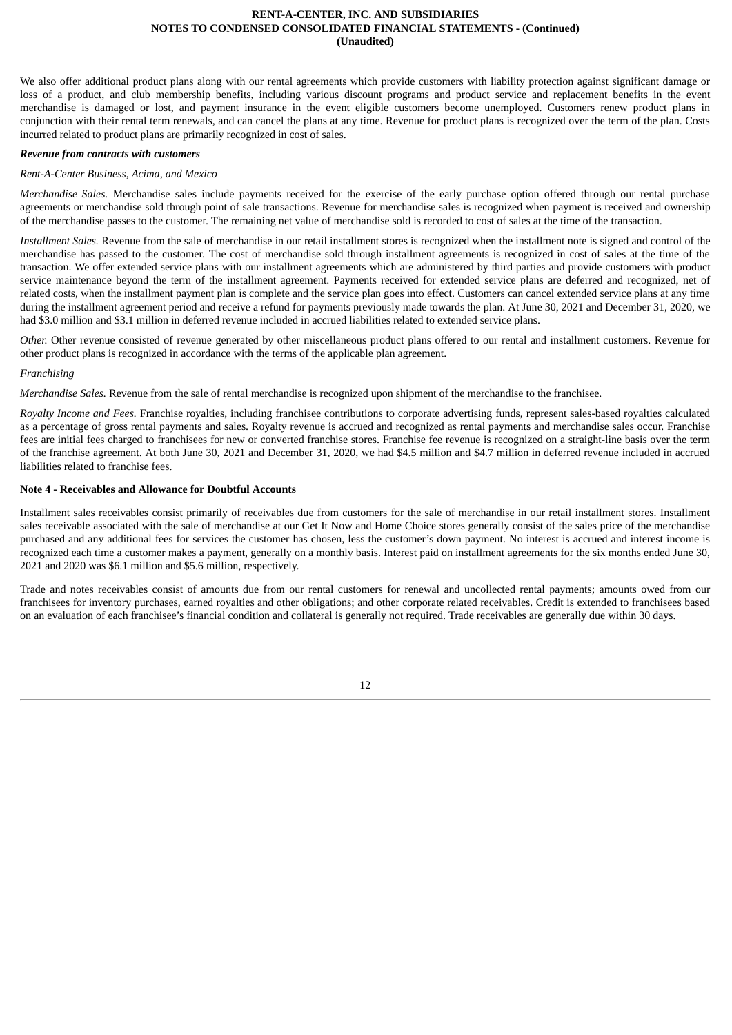We also offer additional product plans along with our rental agreements which provide customers with liability protection against significant damage or loss of a product, and club membership benefits, including various discount programs and product service and replacement benefits in the event merchandise is damaged or lost, and payment insurance in the event eligible customers become unemployed. Customers renew product plans in conjunction with their rental term renewals, and can cancel the plans at any time. Revenue for product plans is recognized over the term of the plan. Costs incurred related to product plans are primarily recognized in cost of sales.

***Revenue from contracts with customers***

*Rent-A-Center Business, Acima, and Mexico*

*Merchandise Sales.* Merchandise sales include payments received for the exercise of the early purchase option offered through our rental purchase agreements or merchandise sold through point of sale transactions. Revenue for merchandise sales is recognized when payment is received and ownership of the merchandise passes to the customer. The remaining net value of merchandise sold is recorded to cost of sales at the time of the transaction.

*Installment Sales.* Revenue from the sale of merchandise in our retail installment stores is recognized when the installment note is signed and control of the merchandise has passed to the customer. The cost of merchandise sold through installment agreements is recognized in cost of sales at the time of the transaction. We offer extended service plans with our installment agreements which are administered by third parties and provide customers with product service maintenance beyond the term of the installment agreement. Payments received for extended service plans are deferred and recognized, net of related costs, when the installment payment plan is complete and the service plan goes into effect. Customers can cancel extended service plans at any time during the installment agreement period and receive a refund for payments previously made towards the plan. At June 30, 2021 and December 31, 2020, we had $3.0 million and $3.1 million in deferred revenue included in accrued liabilities related to extended service plans.

*Other.* Other revenue consisted of revenue generated by other miscellaneous product plans offered to our rental and installment customers. Revenue for other product plans is recognized in accordance with the terms of the applicable plan agreement.

*Franchising*

*Merchandise Sales.* Revenue from the sale of rental merchandise is recognized upon shipment of the merchandise to the franchisee.

*Royalty Income and Fees.* Franchise royalties, including franchisee contributions to corporate advertising funds, represent sales-based royalties calculated as a percentage of gross rental payments and sales. Royalty revenue is accrued and recognized as rental payments and merchandise sales occur. Franchise fees are initial fees charged to franchisees for new or converted franchise stores. Franchise fee revenue is recognized on a straight-line basis over the term of the franchise agreement. At both June 30, 2021 and December 31, 2020, we had $4.5 million and $4.7 million in deferred revenue included in accrued liabilities related to franchise fees.

**Note 4 - Receivables and Allowance for Doubtful Accounts**

Installment sales receivables consist primarily of receivables due from customers for the sale of merchandise in our retail installment stores. Installment sales receivable associated with the sale of merchandise at our Get It Now and Home Choice stores generally consist of the sales price of the merchandise purchased and any additional fees for services the customer has chosen, less the customer's down payment. No interest is accrued and interest income is recognized each time a customer makes a payment, generally on a monthly basis. Interest paid on installment agreements for the six months ended June 30, 2021 and 2020 was $6.1 million and $5.6 million, respectively.

Trade and notes receivables consist of amounts due from our rental customers for renewal and uncollected rental payments; amounts owed from our franchisees for inventory purchases, earned royalties and other obligations; and other corporate related receivables. Credit is extended to franchisees based on an evaluation of each franchisee's financial condition and collateral is generally not required. Trade receivables are generally due within 30 days.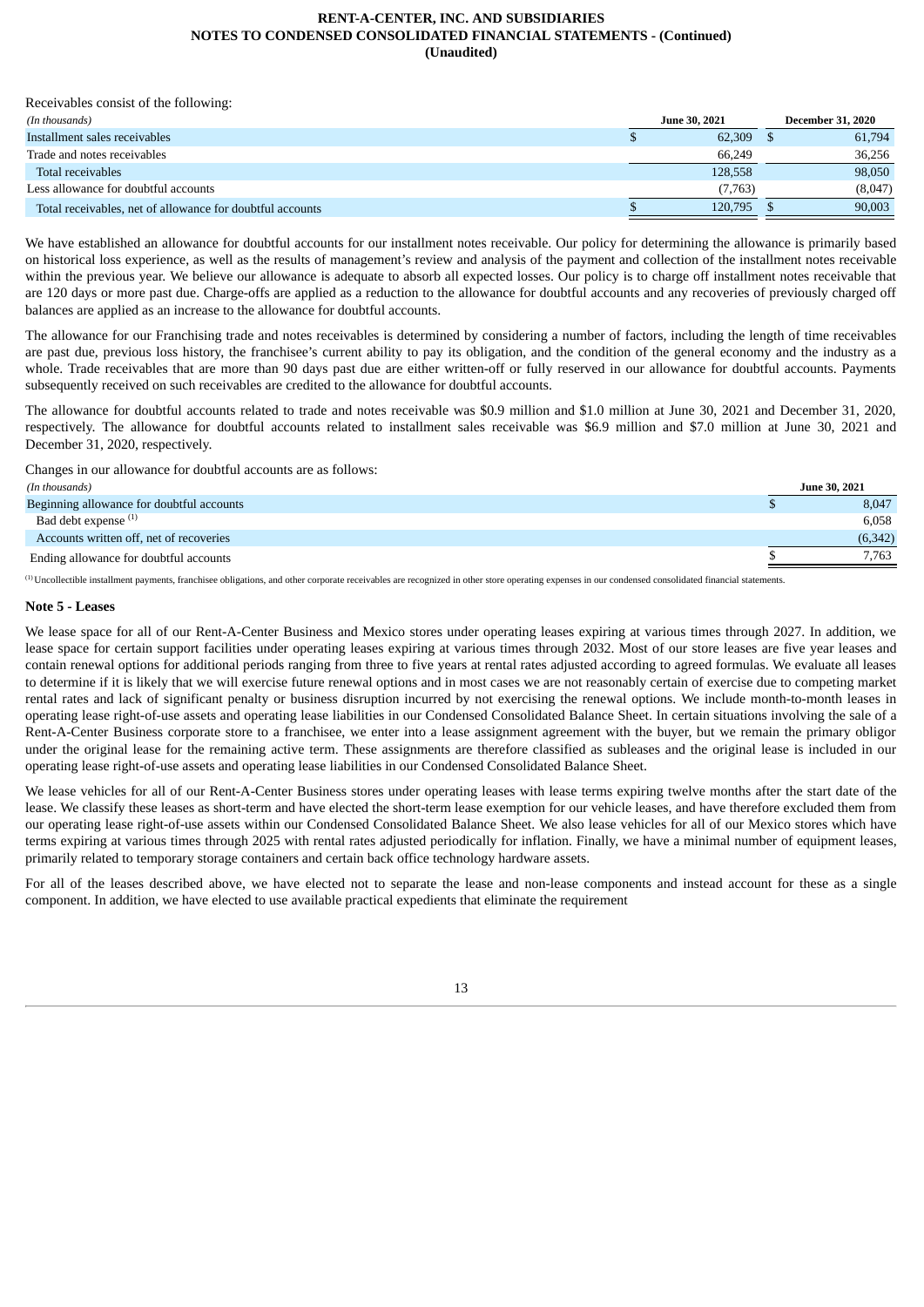Receivables consist of the following:

| *(In thousands)* | June 30, 2021 | December 31, 2020 |
|---|---|---|
| Installment sales receivables | $ 62,309 | $ 61,794 |
| Trade and notes receivables | 66,249 | 36,256 |
| Total receivables | 128,558 | 98,050 |
| Less allowance for doubtful accounts | (7,763) | (8,047) |
| Total receivables, net of allowance for doubtful accounts | $ 120,795 | $ 90,003 |

We have established an allowance for doubtful accounts for our installment notes receivable. Our policy for determining the allowance is primarily based on historical loss experience, as well as the results of management's review and analysis of the payment and collection of the installment notes receivable within the previous year. We believe our allowance is adequate to absorb all expected losses. Our policy is to charge off installment notes receivable that are 120 days or more past due. Charge-offs are applied as a reduction to the allowance for doubtful accounts and any recoveries of previously charged off balances are applied as an increase to the allowance for doubtful accounts.

The allowance for our Franchising trade and notes receivables is determined by considering a number of factors, including the length of time receivables are past due, previous loss history, the franchisee's current ability to pay its obligation, and the condition of the general economy and the industry as a whole. Trade receivables that are more than 90 days past due are either written-off or fully reserved in our allowance for doubtful accounts. Payments subsequently received on such receivables are credited to the allowance for doubtful accounts.

The allowance for doubtful accounts related to trade and notes receivable was $0.9 million and $1.0 million at June 30, 2021 and December 31, 2020, respectively. The allowance for doubtful accounts related to installment sales receivable was $6.9 million and $7.0 million at June 30, 2021 and December 31, 2020, respectively.

Changes in our allowance for doubtful accounts are as follows:

| *(In thousands)* | June 30, 2021 |
|---|---|
| Beginning allowance for doubtful accounts | $ 8,047 |
| Bad debt expense [1] | 6,058 |
| Accounts written off, net of recoveries | (6,342) |
| Ending allowance for doubtful accounts | $ 7,763 |

[1] Uncollectible installment payments, franchisee obligations, and other corporate receivables are recognized in other store operating expenses in our condensed consolidated financial statements.

**Note 5 - Leases**

We lease space for all of our Rent-A-Center Business and Mexico stores under operating leases expiring at various times through 2027. In addition, we lease space for certain support facilities under operating leases expiring at various times through 2032. Most of our store leases are five year leases and contain renewal options for additional periods ranging from three to five years at rental rates adjusted according to agreed formulas. We evaluate all leases to determine if it is likely that we will exercise future renewal options and in most cases we are not reasonably certain of exercise due to competing market rental rates and lack of significant penalty or business disruption incurred by not exercising the renewal options. We include month-to-month leases in operating lease right-of-use assets and operating lease liabilities in our Condensed Consolidated Balance Sheet. In certain situations involving the sale of a Rent-A-Center Business corporate store to a franchisee, we enter into a lease assignment agreement with the buyer, but we remain the primary obligor under the original lease for the remaining active term. These assignments are therefore classified as subleases and the original lease is included in our operating lease right-of-use assets and operating lease liabilities in our Condensed Consolidated Balance Sheet.

We lease vehicles for all of our Rent-A-Center Business stores under operating leases with lease terms expiring twelve months after the start date of the lease. We classify these leases as short-term and have elected the short-term lease exemption for our vehicle leases, and have therefore excluded them from our operating lease right-of-use assets within our Condensed Consolidated Balance Sheet. We also lease vehicles for all of our Mexico stores which have terms expiring at various times through 2025 with rental rates adjusted periodically for inflation. Finally, we have a minimal number of equipment leases, primarily related to temporary storage containers and certain back office technology hardware assets.

For all of the leases described above, we have elected not to separate the lease and non-lease components and instead account for these as a single component. In addition, we have elected to use available practical expedients that eliminate the requirement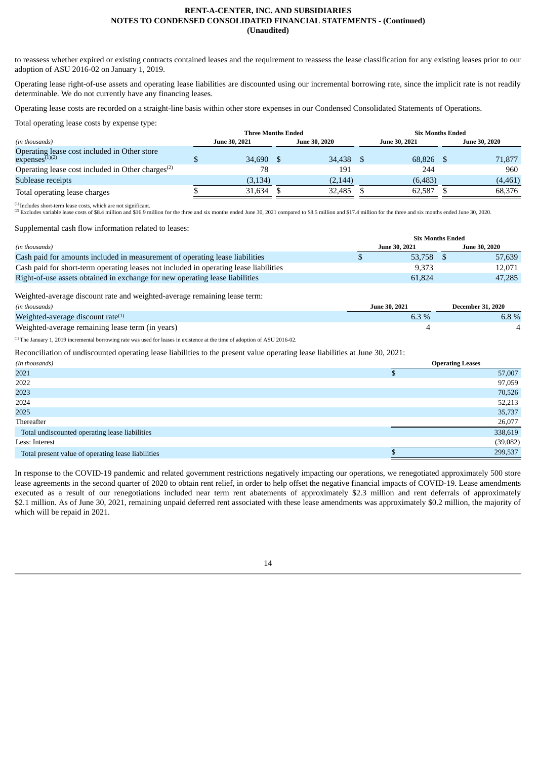to reassess whether expired or existing contracts contained leases and the requirement to reassess the lease classification for any existing leases prior to our adoption of ASU 2016-02 on January 1, 2019.

Operating lease right-of-use assets and operating lease liabilities are discounted using our incremental borrowing rate, since the implicit rate is not readily determinable. We do not currently have any financing leases.

Operating lease costs are recorded on a straight-line basis within other store expenses in our Condensed Consolidated Statements of Operations.

Total operating lease costs by expense type:

| | Three Months Ended | | Six Months Ended | |
|---|---|---|---|---|
| *(in thousands)* | June 30, 2021 | June 30, 2020 | June 30, 2021 | June 30, 2020 |
| Operating lease cost included in Other store expenses[1][2] | $ 34,690 | $ 34,438 | $ 68,826 | $ 71,877 |
| Operating lease cost included in Other charges[2] | 78 | 191 | 244 | 960 |
| Sublease receipts | (3,134) | (2,144) | (6,483) | (4,461) |
| Total operating lease charges | $ 31,634 | $ 32,485 | $ 62,587 | $ 68,376 |

[1] Includes short-term lease costs, which are not significant.
[2] Excludes variable lease costs of $8.4 million and $16.9 million for the three and six months ended June 30, 2021 compared to $8.5 million and $17.4 million for the three and six months ended June 30, 2020.

Supplemental cash flow information related to leases:

| | Six Months Ended | |
|---|---|---|
| *(in thousands)* | June 30, 2021 | June 30, 2020 |
| Cash paid for amounts included in measurement of operating lease liabilities | $ 53,758 | $ 57,639 |
| Cash paid for short-term operating leases not included in operating lease liabilities | 9,373 | 12,071 |
| Right-of-use assets obtained in exchange for new operating lease liabilities | 61,824 | 47,285 |

Weighted-average discount rate and weighted-average remaining lease term:

| *(in thousands)* | June 30, 2021 | December 31, 2020 |
|---|---|---|
| Weighted-average discount rate[1] | 6.3 % | 6.8 % |
| Weighted-average remaining lease term (in years) | 4 | 4 |

[1] The January 1, 2019 incremental borrowing rate was used for leases in existence at the time of adoption of ASU 2016-02.

Reconciliation of undiscounted operating lease liabilities to the present value operating lease liabilities at June 30, 2021:

| *(In thousands)* | Operating Leases |
|---|---|
| 2021 | $ 57,007 |
| 2022 | 97,059 |
| 2023 | 70,526 |
| 2024 | 52,213 |
| 2025 | 35,737 |
| Thereafter | 26,077 |
| Total undiscounted operating lease liabilities | 338,619 |
| Less: Interest | (39,082) |
| Total present value of operating lease liabilities | $ 299,537 |

In response to the COVID-19 pandemic and related government restrictions negatively impacting our operations, we renegotiated approximately 500 store lease agreements in the second quarter of 2020 to obtain rent relief, in order to help offset the negative financial impacts of COVID-19. Lease amendments executed as a result of our renegotiations included near term rent abatements of approximately $2.3 million and rent deferrals of approximately $2.1 million. As of June 30, 2021, remaining unpaid deferred rent associated with these lease amendments was approximately $0.2 million, the majority of which will be repaid in 2021.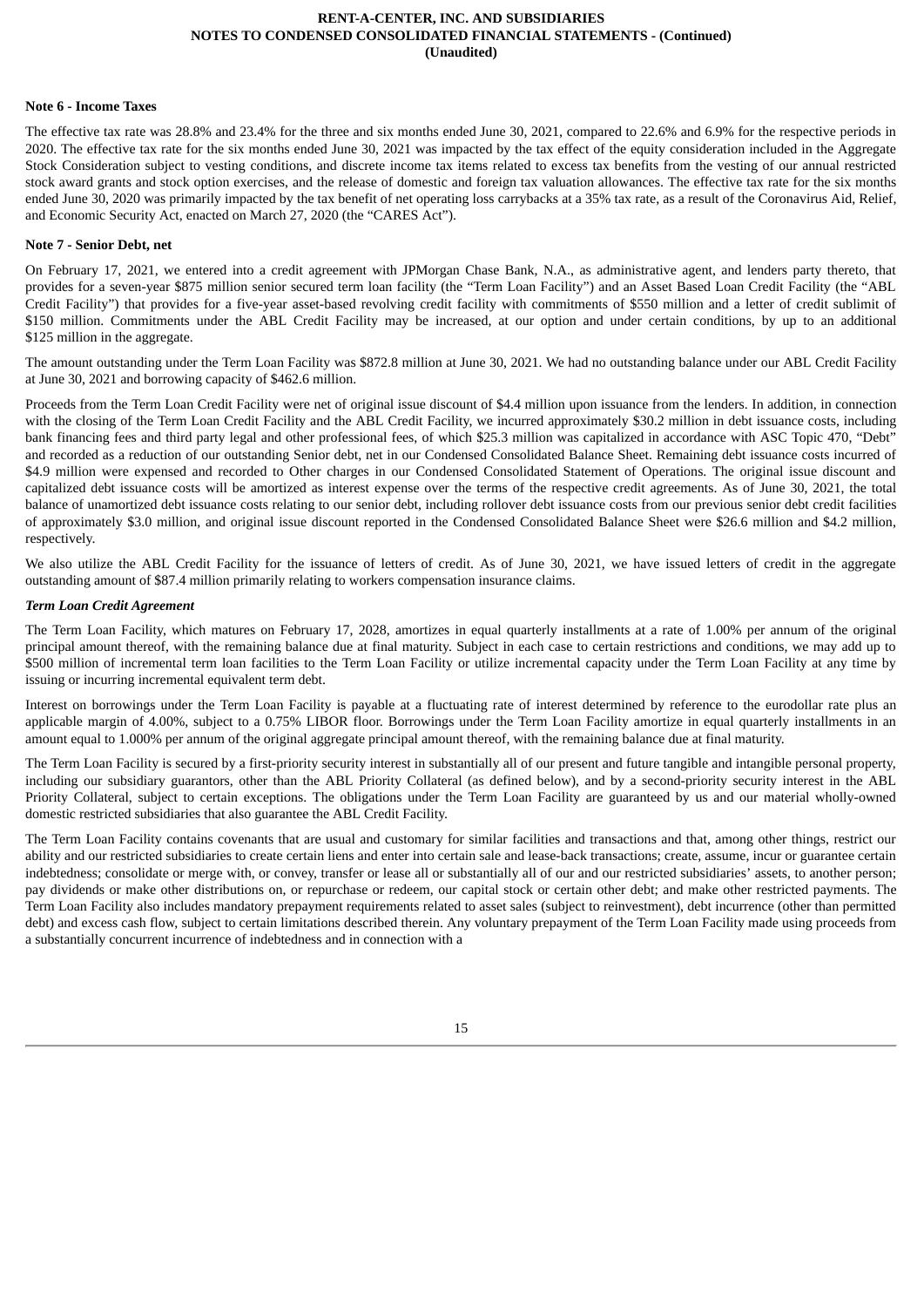**Note 6 - Income Taxes**

The effective tax rate was 28.8% and 23.4% for the three and six months ended June 30, 2021, compared to 22.6% and 6.9% for the respective periods in 2020. The effective tax rate for the six months ended June 30, 2021 was impacted by the tax effect of the equity consideration included in the Aggregate Stock Consideration subject to vesting conditions, and discrete income tax items related to excess tax benefits from the vesting of our annual restricted stock award grants and stock option exercises, and the release of domestic and foreign tax valuation allowances. The effective tax rate for the six months ended June 30, 2020 was primarily impacted by the tax benefit of net operating loss carrybacks at a 35% tax rate, as a result of the Coronavirus Aid, Relief, and Economic Security Act, enacted on March 27, 2020 (the "CARES Act").

**Note 7 - Senior Debt, net**

On February 17, 2021, we entered into a credit agreement with JPMorgan Chase Bank, N.A., as administrative agent, and lenders party thereto, that provides for a seven-year $875 million senior secured term loan facility (the "Term Loan Facility") and an Asset Based Loan Credit Facility (the "ABL Credit Facility") that provides for a five-year asset-based revolving credit facility with commitments of $550 million and a letter of credit sublimit of $150 million. Commitments under the ABL Credit Facility may be increased, at our option and under certain conditions, by up to an additional $125 million in the aggregate.

The amount outstanding under the Term Loan Facility was $872.8 million at June 30, 2021. We had no outstanding balance under our ABL Credit Facility at June 30, 2021 and borrowing capacity of $462.6 million.

Proceeds from the Term Loan Credit Facility were net of original issue discount of $4.4 million upon issuance from the lenders. In addition, in connection with the closing of the Term Loan Credit Facility and the ABL Credit Facility, we incurred approximately $30.2 million in debt issuance costs, including bank financing fees and third party legal and other professional fees, of which $25.3 million was capitalized in accordance with ASC Topic 470, "Debt" and recorded as a reduction of our outstanding Senior debt, net in our Condensed Consolidated Balance Sheet. Remaining debt issuance costs incurred of $4.9 million were expensed and recorded to Other charges in our Condensed Consolidated Statement of Operations. The original issue discount and capitalized debt issuance costs will be amortized as interest expense over the terms of the respective credit agreements. As of June 30, 2021, the total balance of unamortized debt issuance costs relating to our senior debt, including rollover debt issuance costs from our previous senior debt credit facilities of approximately $3.0 million, and original issue discount reported in the Condensed Consolidated Balance Sheet were $26.6 million and $4.2 million, respectively.

We also utilize the ABL Credit Facility for the issuance of letters of credit. As of June 30, 2021, we have issued letters of credit in the aggregate outstanding amount of $87.4 million primarily relating to workers compensation insurance claims.

***Term Loan Credit Agreement***

The Term Loan Facility, which matures on February 17, 2028, amortizes in equal quarterly installments at a rate of 1.00% per annum of the original principal amount thereof, with the remaining balance due at final maturity. Subject in each case to certain restrictions and conditions, we may add up to $500 million of incremental term loan facilities to the Term Loan Facility or utilize incremental capacity under the Term Loan Facility at any time by issuing or incurring incremental equivalent term debt.

Interest on borrowings under the Term Loan Facility is payable at a fluctuating rate of interest determined by reference to the eurodollar rate plus an applicable margin of 4.00%, subject to a 0.75% LIBOR floor. Borrowings under the Term Loan Facility amortize in equal quarterly installments in an amount equal to 1.000% per annum of the original aggregate principal amount thereof, with the remaining balance due at final maturity.

The Term Loan Facility is secured by a first-priority security interest in substantially all of our present and future tangible and intangible personal property, including our subsidiary guarantors, other than the ABL Priority Collateral (as defined below), and by a second-priority security interest in the ABL Priority Collateral, subject to certain exceptions. The obligations under the Term Loan Facility are guaranteed by us and our material wholly-owned domestic restricted subsidiaries that also guarantee the ABL Credit Facility.

The Term Loan Facility contains covenants that are usual and customary for similar facilities and transactions and that, among other things, restrict our ability and our restricted subsidiaries to create certain liens and enter into certain sale and lease-back transactions; create, assume, incur or guarantee certain indebtedness; consolidate or merge with, or convey, transfer or lease all or substantially all of our and our restricted subsidiaries' assets, to another person; pay dividends or make other distributions on, or repurchase or redeem, our capital stock or certain other debt; and make other restricted payments. The Term Loan Facility also includes mandatory prepayment requirements related to asset sales (subject to reinvestment), debt incurrence (other than permitted debt) and excess cash flow, subject to certain limitations described therein. Any voluntary prepayment of the Term Loan Facility made using proceeds from a substantially concurrent incurrence of indebtedness and in connection with a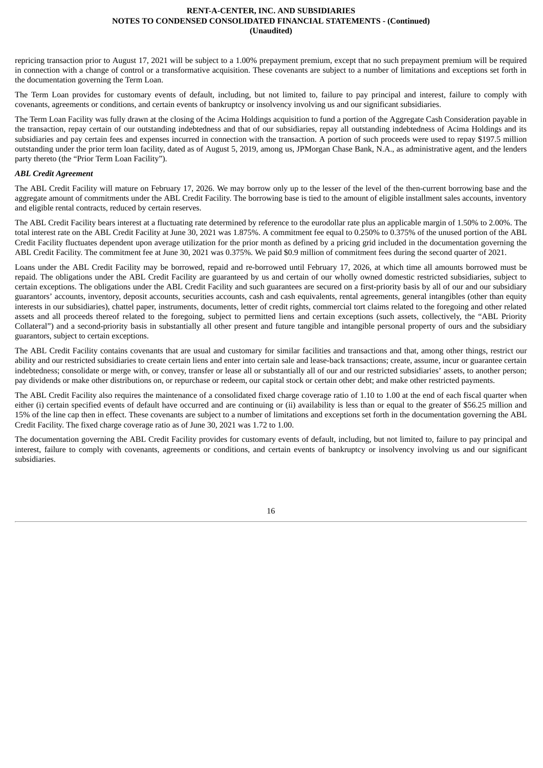repricing transaction prior to August 17, 2021 will be subject to a 1.00% prepayment premium, except that no such prepayment premium will be required in connection with a change of control or a transformative acquisition. These covenants are subject to a number of limitations and exceptions set forth in the documentation governing the Term Loan.

The Term Loan provides for customary events of default, including, but not limited to, failure to pay principal and interest, failure to comply with covenants, agreements or conditions, and certain events of bankruptcy or insolvency involving us and our significant subsidiaries.

The Term Loan Facility was fully drawn at the closing of the Acima Holdings acquisition to fund a portion of the Aggregate Cash Consideration payable in the transaction, repay certain of our outstanding indebtedness and that of our subsidiaries, repay all outstanding indebtedness of Acima Holdings and its subsidiaries and pay certain fees and expenses incurred in connection with the transaction. A portion of such proceeds were used to repay $197.5 million outstanding under the prior term loan facility, dated as of August 5, 2019, among us, JPMorgan Chase Bank, N.A., as administrative agent, and the lenders party thereto (the "Prior Term Loan Facility").

***ABL Credit Agreement***

The ABL Credit Facility will mature on February 17, 2026. We may borrow only up to the lesser of the level of the then-current borrowing base and the aggregate amount of commitments under the ABL Credit Facility. The borrowing base is tied to the amount of eligible installment sales accounts, inventory and eligible rental contracts, reduced by certain reserves.

The ABL Credit Facility bears interest at a fluctuating rate determined by reference to the eurodollar rate plus an applicable margin of 1.50% to 2.00%. The total interest rate on the ABL Credit Facility at June 30, 2021 was 1.875%. A commitment fee equal to 0.250% to 0.375% of the unused portion of the ABL Credit Facility fluctuates dependent upon average utilization for the prior month as defined by a pricing grid included in the documentation governing the ABL Credit Facility. The commitment fee at June 30, 2021 was 0.375%. We paid $0.9 million of commitment fees during the second quarter of 2021.

Loans under the ABL Credit Facility may be borrowed, repaid and re-borrowed until February 17, 2026, at which time all amounts borrowed must be repaid. The obligations under the ABL Credit Facility are guaranteed by us and certain of our wholly owned domestic restricted subsidiaries, subject to certain exceptions. The obligations under the ABL Credit Facility and such guarantees are secured on a first-priority basis by all of our and our subsidiary guarantors' accounts, inventory, deposit accounts, securities accounts, cash and cash equivalents, rental agreements, general intangibles (other than equity interests in our subsidiaries), chattel paper, instruments, documents, letter of credit rights, commercial tort claims related to the foregoing and other related assets and all proceeds thereof related to the foregoing, subject to permitted liens and certain exceptions (such assets, collectively, the "ABL Priority Collateral") and a second-priority basis in substantially all other present and future tangible and intangible personal property of ours and the subsidiary guarantors, subject to certain exceptions.

The ABL Credit Facility contains covenants that are usual and customary for similar facilities and transactions and that, among other things, restrict our ability and our restricted subsidiaries to create certain liens and enter into certain sale and lease-back transactions; create, assume, incur or guarantee certain indebtedness; consolidate or merge with, or convey, transfer or lease all or substantially all of our and our restricted subsidiaries' assets, to another person; pay dividends or make other distributions on, or repurchase or redeem, our capital stock or certain other debt; and make other restricted payments.

The ABL Credit Facility also requires the maintenance of a consolidated fixed charge coverage ratio of 1.10 to 1.00 at the end of each fiscal quarter when either (i) certain specified events of default have occurred and are continuing or (ii) availability is less than or equal to the greater of $56.25 million and 15% of the line cap then in effect. These covenants are subject to a number of limitations and exceptions set forth in the documentation governing the ABL Credit Facility. The fixed charge coverage ratio as of June 30, 2021 was 1.72 to 1.00.

The documentation governing the ABL Credit Facility provides for customary events of default, including, but not limited to, failure to pay principal and interest, failure to comply with covenants, agreements or conditions, and certain events of bankruptcy or insolvency involving us and our significant subsidiaries.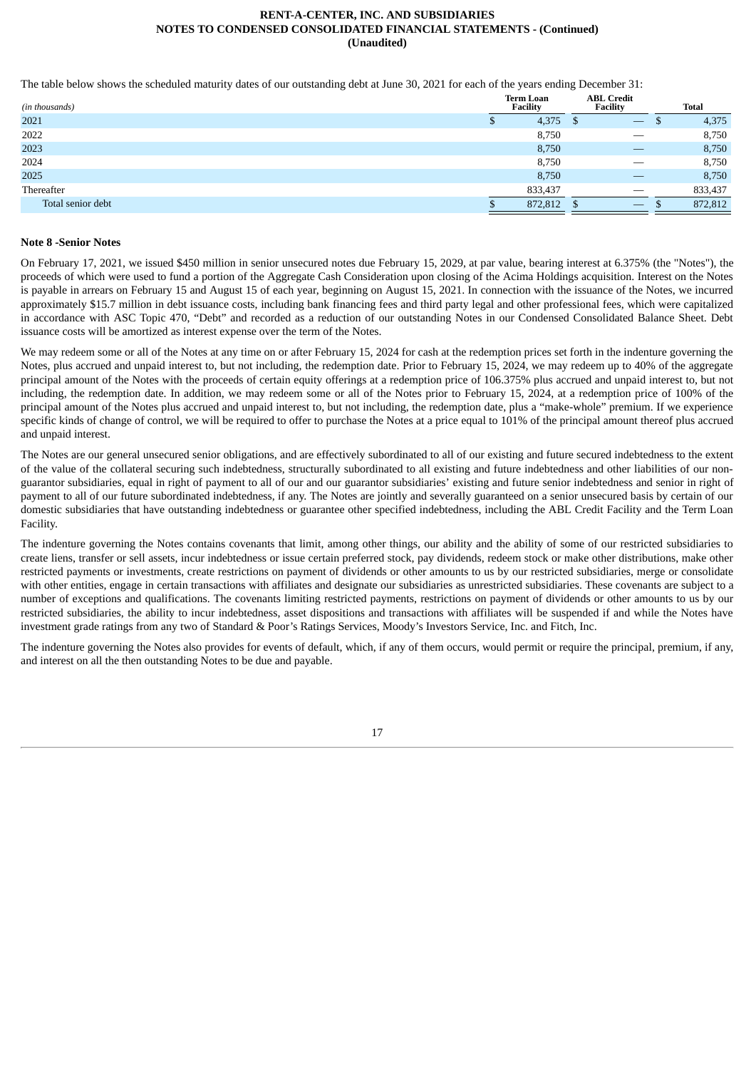The table below shows the scheduled maturity dates of our outstanding debt at June 30, 2021 for each of the years ending December 31:

| (in thousands) | Term Loan Facility | ABL Credit Facility | Total |
|---|---|---|---|
| 2021 | $ 4,375 | $ — | $ 4,375 |
| 2022 | 8,750 | — | 8,750 |
| 2023 | 8,750 | — | 8,750 |
| 2024 | 8,750 | — | 8,750 |
| 2025 | 8,750 | — | 8,750 |
| Thereafter | 833,437 | — | 833,437 |
| Total senior debt | $ 872,812 | $ — | $ 872,812 |

**Note 8 -Senior Notes**

On February 17, 2021, we issued $450 million in senior unsecured notes due February 15, 2029, at par value, bearing interest at 6.375% (the "Notes"), the proceeds of which were used to fund a portion of the Aggregate Cash Consideration upon closing of the Acima Holdings acquisition. Interest on the Notes is payable in arrears on February 15 and August 15 of each year, beginning on August 15, 2021. In connection with the issuance of the Notes, we incurred approximately $15.7 million in debt issuance costs, including bank financing fees and third party legal and other professional fees, which were capitalized in accordance with ASC Topic 470, "Debt" and recorded as a reduction of our outstanding Notes in our Condensed Consolidated Balance Sheet. Debt issuance costs will be amortized as interest expense over the term of the Notes.

We may redeem some or all of the Notes at any time on or after February 15, 2024 for cash at the redemption prices set forth in the indenture governing the Notes, plus accrued and unpaid interest to, but not including, the redemption date. Prior to February 15, 2024, we may redeem up to 40% of the aggregate principal amount of the Notes with the proceeds of certain equity offerings at a redemption price of 106.375% plus accrued and unpaid interest to, but not including, the redemption date. In addition, we may redeem some or all of the Notes prior to February 15, 2024, at a redemption price of 100% of the principal amount of the Notes plus accrued and unpaid interest to, but not including, the redemption date, plus a "make-whole" premium. If we experience specific kinds of change of control, we will be required to offer to purchase the Notes at a price equal to 101% of the principal amount thereof plus accrued and unpaid interest.

The Notes are our general unsecured senior obligations, and are effectively subordinated to all of our existing and future secured indebtedness to the extent of the value of the collateral securing such indebtedness, structurally subordinated to all existing and future indebtedness and other liabilities of our non-guarantor subsidiaries, equal in right of payment to all of our and our guarantor subsidiaries' existing and future senior indebtedness and senior in right of payment to all of our future subordinated indebtedness, if any. The Notes are jointly and severally guaranteed on a senior unsecured basis by certain of our domestic subsidiaries that have outstanding indebtedness or guarantee other specified indebtedness, including the ABL Credit Facility and the Term Loan Facility.

The indenture governing the Notes contains covenants that limit, among other things, our ability and the ability of some of our restricted subsidiaries to create liens, transfer or sell assets, incur indebtedness or issue certain preferred stock, pay dividends, redeem stock or make other distributions, make other restricted payments or investments, create restrictions on payment of dividends or other amounts to us by our restricted subsidiaries, merge or consolidate with other entities, engage in certain transactions with affiliates and designate our subsidiaries as unrestricted subsidiaries. These covenants are subject to a number of exceptions and qualifications. The covenants limiting restricted payments, restrictions on payment of dividends or other amounts to us by our restricted subsidiaries, the ability to incur indebtedness, asset dispositions and transactions with affiliates will be suspended if and while the Notes have investment grade ratings from any two of Standard & Poor's Ratings Services, Moody's Investors Service, Inc. and Fitch, Inc.

The indenture governing the Notes also provides for events of default, which, if any of them occurs, would permit or require the principal, premium, if any, and interest on all the then outstanding Notes to be due and payable.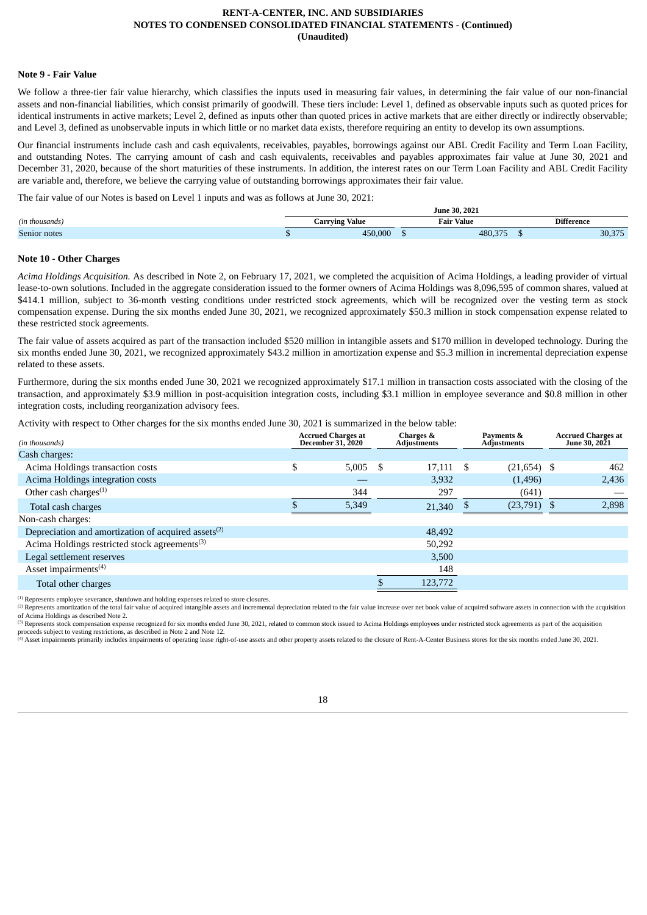### Note 9 - Fair Value

We follow a three-tier fair value hierarchy, which classifies the inputs used in measuring fair values, in determining the fair value of our non-financial assets and non-financial liabilities, which consist primarily of goodwill. These tiers include: Level 1, defined as observable inputs such as quoted prices for identical instruments in active markets; Level 2, defined as inputs other than quoted prices in active markets that are either directly or indirectly observable; and Level 3, defined as unobservable inputs in which little or no market data exists, therefore requiring an entity to develop its own assumptions.

Our financial instruments include cash and cash equivalents, receivables, payables, borrowings against our ABL Credit Facility and Term Loan Facility, and outstanding Notes. The carrying amount of cash and cash equivalents, receivables and payables approximates fair value at June 30, 2021 and December 31, 2020, because of the short maturities of these instruments. In addition, the interest rates on our Term Loan Facility and ABL Credit Facility are variable and, therefore, we believe the carrying value of outstanding borrowings approximates their fair value.

The fair value of our Notes is based on Level 1 inputs and was as follows at June 30, 2021:

| | June 30, 2021 | | |
|---|---|---|---|
| *(in thousands)* | Carrying Value | Fair Value | Difference |
| Senior notes | $ 450,000 | $ 480,375 | $ 30,375 |

### Note 10 - Other Charges

*Acima Holdings Acquisition.* As described in Note 2, on February 17, 2021, we completed the acquisition of Acima Holdings, a leading provider of virtual lease-to-own solutions. Included in the aggregate consideration issued to the former owners of Acima Holdings was 8,096,595 of common shares, valued at $414.1 million, subject to 36-month vesting conditions under restricted stock agreements, which will be recognized over the vesting term as stock compensation expense. During the six months ended June 30, 2021, we recognized approximately $50.3 million in stock compensation expense related to these restricted stock agreements.

The fair value of assets acquired as part of the transaction included $520 million in intangible assets and $170 million in developed technology. During the six months ended June 30, 2021, we recognized approximately $43.2 million in amortization expense and $5.3 million in incremental depreciation expense related to these assets.

Furthermore, during the six months ended June 30, 2021 we recognized approximately $17.1 million in transaction costs associated with the closing of the transaction, and approximately $3.9 million in post-acquisition integration costs, including $3.1 million in employee severance and $0.8 million in other integration costs, including reorganization advisory fees.

Activity with respect to Other charges for the six months ended June 30, 2021 is summarized in the below table:

| *(in thousands)* | Accrued Charges at December 31, 2020 | Charges & Adjustments | Payments & Adjustments | Accrued Charges at June 30, 2021 |
|---|---|---|---|---|
| Cash charges: | | | | |
| Acima Holdings transaction costs | $ 5,005 | $ 17,111 | $ (21,654) | $ 462 |
| Acima Holdings integration costs | — | 3,932 | (1,496) | 2,436 |
| Other cash charges[1] | 344 | 297 | (641) | — |
| Total cash charges | $ 5,349 | 21,340 | $ (23,791) | $ 2,898 |
| Non-cash charges: | | | | |
| Depreciation and amortization of acquired assets[2] | | 48,492 | | |
| Acima Holdings restricted stock agreements[3] | | 50,292 | | |
| Legal settlement reserves | | 3,500 | | |
| Asset impairments[4] | | 148 | | |
| Total other charges | | $ 123,772 | | |

[1] Represents employee severance, shutdown and holding expenses related to store closures.
[2] Represents amortization of the total fair value of acquired intangible assets and incremental depreciation related to the fair value increase over net book value of acquired software assets in connection with the acquisition of Acima Holdings as described Note 2.
[3] Represents stock compensation expense recognized for six months ended June 30, 2021, related to common stock issued to Acima Holdings employees under restricted stock agreements as part of the acquisition proceeds subject to vesting restrictions, as described in Note 2 and Note 12.
[4] Asset impairments primarily includes impairments of operating lease right-of-use assets and other property assets related to the closure of Rent-A-Center Business stores for the six months ended June 30, 2021.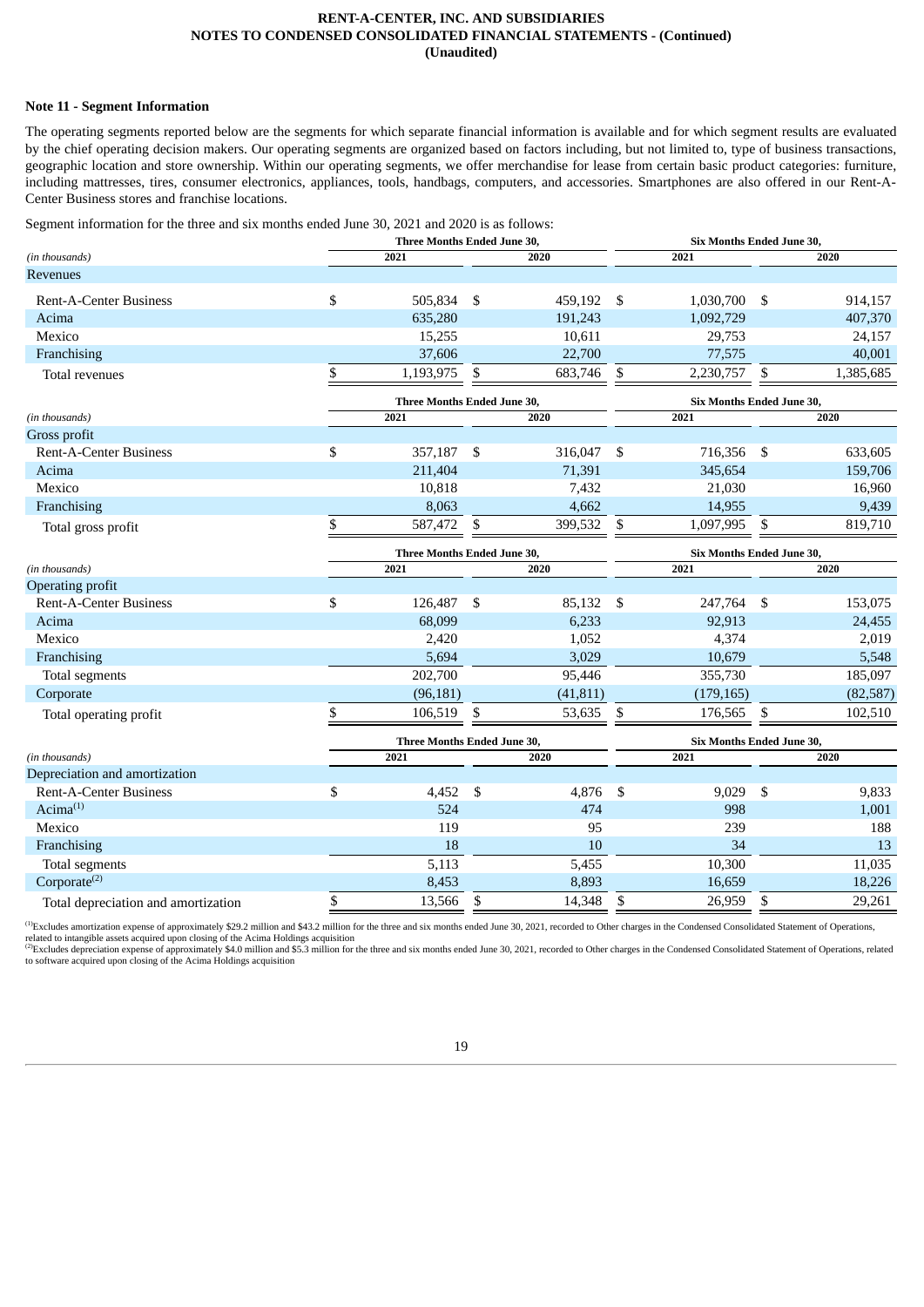### Note 11 - Segment Information

The operating segments reported below are the segments for which separate financial information is available and for which segment results are evaluated by the chief operating decision makers. Our operating segments are organized based on factors including, but not limited to, type of business transactions, geographic location and store ownership. Within our operating segments, we offer merchandise for lease from certain basic product categories: furniture, including mattresses, tires, consumer electronics, appliances, tools, handbags, computers, and accessories. Smartphones are also offered in our Rent-A-Center Business stores and franchise locations.

Segment information for the three and six months ended June 30, 2021 and 2020 is as follows:

| | Three Months Ended June 30, | | Six Months Ended June 30, | |
|---|---|---|---|---|
| *(in thousands)* | 2021 | 2020 | 2021 | 2020 |
| Revenues | | | | |
| Rent-A-Center Business | $ 505,834 | $ 459,192 | $ 1,030,700 | $ 914,157 |
| Acima | 635,280 | 191,243 | 1,092,729 | 407,370 |
| Mexico | 15,255 | 10,611 | 29,753 | 24,157 |
| Franchising | 37,606 | 22,700 | 77,575 | 40,001 |
| Total revenues | $ 1,193,975 | $ 683,746 | $ 2,230,757 | $ 1,385,685 |

| | Three Months Ended June 30, | | Six Months Ended June 30, | |
|---|---|---|---|---|
| *(in thousands)* | 2021 | 2020 | 2021 | 2020 |
| Gross profit | | | | |
| Rent-A-Center Business | $ 357,187 | $ 316,047 | $ 716,356 | $ 633,605 |
| Acima | 211,404 | 71,391 | 345,654 | 159,706 |
| Mexico | 10,818 | 7,432 | 21,030 | 16,960 |
| Franchising | 8,063 | 4,662 | 14,955 | 9,439 |
| Total gross profit | $ 587,472 | $ 399,532 | $ 1,097,995 | $ 819,710 |

| | Three Months Ended June 30, | | Six Months Ended June 30, | |
|---|---|---|---|---|
| *(in thousands)* | 2021 | 2020 | 2021 | 2020 |
| Operating profit | | | | |
| Rent-A-Center Business | $ 126,487 | $ 85,132 | $ 247,764 | $ 153,075 |
| Acima | 68,099 | 6,233 | 92,913 | 24,455 |
| Mexico | 2,420 | 1,052 | 4,374 | 2,019 |
| Franchising | 5,694 | 3,029 | 10,679 | 5,548 |
| Total segments | 202,700 | 95,446 | 355,730 | 185,097 |
| Corporate | (96,181) | (41,811) | (179,165) | (82,587) |
| Total operating profit | $ 106,519 | $ 53,635 | $ 176,565 | $ 102,510 |

| | Three Months Ended June 30, | | Six Months Ended June 30, | |
|---|---|---|---|---|
| *(in thousands)* | 2021 | 2020 | 2021 | 2020 |
| Depreciation and amortization | | | | |
| Rent-A-Center Business | $ 4,452 | $ 4,876 | $ 9,029 | $ 9,833 |
| Acima[(1)] | 524 | 474 | 998 | 1,001 |
| Mexico | 119 | 95 | 239 | 188 |
| Franchising | 18 | 10 | 34 | 13 |
| Total segments | 5,113 | 5,455 | 10,300 | 11,035 |
| Corporate[(2)] | 8,453 | 8,893 | 16,659 | 18,226 |
| Total depreciation and amortization | $ 13,566 | $ 14,348 | $ 26,959 | $ 29,261 |

[(1)] Excludes amortization expense of approximately $29.2 million and $43.2 million for the three and six months ended June 30, 2021, recorded to Other charges in the Condensed Consolidated Statement of Operations, related to intangible assets acquired upon closing of the Acima Holdings acquisition

[(2)] Excludes depreciation expense of approximately $4.0 million and $5.3 million for the three and six months ended June 30, 2021, recorded to Other charges in the Condensed Consolidated Statement of Operations, related to software acquired upon closing of the Acima Holdings acquisition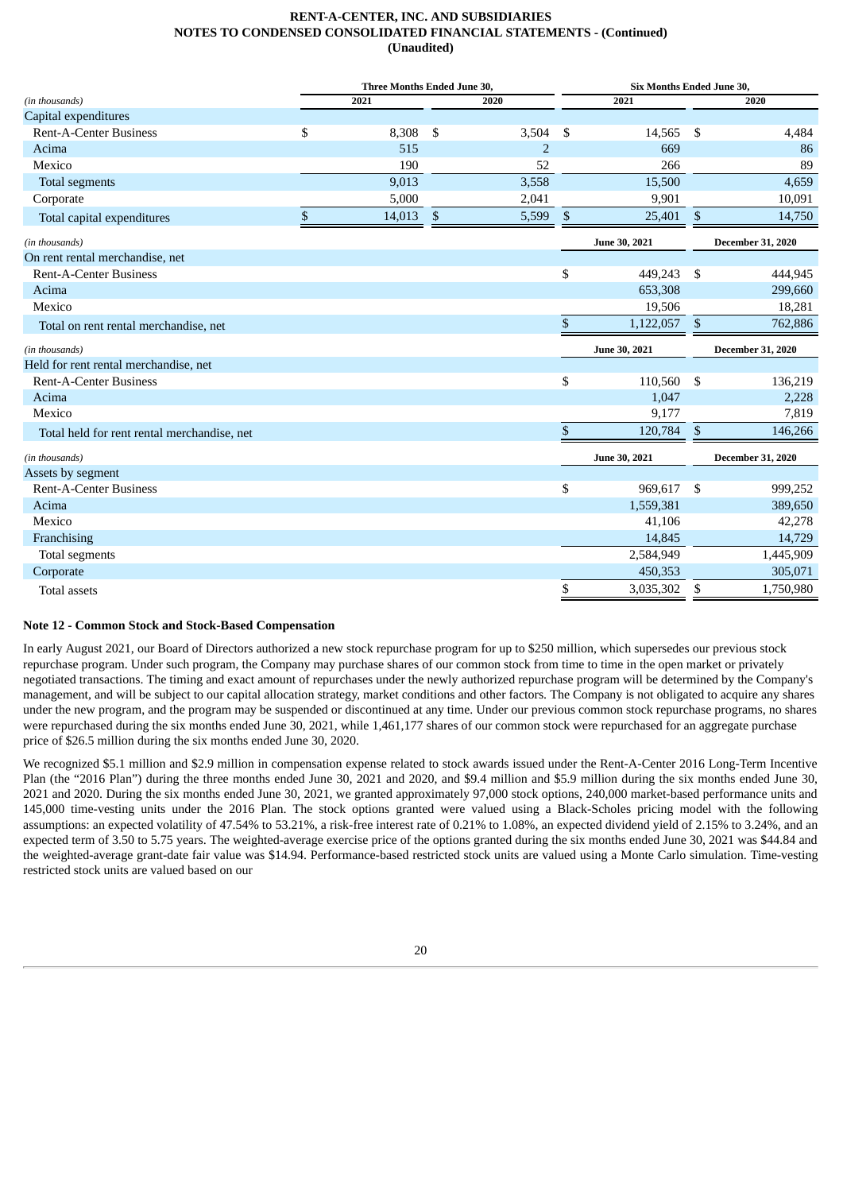| (in thousands) | Three Months Ended June 30, | | Six Months Ended June 30, | |
|---|---|---|---|---|
| | 2021 | 2020 | 2021 | 2020 |
| Capital expenditures | | | | |
| Rent-A-Center Business | $ 8,308 | $ 3,504 | $ 14,565 | $ 4,484 |
| Acima | 515 | 2 | 669 | 86 |
| Mexico | 190 | 52 | 266 | 89 |
| Total segments | 9,013 | 3,558 | 15,500 | 4,659 |
| Corporate | 5,000 | 2,041 | 9,901 | 10,091 |
| Total capital expenditures | $ 14,013 | $ 5,599 | $ 25,401 | $ 14,750 |

| (in thousands) | June 30, 2021 | December 31, 2020 |
|---|---|---|
| On rent rental merchandise, net | | |
| Rent-A-Center Business | $ 449,243 | $ 444,945 |
| Acima | 653,308 | 299,660 |
| Mexico | 19,506 | 18,281 |
| Total on rent rental merchandise, net | $ 1,122,057 | $ 762,886 |

| (in thousands) | June 30, 2021 | December 31, 2020 |
|---|---|---|
| Held for rent rental merchandise, net | | |
| Rent-A-Center Business | $ 110,560 | $ 136,219 |
| Acima | 1,047 | 2,228 |
| Mexico | 9,177 | 7,819 |
| Total held for rent rental merchandise, net | $ 120,784 | $ 146,266 |

| (in thousands) | June 30, 2021 | December 31, 2020 |
|---|---|---|
| Assets by segment | | |
| Rent-A-Center Business | $ 969,617 | $ 999,252 |
| Acima | 1,559,381 | 389,650 |
| Mexico | 41,106 | 42,278 |
| Franchising | 14,845 | 14,729 |
| Total segments | 2,584,949 | 1,445,909 |
| Corporate | 450,353 | 305,071 |
| Total assets | $ 3,035,302 | $ 1,750,980 |

**Note 12 - Common Stock and Stock-Based Compensation**

In early August 2021, our Board of Directors authorized a new stock repurchase program for up to $250 million, which supersedes our previous stock repurchase program. Under such program, the Company may purchase shares of our common stock from time to time in the open market or privately negotiated transactions. The timing and exact amount of repurchases under the newly authorized repurchase program will be determined by the Company's management, and will be subject to our capital allocation strategy, market conditions and other factors. The Company is not obligated to acquire any shares under the new program, and the program may be suspended or discontinued at any time. Under our previous common stock repurchase programs, no shares were repurchased during the six months ended June 30, 2021, while 1,461,177 shares of our common stock were repurchased for an aggregate purchase price of $26.5 million during the six months ended June 30, 2020.

We recognized $5.1 million and $2.9 million in compensation expense related to stock awards issued under the Rent-A-Center 2016 Long-Term Incentive Plan (the "2016 Plan") during the three months ended June 30, 2021 and 2020, and $9.4 million and $5.9 million during the six months ended June 30, 2021 and 2020. During the six months ended June 30, 2021, we granted approximately 97,000 stock options, 240,000 market-based performance units and 145,000 time-vesting units under the 2016 Plan. The stock options granted were valued using a Black-Scholes pricing model with the following assumptions: an expected volatility of 47.54% to 53.21%, a risk-free interest rate of 0.21% to 1.08%, an expected dividend yield of 2.15% to 3.24%, and an expected term of 3.50 to 5.75 years. The weighted-average exercise price of the options granted during the six months ended June 30, 2021 was $44.84 and the weighted-average grant-date fair value was $14.94. Performance-based restricted stock units are valued using a Monte Carlo simulation. Time-vesting restricted stock units are valued based on our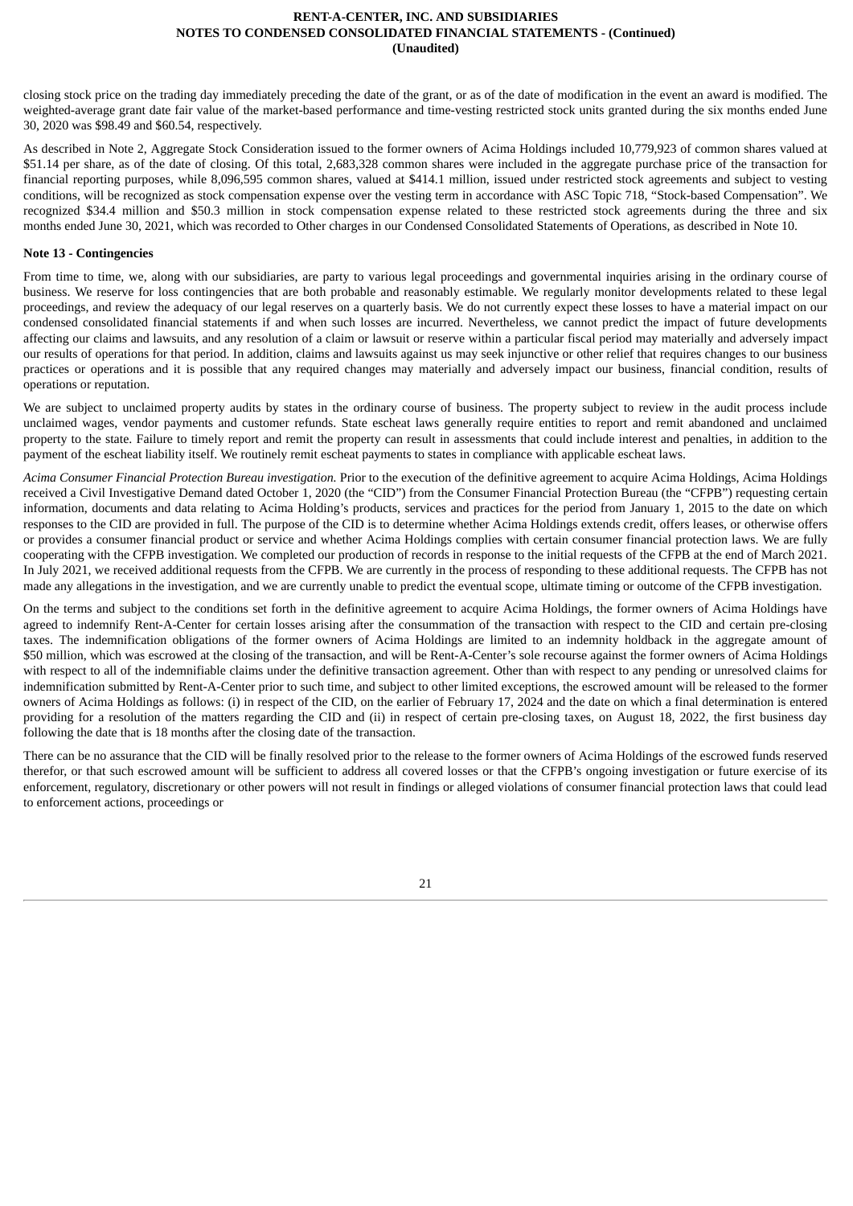closing stock price on the trading day immediately preceding the date of the grant, or as of the date of modification in the event an award is modified. The weighted-average grant date fair value of the market-based performance and time-vesting restricted stock units granted during the six months ended June 30, 2020 was $98.49 and $60.54, respectively.

As described in Note 2, Aggregate Stock Consideration issued to the former owners of Acima Holdings included 10,779,923 of common shares valued at $51.14 per share, as of the date of closing. Of this total, 2,683,328 common shares were included in the aggregate purchase price of the transaction for financial reporting purposes, while 8,096,595 common shares, valued at $414.1 million, issued under restricted stock agreements and subject to vesting conditions, will be recognized as stock compensation expense over the vesting term in accordance with ASC Topic 718, "Stock-based Compensation". We recognized $34.4 million and $50.3 million in stock compensation expense related to these restricted stock agreements during the three and six months ended June 30, 2021, which was recorded to Other charges in our Condensed Consolidated Statements of Operations, as described in Note 10.

**Note 13 - Contingencies**

From time to time, we, along with our subsidiaries, are party to various legal proceedings and governmental inquiries arising in the ordinary course of business. We reserve for loss contingencies that are both probable and reasonably estimable. We regularly monitor developments related to these legal proceedings, and review the adequacy of our legal reserves on a quarterly basis. We do not currently expect these losses to have a material impact on our condensed consolidated financial statements if and when such losses are incurred. Nevertheless, we cannot predict the impact of future developments affecting our claims and lawsuits, and any resolution of a claim or lawsuit or reserve within a particular fiscal period may materially and adversely impact our results of operations for that period. In addition, claims and lawsuits against us may seek injunctive or other relief that requires changes to our business practices or operations and it is possible that any required changes may materially and adversely impact our business, financial condition, results of operations or reputation.

We are subject to unclaimed property audits by states in the ordinary course of business. The property subject to review in the audit process include unclaimed wages, vendor payments and customer refunds. State escheat laws generally require entities to report and remit abandoned and unclaimed property to the state. Failure to timely report and remit the property can result in assessments that could include interest and penalties, in addition to the payment of the escheat liability itself. We routinely remit escheat payments to states in compliance with applicable escheat laws.

*Acima Consumer Financial Protection Bureau investigation.* Prior to the execution of the definitive agreement to acquire Acima Holdings, Acima Holdings received a Civil Investigative Demand dated October 1, 2020 (the "CID") from the Consumer Financial Protection Bureau (the "CFPB") requesting certain information, documents and data relating to Acima Holding's products, services and practices for the period from January 1, 2015 to the date on which responses to the CID are provided in full. The purpose of the CID is to determine whether Acima Holdings extends credit, offers leases, or otherwise offers or provides a consumer financial product or service and whether Acima Holdings complies with certain consumer financial protection laws. We are fully cooperating with the CFPB investigation. We completed our production of records in response to the initial requests of the CFPB at the end of March 2021. In July 2021, we received additional requests from the CFPB. We are currently in the process of responding to these additional requests. The CFPB has not made any allegations in the investigation, and we are currently unable to predict the eventual scope, ultimate timing or outcome of the CFPB investigation.

On the terms and subject to the conditions set forth in the definitive agreement to acquire Acima Holdings, the former owners of Acima Holdings have agreed to indemnify Rent-A-Center for certain losses arising after the consummation of the transaction with respect to the CID and certain pre-closing taxes. The indemnification obligations of the former owners of Acima Holdings are limited to an indemnity holdback in the aggregate amount of $50 million, which was escrowed at the closing of the transaction, and will be Rent-A-Center's sole recourse against the former owners of Acima Holdings with respect to all of the indemnifiable claims under the definitive transaction agreement. Other than with respect to any pending or unresolved claims for indemnification submitted by Rent-A-Center prior to such time, and subject to other limited exceptions, the escrowed amount will be released to the former owners of Acima Holdings as follows: (i) in respect of the CID, on the earlier of February 17, 2024 and the date on which a final determination is entered providing for a resolution of the matters regarding the CID and (ii) in respect of certain pre-closing taxes, on August 18, 2022, the first business day following the date that is 18 months after the closing date of the transaction.

There can be no assurance that the CID will be finally resolved prior to the release to the former owners of Acima Holdings of the escrowed funds reserved therefor, or that such escrowed amount will be sufficient to address all covered losses or that the CFPB's ongoing investigation or future exercise of its enforcement, regulatory, discretionary or other powers will not result in findings or alleged violations of consumer financial protection laws that could lead to enforcement actions, proceedings or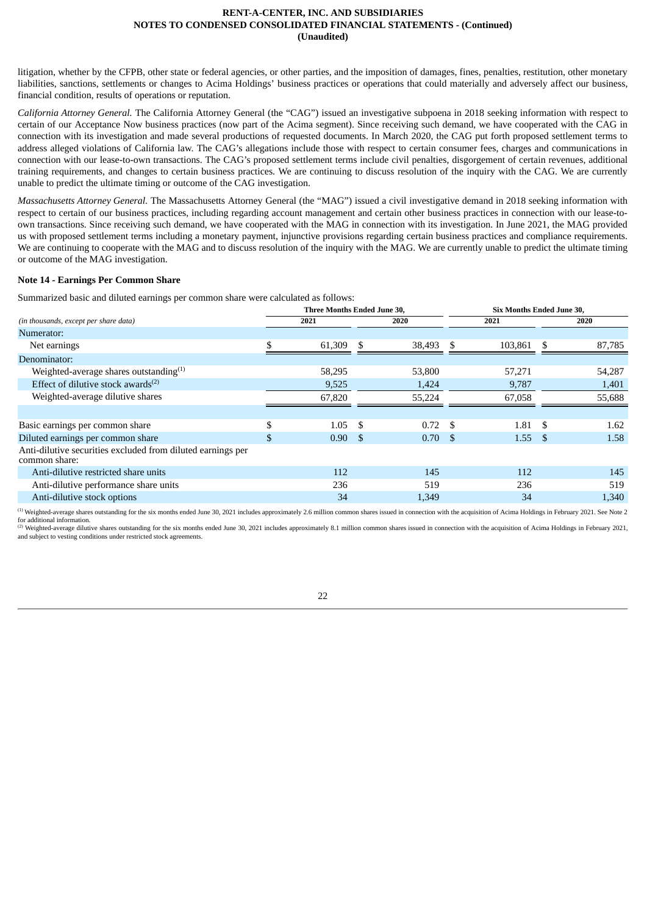litigation, whether by the CFPB, other state or federal agencies, or other parties, and the imposition of damages, fines, penalties, restitution, other monetary liabilities, sanctions, settlements or changes to Acima Holdings' business practices or operations that could materially and adversely affect our business, financial condition, results of operations or reputation.

*California Attorney General.* The California Attorney General (the "CAG") issued an investigative subpoena in 2018 seeking information with respect to certain of our Acceptance Now business practices (now part of the Acima segment). Since receiving such demand, we have cooperated with the CAG in connection with its investigation and made several productions of requested documents. In March 2020, the CAG put forth proposed settlement terms to address alleged violations of California law. The CAG's allegations include those with respect to certain consumer fees, charges and communications in connection with our lease-to-own transactions. The CAG's proposed settlement terms include civil penalties, disgorgement of certain revenues, additional training requirements, and changes to certain business practices. We are continuing to discuss resolution of the inquiry with the CAG. We are currently unable to predict the ultimate timing or outcome of the CAG investigation.

*Massachusetts Attorney General.* The Massachusetts Attorney General (the "MAG") issued a civil investigative demand in 2018 seeking information with respect to certain of our business practices, including regarding account management and certain other business practices in connection with our lease-to-own transactions. Since receiving such demand, we have cooperated with the MAG in connection with its investigation. In June 2021, the MAG provided us with proposed settlement terms including a monetary payment, injunctive provisions regarding certain business practices and compliance requirements. We are continuing to cooperate with the MAG and to discuss resolution of the inquiry with the MAG. We are currently unable to predict the ultimate timing or outcome of the MAG investigation.

**Note 14 - Earnings Per Common Share**

Summarized basic and diluted earnings per common share were calculated as follows:

| *(in thousands, except per share data)* | Three Months Ended June 30, 2021 | Three Months Ended June 30, 2020 | Six Months Ended June 30, 2021 | Six Months Ended June 30, 2020 |
|---|---|---|---|---|
| Numerator: | | | | |
| Net earnings | $ 61,309 | $ 38,493 | $ 103,861 | $ 87,785 |
| Denominator: | | | | |
| Weighted-average shares outstanding[(1)] | 58,295 | 53,800 | 57,271 | 54,287 |
| Effect of dilutive stock awards[(2)] | 9,525 | 1,424 | 9,787 | 1,401 |
| Weighted-average dilutive shares | 67,820 | 55,224 | 67,058 | 55,688 |
| | | | | |
| Basic earnings per common share | $ 1.05 | $ 0.72 | $ 1.81 | $ 1.62 |
| Diluted earnings per common share | $ 0.90 | $ 0.70 | $ 1.55 | $ 1.58 |
| Anti-dilutive securities excluded from diluted earnings per common share: | | | | |
| Anti-dilutive restricted share units | 112 | 145 | 112 | 145 |
| Anti-dilutive performance share units | 236 | 519 | 236 | 519 |
| Anti-dilutive stock options | 34 | 1,349 | 34 | 1,340 |

[(1)] Weighted-average shares outstanding for the six months ended June 30, 2021 includes approximately 2.6 million common shares issued in connection with the acquisition of Acima Holdings in February 2021. See Note 2 for additional information.

[(2)] Weighted-average dilutive shares outstanding for the six months ended June 30, 2021 includes approximately 8.1 million common shares issued in connection with the acquisition of Acima Holdings in February 2021, and subject to vesting conditions under restricted stock agreements.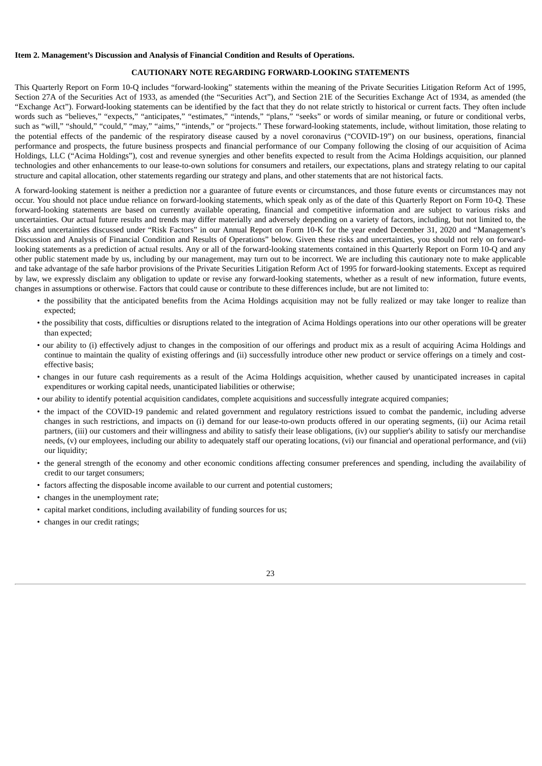**Item 2. Management's Discussion and Analysis of Financial Condition and Results of Operations.**

## CAUTIONARY NOTE REGARDING FORWARD-LOOKING STATEMENTS

This Quarterly Report on Form 10-Q includes "forward-looking" statements within the meaning of the Private Securities Litigation Reform Act of 1995, Section 27A of the Securities Act of 1933, as amended (the "Securities Act"), and Section 21E of the Securities Exchange Act of 1934, as amended (the "Exchange Act"). Forward-looking statements can be identified by the fact that they do not relate strictly to historical or current facts. They often include words such as "believes," "expects," "anticipates," "estimates," "intends," "plans," "seeks" or words of similar meaning, or future or conditional verbs, such as "will," "should," "could," "may," "aims," "intends," or "projects." These forward-looking statements, include, without limitation, those relating to the potential effects of the pandemic of the respiratory disease caused by a novel coronavirus ("COVID-19") on our business, operations, financial performance and prospects, the future business prospects and financial performance of our Company following the closing of our acquisition of Acima Holdings, LLC ("Acima Holdings"), cost and revenue synergies and other benefits expected to result from the Acima Holdings acquisition, our planned technologies and other enhancements to our lease-to-own solutions for consumers and retailers, our expectations, plans and strategy relating to our capital structure and capital allocation, other statements regarding our strategy and plans, and other statements that are not historical facts.

A forward-looking statement is neither a prediction nor a guarantee of future events or circumstances, and those future events or circumstances may not occur. You should not place undue reliance on forward-looking statements, which speak only as of the date of this Quarterly Report on Form 10-Q. These forward-looking statements are based on currently available operating, financial and competitive information and are subject to various risks and uncertainties. Our actual future results and trends may differ materially and adversely depending on a variety of factors, including, but not limited to, the risks and uncertainties discussed under "Risk Factors" in our Annual Report on Form 10-K for the year ended December 31, 2020 and "Management's Discussion and Analysis of Financial Condition and Results of Operations" below. Given these risks and uncertainties, you should not rely on forward-looking statements as a prediction of actual results. Any or all of the forward-looking statements contained in this Quarterly Report on Form 10-Q and any other public statement made by us, including by our management, may turn out to be incorrect. We are including this cautionary note to make applicable and take advantage of the safe harbor provisions of the Private Securities Litigation Reform Act of 1995 for forward-looking statements. Except as required by law, we expressly disclaim any obligation to update or revise any forward-looking statements, whether as a result of new information, future events, changes in assumptions or otherwise. Factors that could cause or contribute to these differences include, but are not limited to:

- the possibility that the anticipated benefits from the Acima Holdings acquisition may not be fully realized or may take longer to realize than expected;
- the possibility that costs, difficulties or disruptions related to the integration of Acima Holdings operations into our other operations will be greater than expected;
- our ability to (i) effectively adjust to changes in the composition of our offerings and product mix as a result of acquiring Acima Holdings and continue to maintain the quality of existing offerings and (ii) successfully introduce other new product or service offerings on a timely and cost-effective basis;
- changes in our future cash requirements as a result of the Acima Holdings acquisition, whether caused by unanticipated increases in capital expenditures or working capital needs, unanticipated liabilities or otherwise;
- our ability to identify potential acquisition candidates, complete acquisitions and successfully integrate acquired companies;
- the impact of the COVID-19 pandemic and related government and regulatory restrictions issued to combat the pandemic, including adverse changes in such restrictions, and impacts on (i) demand for our lease-to-own products offered in our operating segments, (ii) our Acima retail partners, (iii) our customers and their willingness and ability to satisfy their lease obligations, (iv) our supplier's ability to satisfy our merchandise needs, (v) our employees, including our ability to adequately staff our operating locations, (vi) our financial and operational performance, and (vii) our liquidity;
- the general strength of the economy and other economic conditions affecting consumer preferences and spending, including the availability of credit to our target consumers;
- factors affecting the disposable income available to our current and potential customers;
- changes in the unemployment rate;
- capital market conditions, including availability of funding sources for us;
- changes in our credit ratings;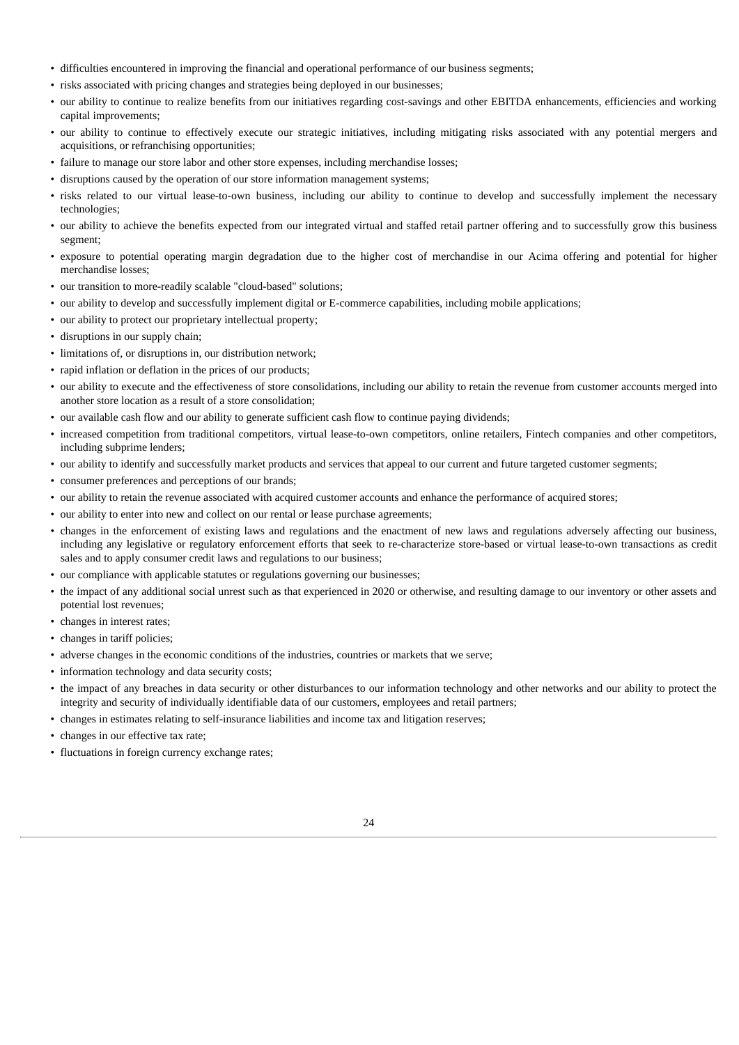- difficulties encountered in improving the financial and operational performance of our business segments;
- risks associated with pricing changes and strategies being deployed in our businesses;
- our ability to continue to realize benefits from our initiatives regarding cost-savings and other EBITDA enhancements, efficiencies and working capital improvements;
- our ability to continue to effectively execute our strategic initiatives, including mitigating risks associated with any potential mergers and acquisitions, or refranchising opportunities;
- failure to manage our store labor and other store expenses, including merchandise losses;
- disruptions caused by the operation of our store information management systems;
- risks related to our virtual lease-to-own business, including our ability to continue to develop and successfully implement the necessary technologies;
- our ability to achieve the benefits expected from our integrated virtual and staffed retail partner offering and to successfully grow this business segment;
- exposure to potential operating margin degradation due to the higher cost of merchandise in our Acima offering and potential for higher merchandise losses;
- our transition to more-readily scalable "cloud-based" solutions;
- our ability to develop and successfully implement digital or E-commerce capabilities, including mobile applications;
- our ability to protect our proprietary intellectual property;
- disruptions in our supply chain;
- limitations of, or disruptions in, our distribution network;
- rapid inflation or deflation in the prices of our products;
- our ability to execute and the effectiveness of store consolidations, including our ability to retain the revenue from customer accounts merged into another store location as a result of a store consolidation;
- our available cash flow and our ability to generate sufficient cash flow to continue paying dividends;
- increased competition from traditional competitors, virtual lease-to-own competitors, online retailers, Fintech companies and other competitors, including subprime lenders;
- our ability to identify and successfully market products and services that appeal to our current and future targeted customer segments;
- consumer preferences and perceptions of our brands;
- our ability to retain the revenue associated with acquired customer accounts and enhance the performance of acquired stores;
- our ability to enter into new and collect on our rental or lease purchase agreements;
- changes in the enforcement of existing laws and regulations and the enactment of new laws and regulations adversely affecting our business, including any legislative or regulatory enforcement efforts that seek to re-characterize store-based or virtual lease-to-own transactions as credit sales and to apply consumer credit laws and regulations to our business;
- our compliance with applicable statutes or regulations governing our businesses;
- the impact of any additional social unrest such as that experienced in 2020 or otherwise, and resulting damage to our inventory or other assets and potential lost revenues;
- changes in interest rates;
- changes in tariff policies;
- adverse changes in the economic conditions of the industries, countries or markets that we serve;
- information technology and data security costs;
- the impact of any breaches in data security or other disturbances to our information technology and other networks and our ability to protect the integrity and security of individually identifiable data of our customers, employees and retail partners;
- changes in estimates relating to self-insurance liabilities and income tax and litigation reserves;
- changes in our effective tax rate;
- fluctuations in foreign currency exchange rates;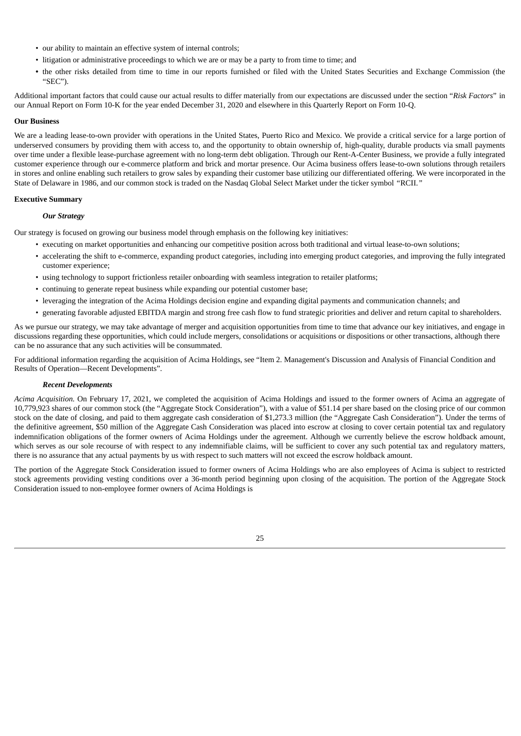- our ability to maintain an effective system of internal controls;
- litigation or administrative proceedings to which we are or may be a party to from time to time; and
- the other risks detailed from time to time in our reports furnished or filed with the United States Securities and Exchange Commission (the "SEC").

Additional important factors that could cause our actual results to differ materially from our expectations are discussed under the section "*Risk Factors*" in our Annual Report on Form 10-K for the year ended December 31, 2020 and elsewhere in this Quarterly Report on Form 10-Q.

**Our Business**

We are a leading lease-to-own provider with operations in the United States, Puerto Rico and Mexico. We provide a critical service for a large portion of underserved consumers by providing them with access to, and the opportunity to obtain ownership of, high-quality, durable products via small payments over time under a flexible lease-purchase agreement with no long-term debt obligation. Through our Rent-A-Center Business, we provide a fully integrated customer experience through our e-commerce platform and brick and mortar presence. Our Acima business offers lease-to-own solutions through retailers in stores and online enabling such retailers to grow sales by expanding their customer base utilizing our differentiated offering. We were incorporated in the State of Delaware in 1986, and our common stock is traded on the Nasdaq Global Select Market under the ticker symbol "RCII."

**Executive Summary**

***Our Strategy***

Our strategy is focused on growing our business model through emphasis on the following key initiatives:

- executing on market opportunities and enhancing our competitive position across both traditional and virtual lease-to-own solutions;
- accelerating the shift to e-commerce, expanding product categories, including into emerging product categories, and improving the fully integrated customer experience;
- using technology to support frictionless retailer onboarding with seamless integration to retailer platforms;
- continuing to generate repeat business while expanding our potential customer base;
- leveraging the integration of the Acima Holdings decision engine and expanding digital payments and communication channels; and
- generating favorable adjusted EBITDA margin and strong free cash flow to fund strategic priorities and deliver and return capital to shareholders.

As we pursue our strategy, we may take advantage of merger and acquisition opportunities from time to time that advance our key initiatives, and engage in discussions regarding these opportunities, which could include mergers, consolidations or acquisitions or dispositions or other transactions, although there can be no assurance that any such activities will be consummated.

For additional information regarding the acquisition of Acima Holdings, see "Item 2. Management's Discussion and Analysis of Financial Condition and Results of Operation—Recent Developments".

***Recent Developments***

*Acima Acquisition.* On February 17, 2021, we completed the acquisition of Acima Holdings and issued to the former owners of Acima an aggregate of 10,779,923 shares of our common stock (the "Aggregate Stock Consideration"), with a value of $51.14 per share based on the closing price of our common stock on the date of closing, and paid to them aggregate cash consideration of $1,273.3 million (the "Aggregate Cash Consideration"). Under the terms of the definitive agreement, $50 million of the Aggregate Cash Consideration was placed into escrow at closing to cover certain potential tax and regulatory indemnification obligations of the former owners of Acima Holdings under the agreement. Although we currently believe the escrow holdback amount, which serves as our sole recourse of with respect to any indemnifiable claims, will be sufficient to cover any such potential tax and regulatory matters, there is no assurance that any actual payments by us with respect to such matters will not exceed the escrow holdback amount.

The portion of the Aggregate Stock Consideration issued to former owners of Acima Holdings who are also employees of Acima is subject to restricted stock agreements providing vesting conditions over a 36-month period beginning upon closing of the acquisition. The portion of the Aggregate Stock Consideration issued to non-employee former owners of Acima Holdings is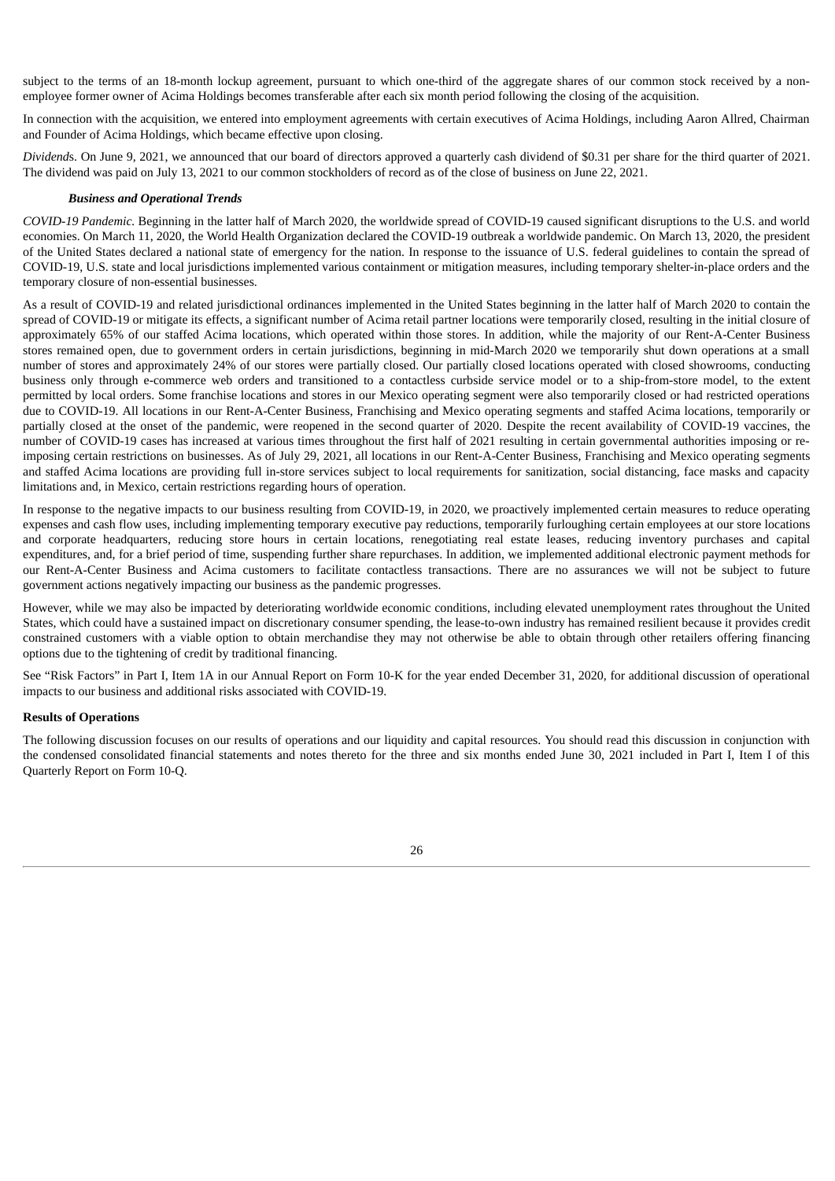subject to the terms of an 18-month lockup agreement, pursuant to which one-third of the aggregate shares of our common stock received by a non-employee former owner of Acima Holdings becomes transferable after each six month period following the closing of the acquisition.

In connection with the acquisition, we entered into employment agreements with certain executives of Acima Holdings, including Aaron Allred, Chairman and Founder of Acima Holdings, which became effective upon closing.

*Dividends*. On June 9, 2021, we announced that our board of directors approved a quarterly cash dividend of $0.31 per share for the third quarter of 2021. The dividend was paid on July 13, 2021 to our common stockholders of record as of the close of business on June 22, 2021.

### *Business and Operational Trends*

*COVID-19 Pandemic*. Beginning in the latter half of March 2020, the worldwide spread of COVID-19 caused significant disruptions to the U.S. and world economies. On March 11, 2020, the World Health Organization declared the COVID-19 outbreak a worldwide pandemic. On March 13, 2020, the president of the United States declared a national state of emergency for the nation. In response to the issuance of U.S. federal guidelines to contain the spread of COVID-19, U.S. state and local jurisdictions implemented various containment or mitigation measures, including temporary shelter-in-place orders and the temporary closure of non-essential businesses.

As a result of COVID-19 and related jurisdictional ordinances implemented in the United States beginning in the latter half of March 2020 to contain the spread of COVID-19 or mitigate its effects, a significant number of Acima retail partner locations were temporarily closed, resulting in the initial closure of approximately 65% of our staffed Acima locations, which operated within those stores. In addition, while the majority of our Rent-A-Center Business stores remained open, due to government orders in certain jurisdictions, beginning in mid-March 2020 we temporarily shut down operations at a small number of stores and approximately 24% of our stores were partially closed. Our partially closed locations operated with closed showrooms, conducting business only through e-commerce web orders and transitioned to a contactless curbside service model or to a ship-from-store model, to the extent permitted by local orders. Some franchise locations and stores in our Mexico operating segment were also temporarily closed or had restricted operations due to COVID-19. All locations in our Rent-A-Center Business, Franchising and Mexico operating segments and staffed Acima locations, temporarily or partially closed at the onset of the pandemic, were reopened in the second quarter of 2020. Despite the recent availability of COVID-19 vaccines, the number of COVID-19 cases has increased at various times throughout the first half of 2021 resulting in certain governmental authorities imposing or re-imposing certain restrictions on businesses. As of July 29, 2021, all locations in our Rent-A-Center Business, Franchising and Mexico operating segments and staffed Acima locations are providing full in-store services subject to local requirements for sanitization, social distancing, face masks and capacity limitations and, in Mexico, certain restrictions regarding hours of operation.

In response to the negative impacts to our business resulting from COVID-19, in 2020, we proactively implemented certain measures to reduce operating expenses and cash flow uses, including implementing temporary executive pay reductions, temporarily furloughing certain employees at our store locations and corporate headquarters, reducing store hours in certain locations, renegotiating real estate leases, reducing inventory purchases and capital expenditures, and, for a brief period of time, suspending further share repurchases. In addition, we implemented additional electronic payment methods for our Rent-A-Center Business and Acima customers to facilitate contactless transactions. There are no assurances we will not be subject to future government actions negatively impacting our business as the pandemic progresses.

However, while we may also be impacted by deteriorating worldwide economic conditions, including elevated unemployment rates throughout the United States, which could have a sustained impact on discretionary consumer spending, the lease-to-own industry has remained resilient because it provides credit constrained customers with a viable option to obtain merchandise they may not otherwise be able to obtain through other retailers offering financing options due to the tightening of credit by traditional financing.

See "Risk Factors" in Part I, Item 1A in our Annual Report on Form 10-K for the year ended December 31, 2020, for additional discussion of operational impacts to our business and additional risks associated with COVID-19.

## Results of Operations

The following discussion focuses on our results of operations and our liquidity and capital resources. You should read this discussion in conjunction with the condensed consolidated financial statements and notes thereto for the three and six months ended June 30, 2021 included in Part I, Item I of this Quarterly Report on Form 10-Q.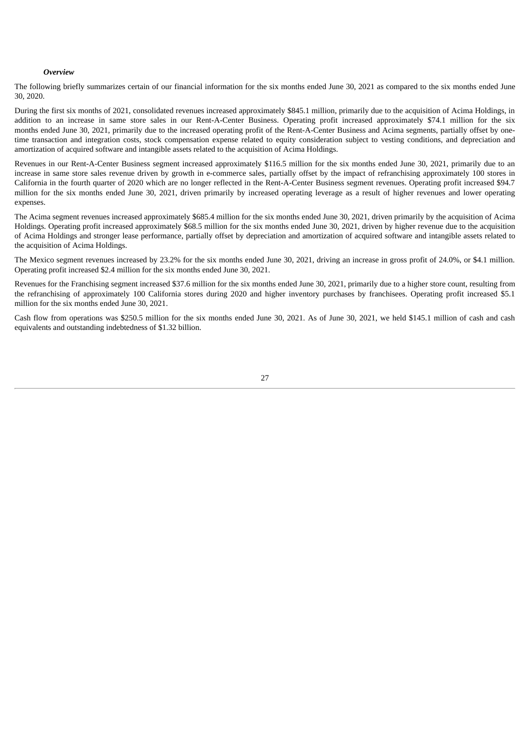***Overview***

The following briefly summarizes certain of our financial information for the six months ended June 30, 2021 as compared to the six months ended June 30, 2020.

During the first six months of 2021, consolidated revenues increased approximately $845.1 million, primarily due to the acquisition of Acima Holdings, in addition to an increase in same store sales in our Rent-A-Center Business. Operating profit increased approximately $74.1 million for the six months ended June 30, 2021, primarily due to the increased operating profit of the Rent-A-Center Business and Acima segments, partially offset by one-time transaction and integration costs, stock compensation expense related to equity consideration subject to vesting conditions, and depreciation and amortization of acquired software and intangible assets related to the acquisition of Acima Holdings.

Revenues in our Rent-A-Center Business segment increased approximately $116.5 million for the six months ended June 30, 2021, primarily due to an increase in same store sales revenue driven by growth in e-commerce sales, partially offset by the impact of refranchising approximately 100 stores in California in the fourth quarter of 2020 which are no longer reflected in the Rent-A-Center Business segment revenues. Operating profit increased $94.7 million for the six months ended June 30, 2021, driven primarily by increased operating leverage as a result of higher revenues and lower operating expenses.

The Acima segment revenues increased approximately $685.4 million for the six months ended June 30, 2021, driven primarily by the acquisition of Acima Holdings. Operating profit increased approximately $68.5 million for the six months ended June 30, 2021, driven by higher revenue due to the acquisition of Acima Holdings and stronger lease performance, partially offset by depreciation and amortization of acquired software and intangible assets related to the acquisition of Acima Holdings.

The Mexico segment revenues increased by 23.2% for the six months ended June 30, 2021, driving an increase in gross profit of 24.0%, or $4.1 million. Operating profit increased $2.4 million for the six months ended June 30, 2021.

Revenues for the Franchising segment increased $37.6 million for the six months ended June 30, 2021, primarily due to a higher store count, resulting from the refranchising of approximately 100 California stores during 2020 and higher inventory purchases by franchisees. Operating profit increased $5.1 million for the six months ended June 30, 2021.

Cash flow from operations was $250.5 million for the six months ended June 30, 2021. As of June 30, 2021, we held $145.1 million of cash and cash equivalents and outstanding indebtedness of $1.32 billion.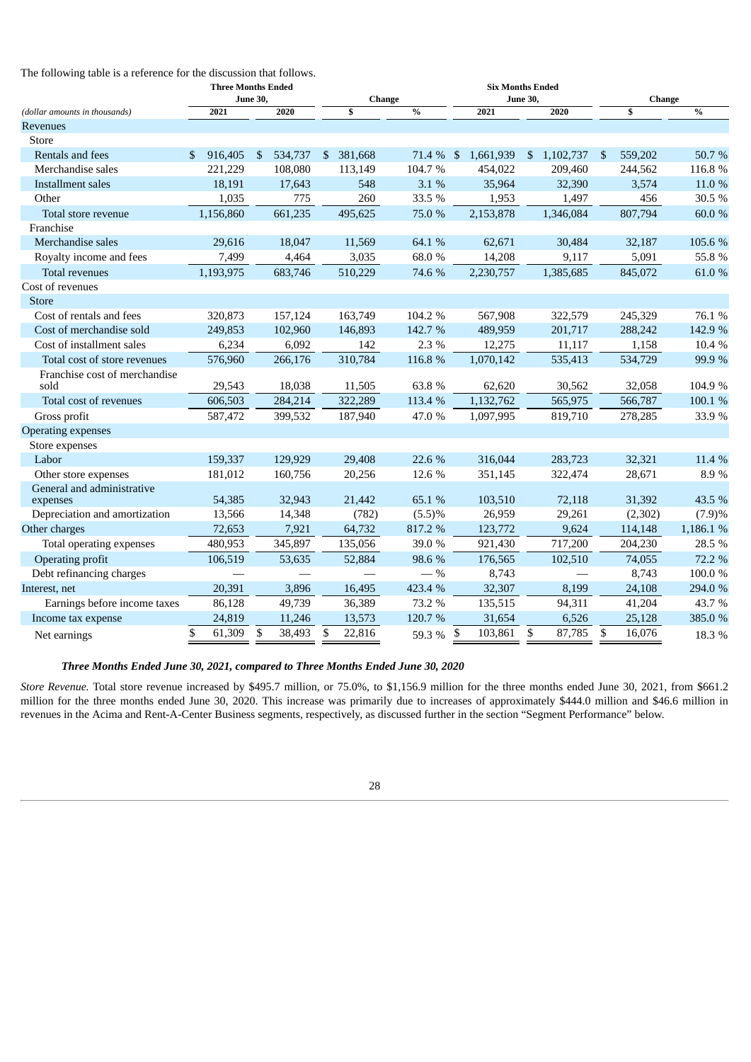The following table is a reference for the discussion that follows.

| (dollar amounts in thousands) | Three Months Ended June 30, | | Change | | Six Months Ended June 30, | | Change | |
|---|---|---|---|---|---|---|---|---|
| | 2021 | 2020 | $ | % | 2021 | 2020 | $ | % |
| Revenues | | | | | | | | |
| Store | | | | | | | | |
| Rentals and fees | $ 916,405 | $ 534,737 | $ 381,668 | 71.4 % | $ 1,661,939 | $ 1,102,737 | $ 559,202 | 50.7 % |
| Merchandise sales | 221,229 | 108,080 | 113,149 | 104.7 % | 454,022 | 209,460 | 244,562 | 116.8 % |
| Installment sales | 18,191 | 17,643 | 548 | 3.1 % | 35,964 | 32,390 | 3,574 | 11.0 % |
| Other | 1,035 | 775 | 260 | 33.5 % | 1,953 | 1,497 | 456 | 30.5 % |
| Total store revenue | 1,156,860 | 661,235 | 495,625 | 75.0 % | 2,153,878 | 1,346,084 | 807,794 | 60.0 % |
| Franchise | | | | | | | | |
| Merchandise sales | 29,616 | 18,047 | 11,569 | 64.1 % | 62,671 | 30,484 | 32,187 | 105.6 % |
| Royalty income and fees | 7,499 | 4,464 | 3,035 | 68.0 % | 14,208 | 9,117 | 5,091 | 55.8 % |
| Total revenues | 1,193,975 | 683,746 | 510,229 | 74.6 % | 2,230,757 | 1,385,685 | 845,072 | 61.0 % |
| Cost of revenues | | | | | | | | |
| Store | | | | | | | | |
| Cost of rentals and fees | 320,873 | 157,124 | 163,749 | 104.2 % | 567,908 | 322,579 | 245,329 | 76.1 % |
| Cost of merchandise sold | 249,853 | 102,960 | 146,893 | 142.7 % | 489,959 | 201,717 | 288,242 | 142.9 % |
| Cost of installment sales | 6,234 | 6,092 | 142 | 2.3 % | 12,275 | 11,117 | 1,158 | 10.4 % |
| Total cost of store revenues | 576,960 | 266,176 | 310,784 | 116.8 % | 1,070,142 | 535,413 | 534,729 | 99.9 % |
| Franchise cost of merchandise sold | 29,543 | 18,038 | 11,505 | 63.8 % | 62,620 | 30,562 | 32,058 | 104.9 % |
| Total cost of revenues | 606,503 | 284,214 | 322,289 | 113.4 % | 1,132,762 | 565,975 | 566,787 | 100.1 % |
| Gross profit | 587,472 | 399,532 | 187,940 | 47.0 % | 1,097,995 | 819,710 | 278,285 | 33.9 % |
| Operating expenses | | | | | | | | |
| Store expenses | | | | | | | | |
| Labor | 159,337 | 129,929 | 29,408 | 22.6 % | 316,044 | 283,723 | 32,321 | 11.4 % |
| Other store expenses | 181,012 | 160,756 | 20,256 | 12.6 % | 351,145 | 322,474 | 28,671 | 8.9 % |
| General and administrative expenses | 54,385 | 32,943 | 21,442 | 65.1 % | 103,510 | 72,118 | 31,392 | 43.5 % |
| Depreciation and amortization | 13,566 | 14,348 | (782) | (5.5)% | 26,959 | 29,261 | (2,302) | (7.9)% |
| Other charges | 72,653 | 7,921 | 64,732 | 817.2 % | 123,772 | 9,624 | 114,148 | 1,186.1 % |
| Total operating expenses | 480,953 | 345,897 | 135,056 | 39.0 % | 921,430 | 717,200 | 204,230 | 28.5 % |
| Operating profit | 106,519 | 53,635 | 52,884 | 98.6 % | 176,565 | 102,510 | 74,055 | 72.2 % |
| Debt refinancing charges | — | — | — | — % | 8,743 | — | 8,743 | 100.0 % |
| Interest, net | 20,391 | 3,896 | 16,495 | 423.4 % | 32,307 | 8,199 | 24,108 | 294.0 % |
| Earnings before income taxes | 86,128 | 49,739 | 36,389 | 73.2 % | 135,515 | 94,311 | 41,204 | 43.7 % |
| Income tax expense | 24,819 | 11,246 | 13,573 | 120.7 % | 31,654 | 6,526 | 25,128 | 385.0 % |
| Net earnings | $ 61,309 | $ 38,493 | $ 22,816 | 59.3 % | $ 103,861 | $ 87,785 | $ 16,076 | 18.3 % |

### *Three Months Ended June 30, 2021, compared to Three Months Ended June 30, 2020*

*Store Revenue.* Total store revenue increased by $495.7 million, or 75.0%, to $1,156.9 million for the three months ended June 30, 2021, from $661.2 million for the three months ended June 30, 2020. This increase was primarily due to increases of approximately $444.0 million and $46.6 million in revenues in the Acima and Rent-A-Center Business segments, respectively, as discussed further in the section "Segment Performance" below.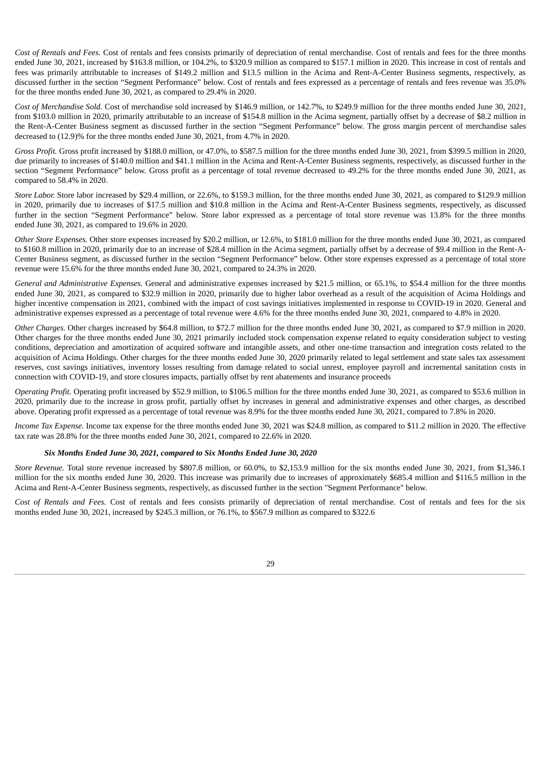*Cost of Rentals and Fees.* Cost of rentals and fees consists primarily of depreciation of rental merchandise. Cost of rentals and fees for the three months ended June 30, 2021, increased by $163.8 million, or 104.2%, to $320.9 million as compared to $157.1 million in 2020. This increase in cost of rentals and fees was primarily attributable to increases of $149.2 million and $13.5 million in the Acima and Rent-A-Center Business segments, respectively, as discussed further in the section “Segment Performance” below. Cost of rentals and fees expressed as a percentage of rentals and fees revenue was 35.0% for the three months ended June 30, 2021, as compared to 29.4% in 2020.

*Cost of Merchandise Sold.* Cost of merchandise sold increased by $146.9 million, or 142.7%, to $249.9 million for the three months ended June 30, 2021, from $103.0 million in 2020, primarily attributable to an increase of $154.8 million in the Acima segment, partially offset by a decrease of $8.2 million in the Rent-A-Center Business segment as discussed further in the section “Segment Performance” below. The gross margin percent of merchandise sales decreased to (12.9)% for the three months ended June 30, 2021, from 4.7% in 2020.

*Gross Profit.* Gross profit increased by $188.0 million, or 47.0%, to $587.5 million for the three months ended June 30, 2021, from $399.5 million in 2020, due primarily to increases of $140.0 million and $41.1 million in the Acima and Rent-A-Center Business segments, respectively, as discussed further in the section “Segment Performance” below. Gross profit as a percentage of total revenue decreased to 49.2% for the three months ended June 30, 2021, as compared to 58.4% in 2020.

*Store Labor.* Store labor increased by $29.4 million, or 22.6%, to $159.3 million, for the three months ended June 30, 2021, as compared to $129.9 million in 2020, primarily due to increases of $17.5 million and $10.8 million in the Acima and Rent-A-Center Business segments, respectively, as discussed further in the section “Segment Performance” below. Store labor expressed as a percentage of total store revenue was 13.8% for the three months ended June 30, 2021, as compared to 19.6% in 2020.

*Other Store Expenses.* Other store expenses increased by $20.2 million, or 12.6%, to $181.0 million for the three months ended June 30, 2021, as compared to $160.8 million in 2020, primarily due to an increase of $28.4 million in the Acima segment, partially offset by a decrease of $9.4 million in the Rent-A-Center Business segment, as discussed further in the section “Segment Performance” below. Other store expenses expressed as a percentage of total store revenue were 15.6% for the three months ended June 30, 2021, compared to 24.3% in 2020.

*General and Administrative Expenses.* General and administrative expenses increased by $21.5 million, or 65.1%, to $54.4 million for the three months ended June 30, 2021, as compared to $32.9 million in 2020, primarily due to higher labor overhead as a result of the acquisition of Acima Holdings and higher incentive compensation in 2021, combined with the impact of cost savings initiatives implemented in response to COVID-19 in 2020. General and administrative expenses expressed as a percentage of total revenue were 4.6% for the three months ended June 30, 2021, compared to 4.8% in 2020.

*Other Charges.* Other charges increased by $64.8 million, to $72.7 million for the three months ended June 30, 2021, as compared to $7.9 million in 2020. Other charges for the three months ended June 30, 2021 primarily included stock compensation expense related to equity consideration subject to vesting conditions, depreciation and amortization of acquired software and intangible assets, and other one-time transaction and integration costs related to the acquisition of Acima Holdings. Other charges for the three months ended June 30, 2020 primarily related to legal settlement and state sales tax assessment reserves, cost savings initiatives, inventory losses resulting from damage related to social unrest, employee payroll and incremental sanitation costs in connection with COVID-19, and store closures impacts, partially offset by rent abatements and insurance proceeds

*Operating Profit.* Operating profit increased by $52.9 million, to $106.5 million for the three months ended June 30, 2021, as compared to $53.6 million in 2020, primarily due to the increase in gross profit, partially offset by increases in general and administrative expenses and other charges, as described above. Operating profit expressed as a percentage of total revenue was 8.9% for the three months ended June 30, 2021, compared to 7.8% in 2020.

*Income Tax Expense.* Income tax expense for the three months ended June 30, 2021 was $24.8 million, as compared to $11.2 million in 2020. The effective tax rate was 28.8% for the three months ended June 30, 2021, compared to 22.6% in 2020.

***Six Months Ended June 30, 2021, compared to Six Months Ended June 30, 2020***

*Store Revenue.* Total store revenue increased by $807.8 million, or 60.0%, to $2,153.9 million for the six months ended June 30, 2021, from $1,346.1 million for the six months ended June 30, 2020. This increase was primarily due to increases of approximately $685.4 million and $116.5 million in the Acima and Rent-A-Center Business segments, respectively, as discussed further in the section "Segment Performance" below.

*Cost of Rentals and Fees.* Cost of rentals and fees consists primarily of depreciation of rental merchandise. Cost of rentals and fees for the six months ended June 30, 2021, increased by $245.3 million, or 76.1%, to $567.9 million as compared to $322.6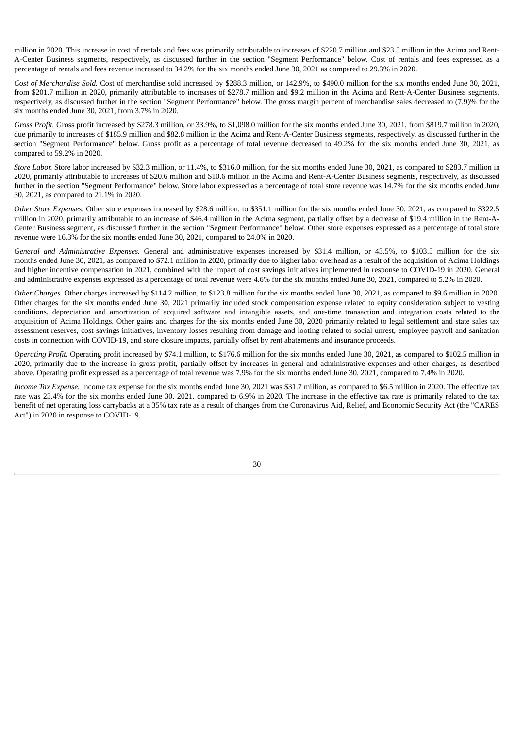million in 2020. This increase in cost of rentals and fees was primarily attributable to increases of $220.7 million and $23.5 million in the Acima and Rent-A-Center Business segments, respectively, as discussed further in the section "Segment Performance" below. Cost of rentals and fees expressed as a percentage of rentals and fees revenue increased to 34.2% for the six months ended June 30, 2021 as compared to 29.3% in 2020.

*Cost of Merchandise Sold.* Cost of merchandise sold increased by $288.3 million, or 142.9%, to $490.0 million for the six months ended June 30, 2021, from $201.7 million in 2020, primarily attributable to increases of $278.7 million and $9.2 million in the Acima and Rent-A-Center Business segments, respectively, as discussed further in the section "Segment Performance" below. The gross margin percent of merchandise sales decreased to (7.9)% for the six months ended June 30, 2021, from 3.7% in 2020.

*Gross Profit.* Gross profit increased by $278.3 million, or 33.9%, to $1,098.0 million for the six months ended June 30, 2021, from $819.7 million in 2020, due primarily to increases of $185.9 million and $82.8 million in the Acima and Rent-A-Center Business segments, respectively, as discussed further in the section "Segment Performance" below. Gross profit as a percentage of total revenue decreased to 49.2% for the six months ended June 30, 2021, as compared to 59.2% in 2020.

*Store Labor.* Store labor increased by $32.3 million, or 11.4%, to $316.0 million, for the six months ended June 30, 2021, as compared to $283.7 million in 2020, primarily attributable to increases of $20.6 million and $10.6 million in the Acima and Rent-A-Center Business segments, respectively, as discussed further in the section "Segment Performance" below. Store labor expressed as a percentage of total store revenue was 14.7% for the six months ended June 30, 2021, as compared to 21.1% in 2020.

*Other Store Expenses.* Other store expenses increased by $28.6 million, to $351.1 million for the six months ended June 30, 2021, as compared to $322.5 million in 2020, primarily attributable to an increase of $46.4 million in the Acima segment, partially offset by a decrease of $19.4 million in the Rent-A-Center Business segment, as discussed further in the section "Segment Performance" below. Other store expenses expressed as a percentage of total store revenue were 16.3% for the six months ended June 30, 2021, compared to 24.0% in 2020.

*General and Administrative Expenses.* General and administrative expenses increased by $31.4 million, or 43.5%, to $103.5 million for the six months ended June 30, 2021, as compared to $72.1 million in 2020, primarily due to higher labor overhead as a result of the acquisition of Acima Holdings and higher incentive compensation in 2021, combined with the impact of cost savings initiatives implemented in response to COVID-19 in 2020. General and administrative expenses expressed as a percentage of total revenue were 4.6% for the six months ended June 30, 2021, compared to 5.2% in 2020.

*Other Charges.* Other charges increased by $114.2 million, to $123.8 million for the six months ended June 30, 2021, as compared to $9.6 million in 2020. Other charges for the six months ended June 30, 2021 primarily included stock compensation expense related to equity consideration subject to vesting conditions, depreciation and amortization of acquired software and intangible assets, and one-time transaction and integration costs related to the acquisition of Acima Holdings. Other gains and charges for the six months ended June 30, 2020 primarily related to legal settlement and state sales tax assessment reserves, cost savings initiatives, inventory losses resulting from damage and looting related to social unrest, employee payroll and sanitation costs in connection with COVID-19, and store closure impacts, partially offset by rent abatements and insurance proceeds.

*Operating Profit.* Operating profit increased by $74.1 million, to $176.6 million for the six months ended June 30, 2021, as compared to $102.5 million in 2020, primarily due to the increase in gross profit, partially offset by increases in general and administrative expenses and other charges, as described above. Operating profit expressed as a percentage of total revenue was 7.9% for the six months ended June 30, 2021, compared to 7.4% in 2020.

*Income Tax Expense.* Income tax expense for the six months ended June 30, 2021 was $31.7 million, as compared to $6.5 million in 2020. The effective tax rate was 23.4% for the six months ended June 30, 2021, compared to 6.9% in 2020. The increase in the effective tax rate is primarily related to the tax benefit of net operating loss carrybacks at a 35% tax rate as a result of changes from the Coronavirus Aid, Relief, and Economic Security Act (the "CARES Act") in 2020 in response to COVID-19.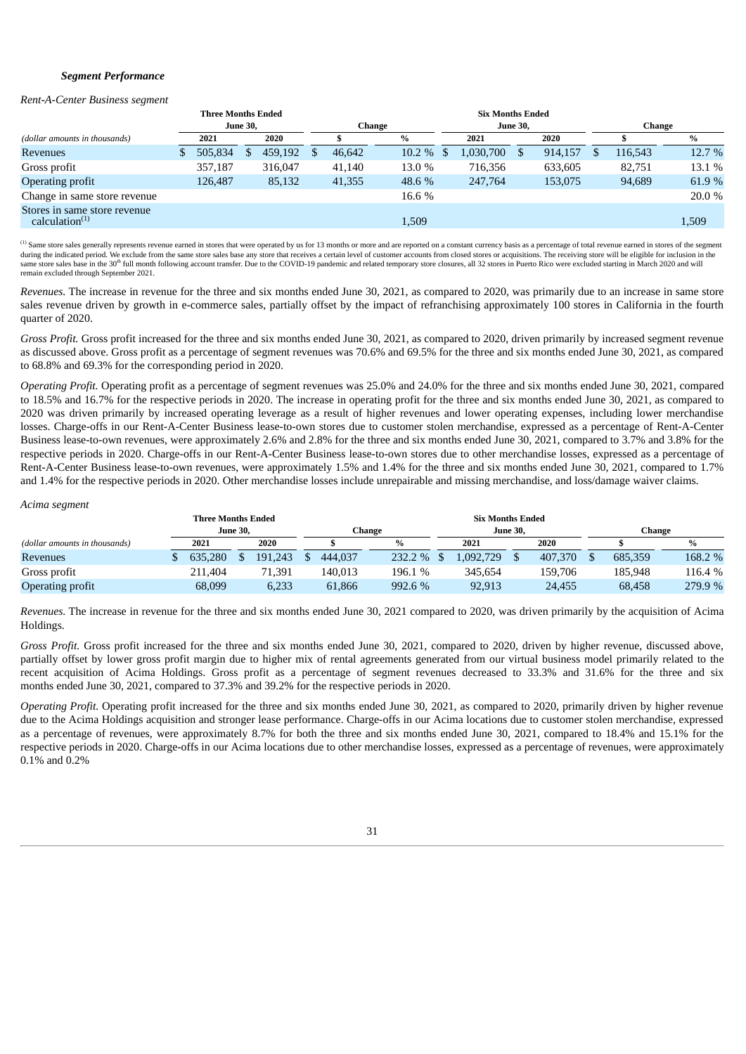### *Segment Performance*

*Rent-A-Center Business segment*

| *(dollar amounts in thousands)* | Three Months Ended June 30, 2021 | Three Months Ended June 30, 2020 | Change $ | Change % | Six Months Ended June 30, 2021 | Six Months Ended June 30, 2020 | Change $ | Change % |
|---|---|---|---|---|---|---|---|---|
| Revenues | $ 505,834 | $ 459,192 | $ 46,642 | 10.2 % | $ 1,030,700 | $ 914,157 | $ 116,543 | 12.7 % |
| Gross profit | 357,187 | 316,047 | 41,140 | 13.0 % | 716,356 | 633,605 | 82,751 | 13.1 % |
| Operating profit | 126,487 | 85,132 | 41,355 | 48.6 % | 247,764 | 153,075 | 94,689 | 61.9 % |
| Change in same store revenue | | | | 16.6 % | | | | 20.0 % |
| Stores in same store revenue calculation[(1)] | | | | 1,509 | | | | 1,509 |

[(1)] Same store sales generally represents revenue earned in stores that were operated by us for 13 months or more and are reported on a constant currency basis as a percentage of total revenue earned in stores of the segment during the indicated period. We exclude from the same store sales base any store that receives a certain level of customer accounts from closed stores or acquisitions. The receiving store will be eligible for inclusion in the same store sales base in the 30th full month following account transfer. Due to the COVID-19 pandemic and related temporary store closures, all 32 stores in Puerto Rico were excluded starting in March 2020 and will remain excluded through September 2021.

*Revenues.* The increase in revenue for the three and six months ended June 30, 2021, as compared to 2020, was primarily due to an increase in same store sales revenue driven by growth in e-commerce sales, partially offset by the impact of refranchising approximately 100 stores in California in the fourth quarter of 2020.

*Gross Profit.* Gross profit increased for the three and six months ended June 30, 2021, as compared to 2020, driven primarily by increased segment revenue as discussed above. Gross profit as a percentage of segment revenues was 70.6% and 69.5% for the three and six months ended June 30, 2021, as compared to 68.8% and 69.3% for the corresponding period in 2020.

*Operating Profit.* Operating profit as a percentage of segment revenues was 25.0% and 24.0% for the three and six months ended June 30, 2021, compared to 18.5% and 16.7% for the respective periods in 2020. The increase in operating profit for the three and six months ended June 30, 2021, as compared to 2020 was driven primarily by increased operating leverage as a result of higher revenues and lower operating expenses, including lower merchandise losses. Charge-offs in our Rent-A-Center Business lease-to-own stores due to customer stolen merchandise, expressed as a percentage of Rent-A-Center Business lease-to-own revenues, were approximately 2.6% and 2.8% for the three and six months ended June 30, 2021, compared to 3.7% and 3.8% for the respective periods in 2020. Charge-offs in our Rent-A-Center Business lease-to-own stores due to other merchandise losses, expressed as a percentage of Rent-A-Center Business lease-to-own revenues, were approximately 1.5% and 1.4% for the three and six months ended June 30, 2021, compared to 1.7% and 1.4% for the respective periods in 2020. Other merchandise losses include unrepairable and missing merchandise, and loss/damage waiver claims.

*Acima segment*

| *(dollar amounts in thousands)* | Three Months Ended June 30, 2021 | Three Months Ended June 30, 2020 | Change $ | Change % | Six Months Ended June 30, 2021 | Six Months Ended June 30, 2020 | Change $ | Change % |
|---|---|---|---|---|---|---|---|---|
| Revenues | $ 635,280 | $ 191,243 | $ 444,037 | 232.2 % | $ 1,092,729 | $ 407,370 | $ 685,359 | 168.2 % |
| Gross profit | 211,404 | 71,391 | 140,013 | 196.1 % | 345,654 | 159,706 | 185,948 | 116.4 % |
| Operating profit | 68,099 | 6,233 | 61,866 | 992.6 % | 92,913 | 24,455 | 68,458 | 279.9 % |

*Revenues.* The increase in revenue for the three and six months ended June 30, 2021 compared to 2020, was driven primarily by the acquisition of Acima Holdings.

*Gross Profit.* Gross profit increased for the three and six months ended June 30, 2021, compared to 2020, driven by higher revenue, discussed above, partially offset by lower gross profit margin due to higher mix of rental agreements generated from our virtual business model primarily related to the recent acquisition of Acima Holdings. Gross profit as a percentage of segment revenues decreased to 33.3% and 31.6% for the three and six months ended June 30, 2021, compared to 37.3% and 39.2% for the respective periods in 2020.

*Operating Profit.* Operating profit increased for the three and six months ended June 30, 2021, as compared to 2020, primarily driven by higher revenue due to the Acima Holdings acquisition and stronger lease performance. Charge-offs in our Acima locations due to customer stolen merchandise, expressed as a percentage of revenues, were approximately 8.7% for both the three and six months ended June 30, 2021, compared to 18.4% and 15.1% for the respective periods in 2020. Charge-offs in our Acima locations due to other merchandise losses, expressed as a percentage of revenues, were approximately 0.1% and 0.2%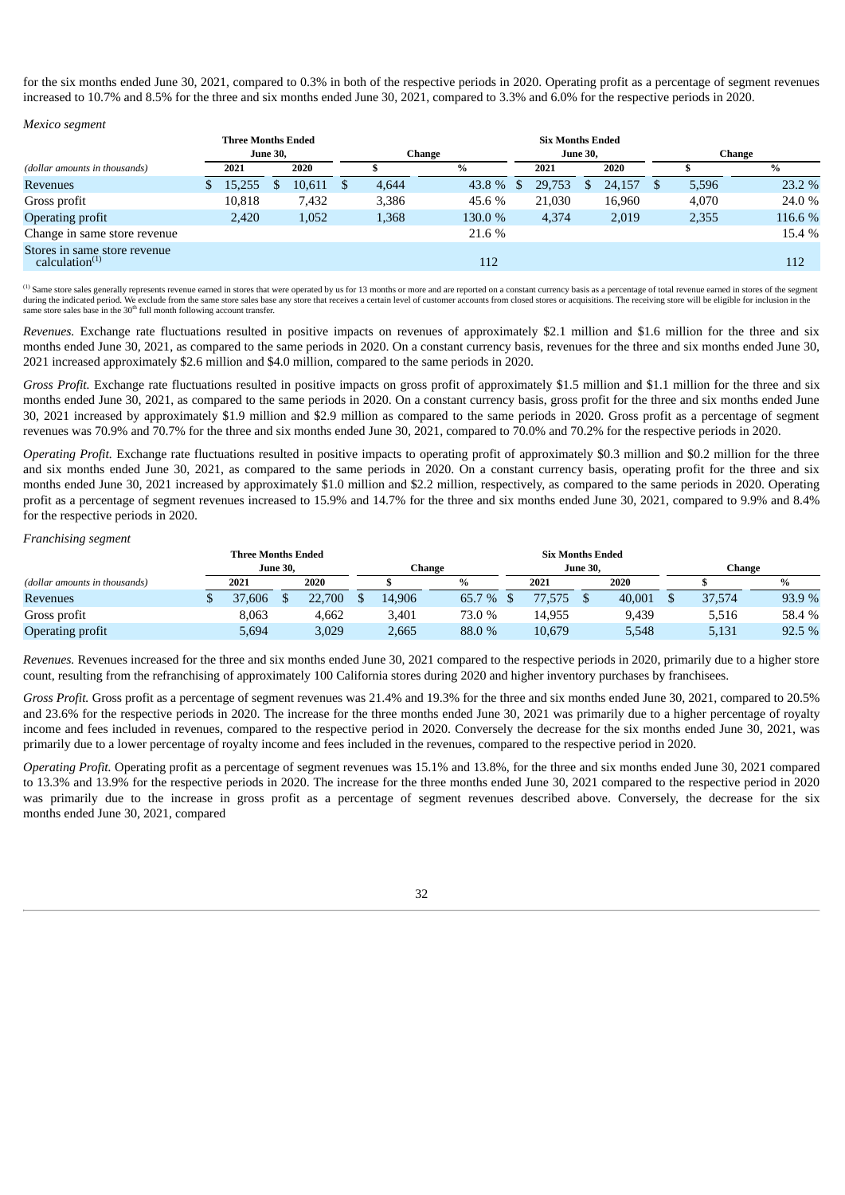for the six months ended June 30, 2021, compared to 0.3% in both of the respective periods in 2020. Operating profit as a percentage of segment revenues increased to 10.7% and 8.5% for the three and six months ended June 30, 2021, compared to 3.3% and 6.0% for the respective periods in 2020.

*Mexico segment*

| *(dollar amounts in thousands)* | Three Months Ended June 30, 2021 | Three Months Ended June 30, 2020 | Change $ | Change % | Six Months Ended June 30, 2021 | Six Months Ended June 30, 2020 | Change $ | Change % |
|---|---|---|---|---|---|---|---|---|
| Revenues | $ 15,255 | $ 10,611 | $ 4,644 | 43.8 % | $ 29,753 | $ 24,157 | $ 5,596 | 23.2 % |
| Gross profit | 10,818 | 7,432 | 3,386 | 45.6 % | 21,030 | 16,960 | 4,070 | 24.0 % |
| Operating profit | 2,420 | 1,052 | 1,368 | 130.0 % | 4,374 | 2,019 | 2,355 | 116.6 % |
| Change in same store revenue | | | | 21.6 % | | | | 15.4 % |
| Stores in same store revenue calculation[1] | | | | 112 | | | | 112 |

[1] Same store sales generally represents revenue earned in stores that were operated by us for 13 months or more and are reported on a constant currency basis as a percentage of total revenue earned in stores of the segment during the indicated period. We exclude from the same store sales base any store that receives a certain level of customer accounts from closed stores or acquisitions. The receiving store will be eligible for inclusion in the same store sales base in the 30th full month following account transfer.

*Revenues.* Exchange rate fluctuations resulted in positive impacts on revenues of approximately $2.1 million and $1.6 million for the three and six months ended June 30, 2021, as compared to the same periods in 2020. On a constant currency basis, revenues for the three and six months ended June 30, 2021 increased approximately $2.6 million and $4.0 million, compared to the same periods in 2020.

*Gross Profit.* Exchange rate fluctuations resulted in positive impacts on gross profit of approximately $1.5 million and $1.1 million for the three and six months ended June 30, 2021, as compared to the same periods in 2020. On a constant currency basis, gross profit for the three and six months ended June 30, 2021 increased by approximately $1.9 million and $2.9 million as compared to the same periods in 2020. Gross profit as a percentage of segment revenues was 70.9% and 70.7% for the three and six months ended June 30, 2021, compared to 70.0% and 70.2% for the respective periods in 2020.

*Operating Profit.* Exchange rate fluctuations resulted in positive impacts to operating profit of approximately $0.3 million and $0.2 million for the three and six months ended June 30, 2021, as compared to the same periods in 2020. On a constant currency basis, operating profit for the three and six months ended June 30 2021 increased by approximately $1.0 million and $2.2 million, respectively, as compared to the same periods in 2020. Operating profit as a percentage of segment revenues increased to 15.9% and 14.7% for the three and six months ended June 30, 2021, compared to 9.9% and 8.4% for the respective periods in 2020.

*Franchising segment*

| *(dollar amounts in thousands)* | Three Months Ended June 30, 2021 | Three Months Ended June 30, 2020 | Change $ | Change % | Six Months Ended June 30, 2021 | Six Months Ended June 30, 2020 | Change $ | Change % |
|---|---|---|---|---|---|---|---|---|
| Revenues | $ 37,606 | $ 22,700 | $ 14,906 | 65.7 % | $ 77,575 | $ 40,001 | $ 37,574 | 93.9 % |
| Gross profit | 8,063 | 4,662 | 3,401 | 73.0 % | 14,955 | 9,439 | 5,516 | 58.4 % |
| Operating profit | 5,694 | 3,029 | 2,665 | 88.0 % | 10,679 | 5,548 | 5,131 | 92.5 % |

*Revenues.* Revenues increased for the three and six months ended June 30, 2021 compared to the respective periods in 2020, primarily due to a higher store count, resulting from the refranchising of approximately 100 California stores during 2020 and higher inventory purchases by franchisees.

*Gross Profit.* Gross profit as a percentage of segment revenues was 21.4% and 19.3% for the three and six months ended June 30, 2021, compared to 20.5% and 23.6% for the respective periods in 2020. The increase for the three months ended June 30, 2021 was primarily due to a higher percentage of royalty income and fees included in revenues, compared to the respective period in 2020. Conversely the decrease for the six months ended June 30, 2021, was primarily due to a lower percentage of royalty income and fees included in the revenues, compared to the respective period in 2020.

*Operating Profit.* Operating profit as a percentage of segment revenues was 15.1% and 13.8%, for the three and six months ended June 30, 2021 compared to 13.3% and 13.9% for the respective periods in 2020. The increase for the three months ended June 30, 2021 compared to the respective period in 2020 was primarily due to the increase in gross profit as a percentage of segment revenues described above. Conversely, the decrease for the six months ended June 30, 2021, compared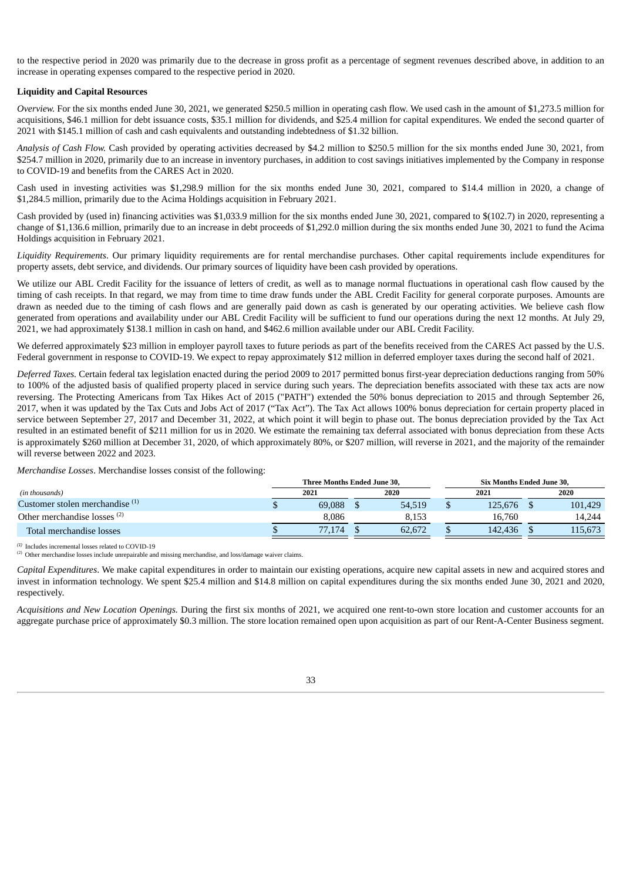to the respective period in 2020 was primarily due to the decrease in gross profit as a percentage of segment revenues described above, in addition to an increase in operating expenses compared to the respective period in 2020.

**Liquidity and Capital Resources**

*Overview.* For the six months ended June 30, 2021, we generated $250.5 million in operating cash flow. We used cash in the amount of $1,273.5 million for acquisitions, $46.1 million for debt issuance costs, $35.1 million for dividends, and $25.4 million for capital expenditures. We ended the second quarter of 2021 with $145.1 million of cash and cash equivalents and outstanding indebtedness of $1.32 billion.

*Analysis of Cash Flow.* Cash provided by operating activities decreased by $4.2 million to $250.5 million for the six months ended June 30, 2021, from $254.7 million in 2020, primarily due to an increase in inventory purchases, in addition to cost savings initiatives implemented by the Company in response to COVID-19 and benefits from the CARES Act in 2020.

Cash used in investing activities was $1,298.9 million for the six months ended June 30, 2021, compared to $14.4 million in 2020, a change of $1,284.5 million, primarily due to the Acima Holdings acquisition in February 2021.

Cash provided by (used in) financing activities was $1,033.9 million for the six months ended June 30, 2021, compared to $(102.7) in 2020, representing a change of $1,136.6 million, primarily due to an increase in debt proceeds of $1,292.0 million during the six months ended June 30, 2021 to fund the Acima Holdings acquisition in February 2021.

*Liquidity Requirements*. Our primary liquidity requirements are for rental merchandise purchases. Other capital requirements include expenditures for property assets, debt service, and dividends. Our primary sources of liquidity have been cash provided by operations.

We utilize our ABL Credit Facility for the issuance of letters of credit, as well as to manage normal fluctuations in operational cash flow caused by the timing of cash receipts. In that regard, we may from time to time draw funds under the ABL Credit Facility for general corporate purposes. Amounts are drawn as needed due to the timing of cash flows and are generally paid down as cash is generated by our operating activities. We believe cash flow generated from operations and availability under our ABL Credit Facility will be sufficient to fund our operations during the next 12 months. At July 29, 2021, we had approximately $138.1 million in cash on hand, and $462.6 million available under our ABL Credit Facility.

We deferred approximately $23 million in employer payroll taxes to future periods as part of the benefits received from the CARES Act passed by the U.S. Federal government in response to COVID-19. We expect to repay approximately $12 million in deferred employer taxes during the second half of 2021.

*Deferred Taxes.* Certain federal tax legislation enacted during the period 2009 to 2017 permitted bonus first-year depreciation deductions ranging from 50% to 100% of the adjusted basis of qualified property placed in service during such years. The depreciation benefits associated with these tax acts are now reversing. The Protecting Americans from Tax Hikes Act of 2015 ("PATH") extended the 50% bonus depreciation to 2015 and through September 26, 2017, when it was updated by the Tax Cuts and Jobs Act of 2017 ("Tax Act"). The Tax Act allows 100% bonus depreciation for certain property placed in service between September 27, 2017 and December 31, 2022, at which point it will begin to phase out. The bonus depreciation provided by the Tax Act resulted in an estimated benefit of $211 million for us in 2020. We estimate the remaining tax deferral associated with bonus depreciation from these Acts is approximately $260 million at December 31, 2020, of which approximately 80%, or $207 million, will reverse in 2021, and the majority of the remainder will reverse between 2022 and 2023.

*Merchandise Losses*. Merchandise losses consist of the following:

| | Three Months Ended June 30, | | Six Months Ended June 30, | |
|---|---|---|---|---|
| *(in thousands)* | 2021 | 2020 | 2021 | 2020 |
| Customer stolen merchandise [1] | $ 69,088 | $ 54,519 | $ 125,676 | $ 101,429 |
| Other merchandise losses [2] | 8,086 | 8,153 | 16,760 | 14,244 |
| Total merchandise losses | $ 77,174 | $ 62,672 | $ 142,436 | $ 115,673 |

[1] Includes incremental losses related to COVID-19

[2] Other merchandise losses include unrepairable and missing merchandise, and loss/damage waiver claims.

*Capital Expenditures*. We make capital expenditures in order to maintain our existing operations, acquire new capital assets in new and acquired stores and invest in information technology. We spent $25.4 million and $14.8 million on capital expenditures during the six months ended June 30, 2021 and 2020, respectively.

*Acquisitions and New Location Openings.* During the first six months of 2021, we acquired one rent-to-own store location and customer accounts for an aggregate purchase price of approximately $0.3 million. The store location remained open upon acquisition as part of our Rent-A-Center Business segment.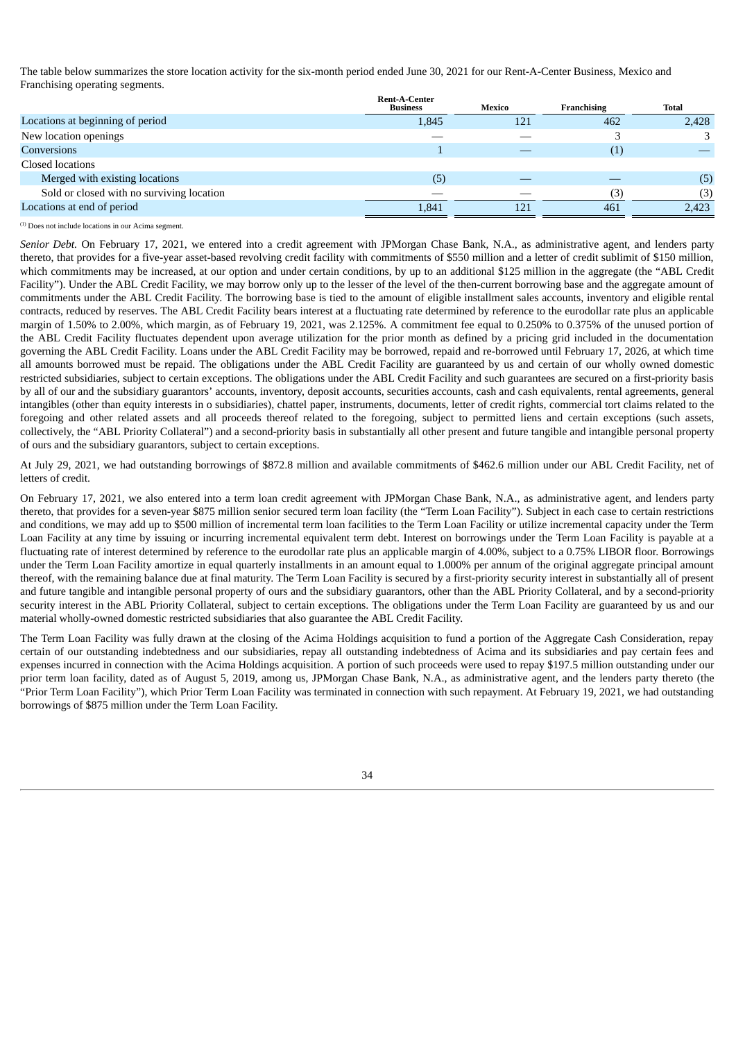The table below summarizes the store location activity for the six-month period ended June 30, 2021 for our Rent-A-Center Business, Mexico and Franchising operating segments.

| | Rent-A-Center Business | Mexico | Franchising | Total |
|---|---|---|---|---|
| Locations at beginning of period | 1,845 | 121 | 462 | 2,428 |
| New location openings | — | — | 3 | 3 |
| Conversions | 1 | — | (1) | — |
| Closed locations | | | | |
| Merged with existing locations | (5) | — | — | (5) |
| Sold or closed with no surviving location | — | — | (3) | (3) |
| Locations at end of period | 1,841 | 121 | 461 | 2,423 |

(1) Does not include locations in our Acima segment.

*Senior Debt.* On February 17, 2021, we entered into a credit agreement with JPMorgan Chase Bank, N.A., as administrative agent, and lenders party thereto, that provides for a five-year asset-based revolving credit facility with commitments of $550 million and a letter of credit sublimit of $150 million, which commitments may be increased, at our option and under certain conditions, by up to an additional $125 million in the aggregate (the "ABL Credit Facility"). Under the ABL Credit Facility, we may borrow only up to the lesser of the level of the then-current borrowing base and the aggregate amount of commitments under the ABL Credit Facility. The borrowing base is tied to the amount of eligible installment sales accounts, inventory and eligible rental contracts, reduced by reserves. The ABL Credit Facility bears interest at a fluctuating rate determined by reference to the eurodollar rate plus an applicable margin of 1.50% to 2.00%, which margin, as of February 19, 2021, was 2.125%. A commitment fee equal to 0.250% to 0.375% of the unused portion of the ABL Credit Facility fluctuates dependent upon average utilization for the prior month as defined by a pricing grid included in the documentation governing the ABL Credit Facility. Loans under the ABL Credit Facility may be borrowed, repaid and re-borrowed until February 17, 2026, at which time all amounts borrowed must be repaid. The obligations under the ABL Credit Facility are guaranteed by us and certain of our wholly owned domestic restricted subsidiaries, subject to certain exceptions. The obligations under the ABL Credit Facility and such guarantees are secured on a first-priority basis by all of our and the subsidiary guarantors' accounts, inventory, deposit accounts, securities accounts, cash and cash equivalents, rental agreements, general intangibles (other than equity interests in o subsidiaries), chattel paper, instruments, documents, letter of credit rights, commercial tort claims related to the foregoing and other related assets and all proceeds thereof related to the foregoing, subject to permitted liens and certain exceptions (such assets, collectively, the "ABL Priority Collateral") and a second-priority basis in substantially all other present and future tangible and intangible personal property of ours and the subsidiary guarantors, subject to certain exceptions.

At July 29, 2021, we had outstanding borrowings of $872.8 million and available commitments of $462.6 million under our ABL Credit Facility, net of letters of credit.

On February 17, 2021, we also entered into a term loan credit agreement with JPMorgan Chase Bank, N.A., as administrative agent, and lenders party thereto, that provides for a seven-year $875 million senior secured term loan facility (the "Term Loan Facility"). Subject in each case to certain restrictions and conditions, we may add up to $500 million of incremental term loan facilities to the Term Loan Facility or utilize incremental capacity under the Term Loan Facility at any time by issuing or incurring incremental equivalent term debt. Interest on borrowings under the Term Loan Facility is payable at a fluctuating rate of interest determined by reference to the eurodollar rate plus an applicable margin of 4.00%, subject to a 0.75% LIBOR floor. Borrowings under the Term Loan Facility amortize in equal quarterly installments in an amount equal to 1.000% per annum of the original aggregate principal amount thereof, with the remaining balance due at final maturity. The Term Loan Facility is secured by a first-priority security interest in substantially all of present and future tangible and intangible personal property of ours and the subsidiary guarantors, other than the ABL Priority Collateral, and by a second-priority security interest in the ABL Priority Collateral, subject to certain exceptions. The obligations under the Term Loan Facility are guaranteed by us and our material wholly-owned domestic restricted subsidiaries that also guarantee the ABL Credit Facility.

The Term Loan Facility was fully drawn at the closing of the Acima Holdings acquisition to fund a portion of the Aggregate Cash Consideration, repay certain of our outstanding indebtedness and our subsidiaries, repay all outstanding indebtedness of Acima and its subsidiaries and pay certain fees and expenses incurred in connection with the Acima Holdings acquisition. A portion of such proceeds were used to repay $197.5 million outstanding under our prior term loan facility, dated as of August 5, 2019, among us, JPMorgan Chase Bank, N.A., as administrative agent, and the lenders party thereto (the "Prior Term Loan Facility"), which Prior Term Loan Facility was terminated in connection with such repayment. At February 19, 2021, we had outstanding borrowings of $875 million under the Term Loan Facility.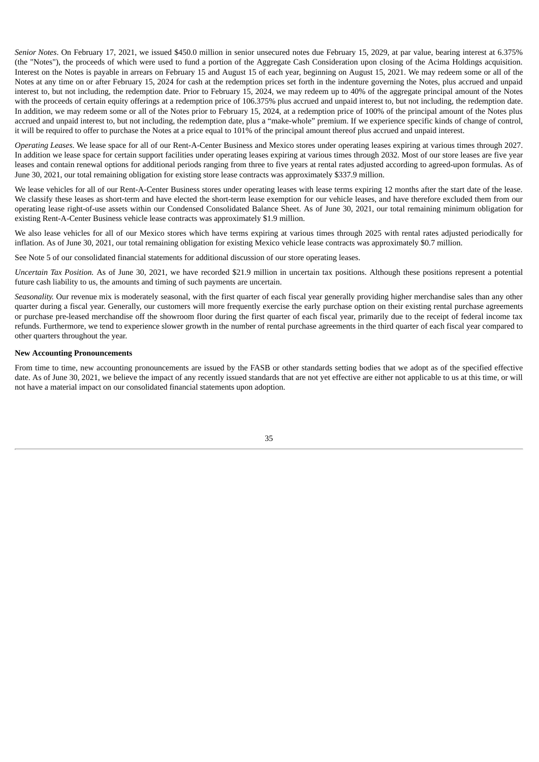*Senior Notes*. On February 17, 2021, we issued $450.0 million in senior unsecured notes due February 15, 2029, at par value, bearing interest at 6.375% (the "Notes"), the proceeds of which were used to fund a portion of the Aggregate Cash Consideration upon closing of the Acima Holdings acquisition. Interest on the Notes is payable in arrears on February 15 and August 15 of each year, beginning on August 15, 2021. We may redeem some or all of the Notes at any time on or after February 15, 2024 for cash at the redemption prices set forth in the indenture governing the Notes, plus accrued and unpaid interest to, but not including, the redemption date. Prior to February 15, 2024, we may redeem up to 40% of the aggregate principal amount of the Notes with the proceeds of certain equity offerings at a redemption price of 106.375% plus accrued and unpaid interest to, but not including, the redemption date. In addition, we may redeem some or all of the Notes prior to February 15, 2024, at a redemption price of 100% of the principal amount of the Notes plus accrued and unpaid interest to, but not including, the redemption date, plus a "make-whole" premium. If we experience specific kinds of change of control, it will be required to offer to purchase the Notes at a price equal to 101% of the principal amount thereof plus accrued and unpaid interest.

*Operating Leases*. We lease space for all of our Rent-A-Center Business and Mexico stores under operating leases expiring at various times through 2027. In addition we lease space for certain support facilities under operating leases expiring at various times through 2032. Most of our store leases are five year leases and contain renewal options for additional periods ranging from three to five years at rental rates adjusted according to agreed-upon formulas. As of June 30, 2021, our total remaining obligation for existing store lease contracts was approximately $337.9 million.

We lease vehicles for all of our Rent-A-Center Business stores under operating leases with lease terms expiring 12 months after the start date of the lease. We classify these leases as short-term and have elected the short-term lease exemption for our vehicle leases, and have therefore excluded them from our operating lease right-of-use assets within our Condensed Consolidated Balance Sheet. As of June 30, 2021, our total remaining minimum obligation for existing Rent-A-Center Business vehicle lease contracts was approximately $1.9 million.

We also lease vehicles for all of our Mexico stores which have terms expiring at various times through 2025 with rental rates adjusted periodically for inflation. As of June 30, 2021, our total remaining obligation for existing Mexico vehicle lease contracts was approximately $0.7 million.

See Note 5 of our consolidated financial statements for additional discussion of our store operating leases.

*Uncertain Tax Position.* As of June 30, 2021, we have recorded $21.9 million in uncertain tax positions. Although these positions represent a potential future cash liability to us, the amounts and timing of such payments are uncertain.

*Seasonality.* Our revenue mix is moderately seasonal, with the first quarter of each fiscal year generally providing higher merchandise sales than any other quarter during a fiscal year. Generally, our customers will more frequently exercise the early purchase option on their existing rental purchase agreements or purchase pre-leased merchandise off the showroom floor during the first quarter of each fiscal year, primarily due to the receipt of federal income tax refunds. Furthermore, we tend to experience slower growth in the number of rental purchase agreements in the third quarter of each fiscal year compared to other quarters throughout the year.

**New Accounting Pronouncements**

From time to time, new accounting pronouncements are issued by the FASB or other standards setting bodies that we adopt as of the specified effective date. As of June 30, 2021, we believe the impact of any recently issued standards that are not yet effective are either not applicable to us at this time, or will not have a material impact on our consolidated financial statements upon adoption.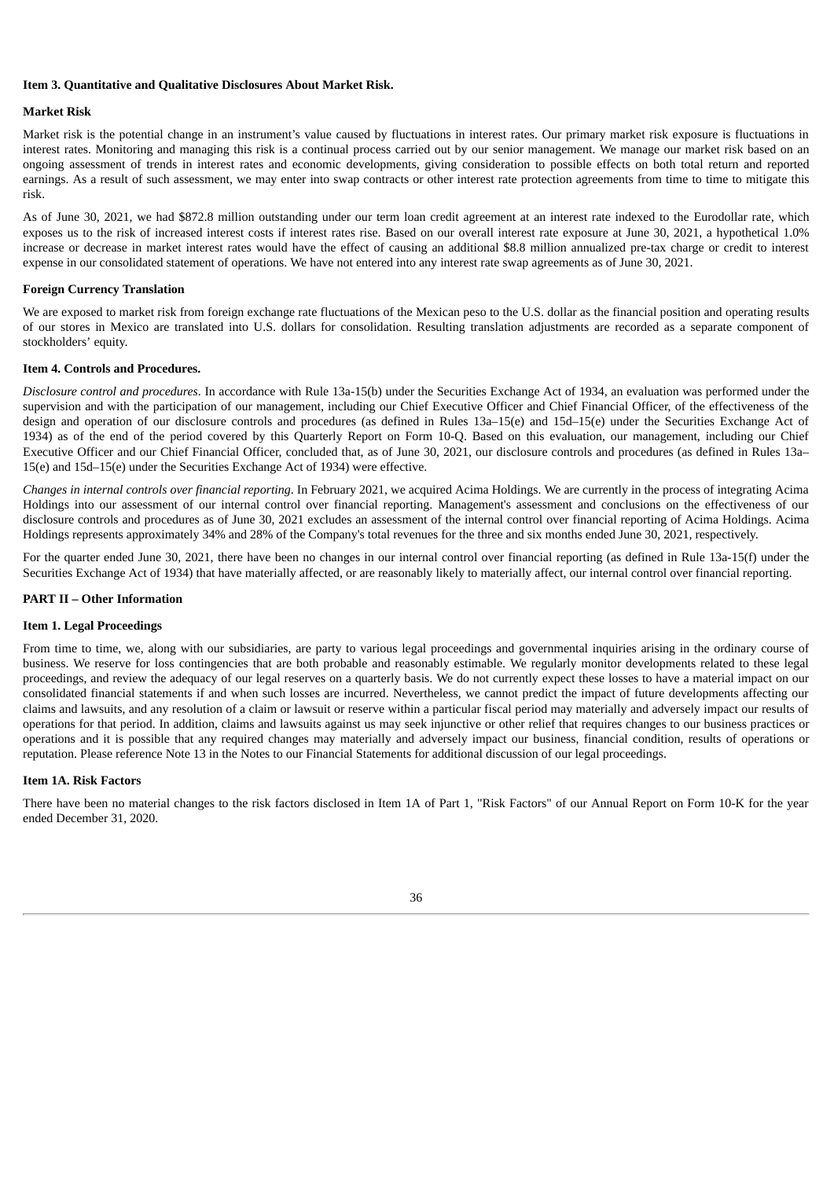### Item 3. Quantitative and Qualitative Disclosures About Market Risk.

#### Market Risk

Market risk is the potential change in an instrument's value caused by fluctuations in interest rates. Our primary market risk exposure is fluctuations in interest rates. Monitoring and managing this risk is a continual process carried out by our senior management. We manage our market risk based on an ongoing assessment of trends in interest rates and economic developments, giving consideration to possible effects on both total return and reported earnings. As a result of such assessment, we may enter into swap contracts or other interest rate protection agreements from time to time to mitigate this risk.

As of June 30, 2021, we had $872.8 million outstanding under our term loan credit agreement at an interest rate indexed to the Eurodollar rate, which exposes us to the risk of increased interest costs if interest rates rise. Based on our overall interest rate exposure at June 30, 2021, a hypothetical 1.0% increase or decrease in market interest rates would have the effect of causing an additional $8.8 million annualized pre-tax charge or credit to interest expense in our consolidated statement of operations. We have not entered into any interest rate swap agreements as of June 30, 2021.

#### Foreign Currency Translation

We are exposed to market risk from foreign exchange rate fluctuations of the Mexican peso to the U.S. dollar as the financial position and operating results of our stores in Mexico are translated into U.S. dollars for consolidation. Resulting translation adjustments are recorded as a separate component of stockholders' equity.

### Item 4. Controls and Procedures.

*Disclosure control and procedures*. In accordance with Rule 13a-15(b) under the Securities Exchange Act of 1934, an evaluation was performed under the supervision and with the participation of our management, including our Chief Executive Officer and Chief Financial Officer, of the effectiveness of the design and operation of our disclosure controls and procedures (as defined in Rules 13a–15(e) and 15d–15(e) under the Securities Exchange Act of 1934) as of the end of the period covered by this Quarterly Report on Form 10-Q. Based on this evaluation, our management, including our Chief Executive Officer and our Chief Financial Officer, concluded that, as of June 30, 2021, our disclosure controls and procedures (as defined in Rules 13a–15(e) and 15d–15(e) under the Securities Exchange Act of 1934) were effective.

*Changes in internal controls over financial reporting*. In February 2021, we acquired Acima Holdings. We are currently in the process of integrating Acima Holdings into our assessment of our internal control over financial reporting. Management's assessment and conclusions on the effectiveness of our disclosure controls and procedures as of June 30, 2021 excludes an assessment of the internal control over financial reporting of Acima Holdings. Acima Holdings represents approximately 34% and 28% of the Company's total revenues for the three and six months ended June 30, 2021, respectively.

For the quarter ended June 30, 2021, there have been no changes in our internal control over financial reporting (as defined in Rule 13a-15(f) under the Securities Exchange Act of 1934) that have materially affected, or are reasonably likely to materially affect, our internal control over financial reporting.

## PART II – Other Information

### Item 1. Legal Proceedings

From time to time, we, along with our subsidiaries, are party to various legal proceedings and governmental inquiries arising in the ordinary course of business. We reserve for loss contingencies that are both probable and reasonably estimable. We regularly monitor developments related to these legal proceedings, and review the adequacy of our legal reserves on a quarterly basis. We do not currently expect these losses to have a material impact on our consolidated financial statements if and when such losses are incurred. Nevertheless, we cannot predict the impact of future developments affecting our claims and lawsuits, and any resolution of a claim or lawsuit or reserve within a particular fiscal period may materially and adversely impact our results of operations for that period. In addition, claims and lawsuits against us may seek injunctive or other relief that requires changes to our business practices or operations and it is possible that any required changes may materially and adversely impact our business, financial condition, results of operations or reputation. Please reference Note 13 in the Notes to our Financial Statements for additional discussion of our legal proceedings.

### Item 1A. Risk Factors

There have been no material changes to the risk factors disclosed in Item 1A of Part 1, "Risk Factors" of our Annual Report on Form 10-K for the year ended December 31, 2020.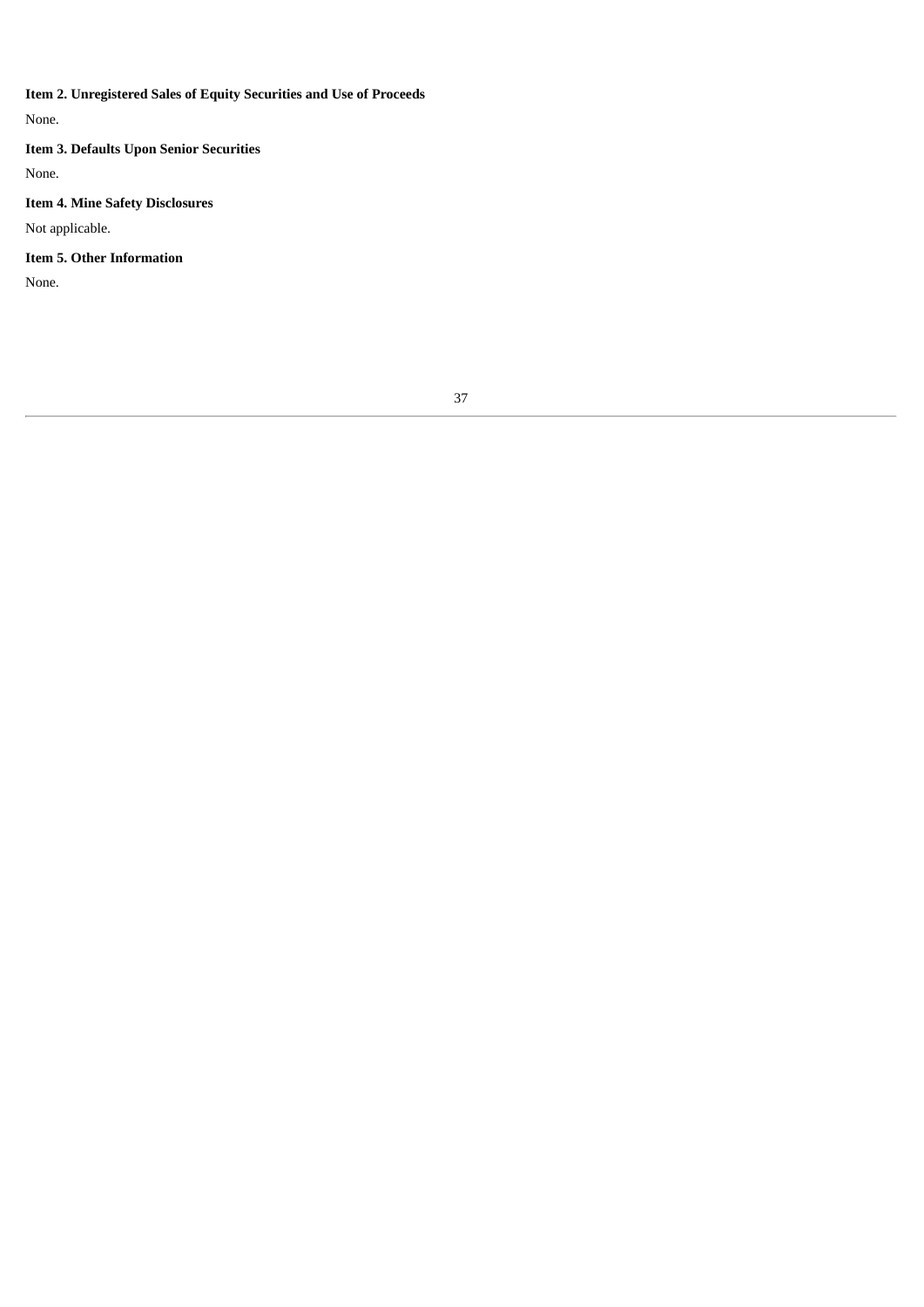**Item 2. Unregistered Sales of Equity Securities and Use of Proceeds**

None.

**Item 3. Defaults Upon Senior Securities**

None.

**Item 4. Mine Safety Disclosures**

Not applicable.

**Item 5. Other Information**

None.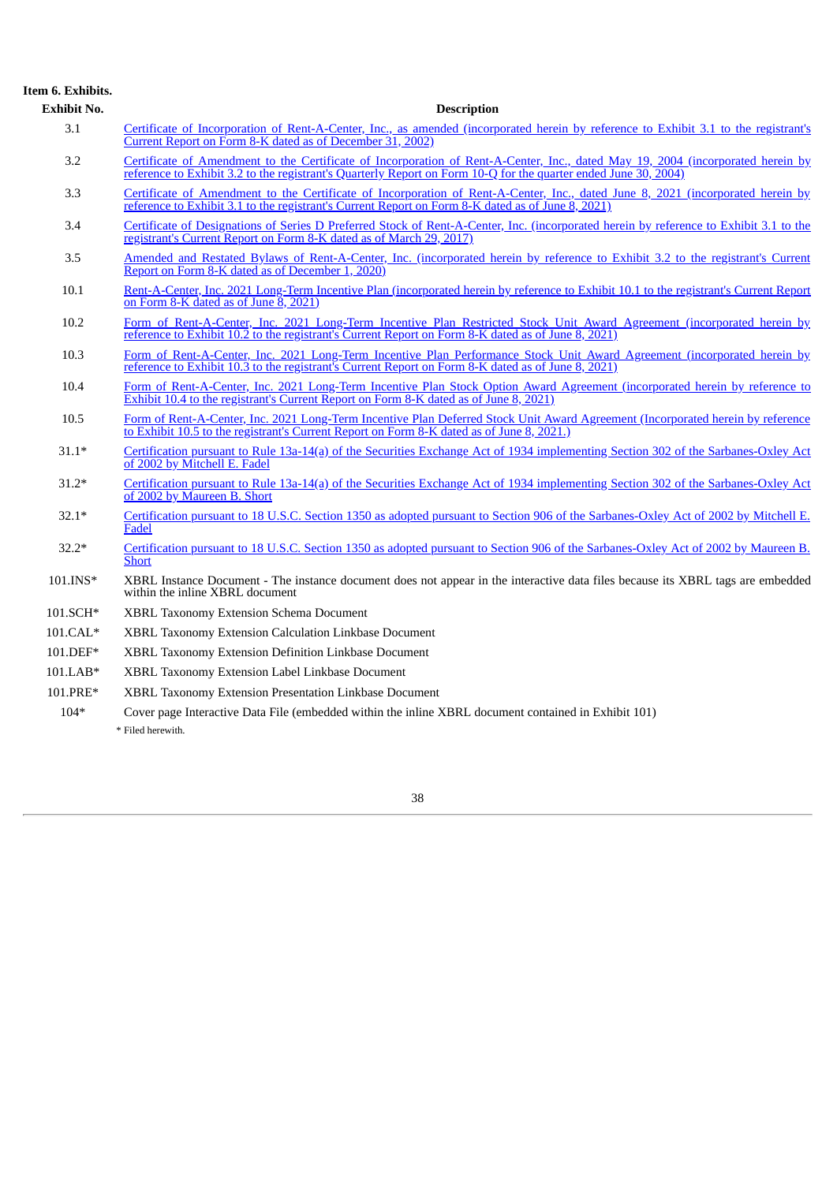**Item 6. Exhibits.**

| Exhibit No. | Description |
|---|---|
| 3.1 | Certificate of Incorporation of Rent-A-Center, Inc., as amended (incorporated herein by reference to Exhibit 3.1 to the registrant's Current Report on Form 8-K dated as of December 31, 2002) |
| 3.2 | Certificate of Amendment to the Certificate of Incorporation of Rent-A-Center, Inc., dated May 19, 2004 (incorporated herein by reference to Exhibit 3.2 to the registrant's Quarterly Report on Form 10-Q for the quarter ended June 30, 2004) |
| 3.3 | Certificate of Amendment to the Certificate of Incorporation of Rent-A-Center, Inc., dated June 8, 2021 (incorporated herein by reference to Exhibit 3.1 to the registrant's Current Report on Form 8-K dated as of June 8, 2021) |
| 3.4 | Certificate of Designations of Series D Preferred Stock of Rent-A-Center, Inc. (incorporated herein by reference to Exhibit 3.1 to the registrant's Current Report on Form 8-K dated as of March 29, 2017) |
| 3.5 | Amended and Restated Bylaws of Rent-A-Center, Inc. (incorporated herein by reference to Exhibit 3.2 to the registrant's Current Report on Form 8-K dated as of December 1, 2020) |
| 10.1 | Rent-A-Center, Inc. 2021 Long-Term Incentive Plan (incorporated herein by reference to Exhibit 10.1 to the registrant's Current Report on Form 8-K dated as of June 8, 2021) |
| 10.2 | Form of Rent-A-Center, Inc. 2021 Long-Term Incentive Plan Restricted Stock Unit Award Agreement (incorporated herein by reference to Exhibit 10.2 to the registrant's Current Report on Form 8-K dated as of June 8, 2021) |
| 10.3 | Form of Rent-A-Center, Inc. 2021 Long-Term Incentive Plan Performance Stock Unit Award Agreement (incorporated herein by reference to Exhibit 10.3 to the registrant's Current Report on Form 8-K dated as of June 8, 2021) |
| 10.4 | Form of Rent-A-Center, Inc. 2021 Long-Term Incentive Plan Stock Option Award Agreement (incorporated herein by reference to Exhibit 10.4 to the registrant's Current Report on Form 8-K dated as of June 8, 2021) |
| 10.5 | Form of Rent-A-Center, Inc. 2021 Long-Term Incentive Plan Deferred Stock Unit Award Agreement (Incorporated herein by reference to Exhibit 10.5 to the registrant's Current Report on Form 8-K dated as of June 8, 2021.) |
| 31.1* | Certification pursuant to Rule 13a-14(a) of the Securities Exchange Act of 1934 implementing Section 302 of the Sarbanes-Oxley Act of 2002 by Mitchell E. Fadel |
| 31.2* | Certification pursuant to Rule 13a-14(a) of the Securities Exchange Act of 1934 implementing Section 302 of the Sarbanes-Oxley Act of 2002 by Maureen B. Short |
| 32.1* | Certification pursuant to 18 U.S.C. Section 1350 as adopted pursuant to Section 906 of the Sarbanes-Oxley Act of 2002 by Mitchell E. Fadel |
| 32.2* | Certification pursuant to 18 U.S.C. Section 1350 as adopted pursuant to Section 906 of the Sarbanes-Oxley Act of 2002 by Maureen B. Short |
| 101.INS* | XBRL Instance Document - The instance document does not appear in the interactive data files because its XBRL tags are embedded within the inline XBRL document |
| 101.SCH* | XBRL Taxonomy Extension Schema Document |
| 101.CAL* | XBRL Taxonomy Extension Calculation Linkbase Document |
| 101.DEF* | XBRL Taxonomy Extension Definition Linkbase Document |
| 101.LAB* | XBRL Taxonomy Extension Label Linkbase Document |
| 101.PRE* | XBRL Taxonomy Extension Presentation Linkbase Document |
| 104* | Cover page Interactive Data File (embedded within the inline XBRL document contained in Exhibit 101) |

* Filed herewith.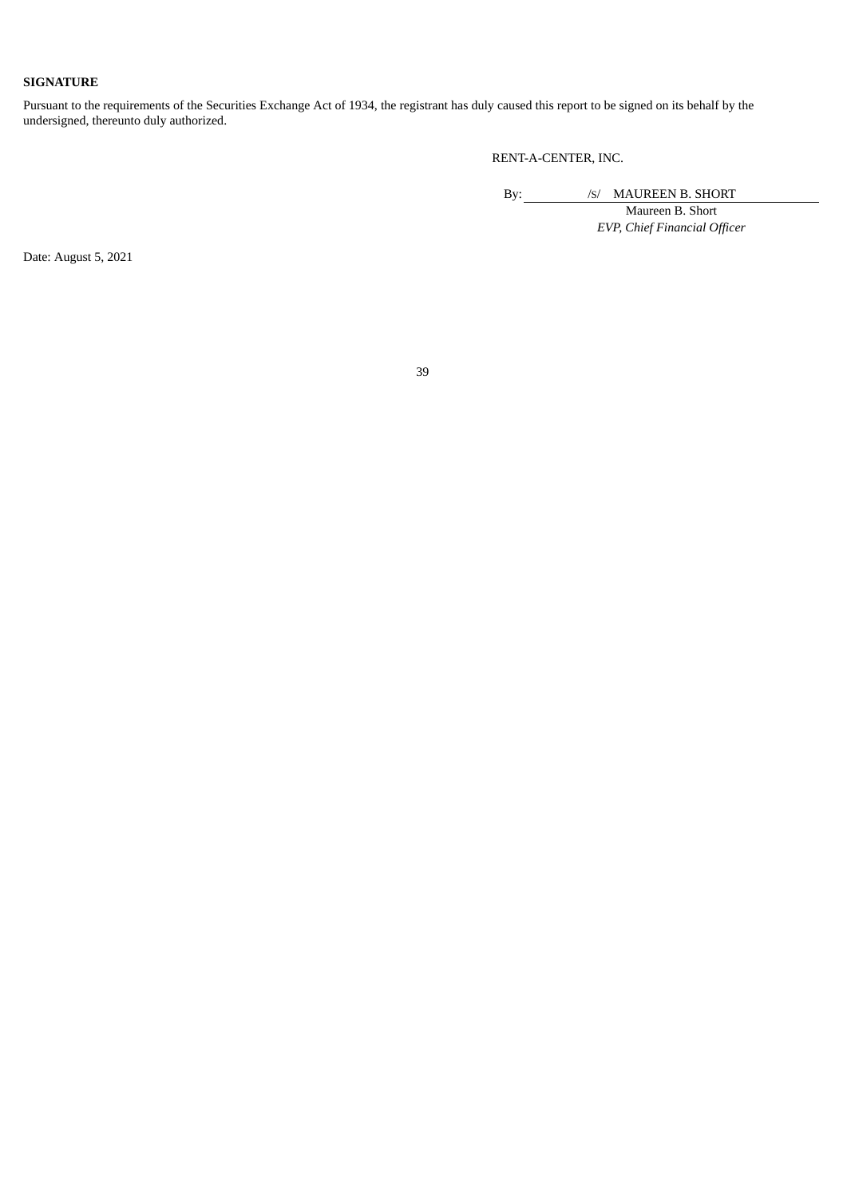**SIGNATURE**

Pursuant to the requirements of the Securities Exchange Act of 1934, the registrant has duly caused this report to be signed on its behalf by the undersigned, thereunto duly authorized.

RENT-A-CENTER, INC.

By: /S/ MAUREEN B. SHORT

Maureen B. Short

*EVP, Chief Financial Officer*

Date: August 5, 2021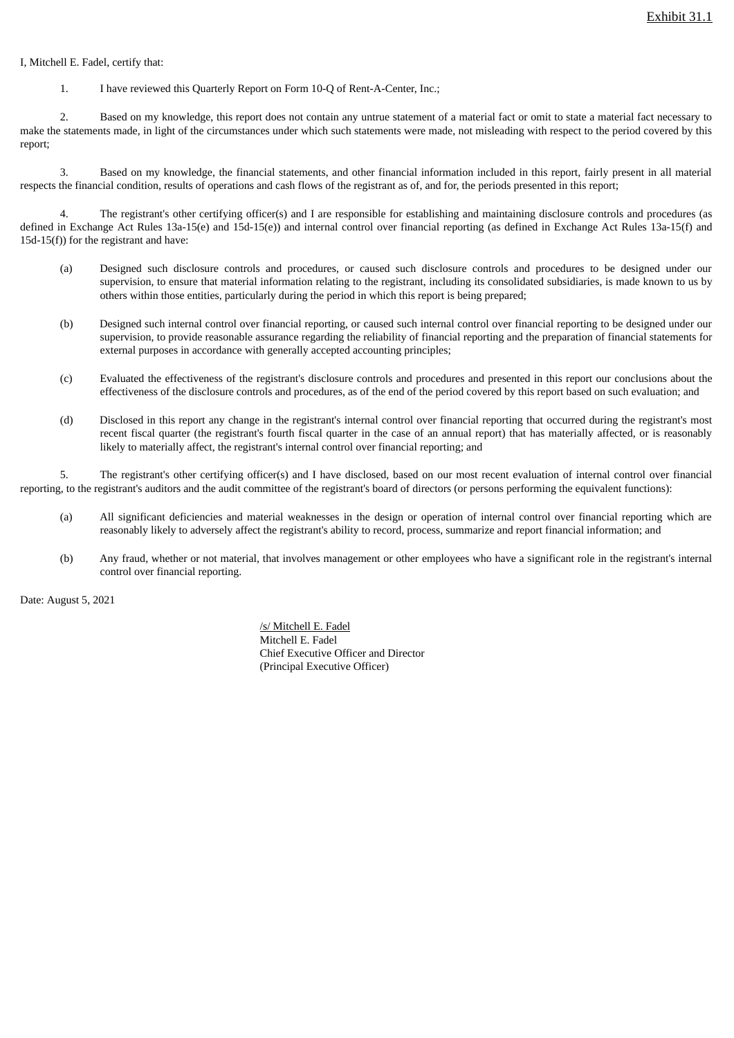Exhibit 31.1

I, Mitchell E. Fadel, certify that:

1. I have reviewed this Quarterly Report on Form 10-Q of Rent-A-Center, Inc.;

2. Based on my knowledge, this report does not contain any untrue statement of a material fact or omit to state a material fact necessary to make the statements made, in light of the circumstances under which such statements were made, not misleading with respect to the period covered by this report;

3. Based on my knowledge, the financial statements, and other financial information included in this report, fairly present in all material respects the financial condition, results of operations and cash flows of the registrant as of, and for, the periods presented in this report;

4. The registrant's other certifying officer(s) and I are responsible for establishing and maintaining disclosure controls and procedures (as defined in Exchange Act Rules 13a-15(e) and 15d-15(e)) and internal control over financial reporting (as defined in Exchange Act Rules 13a-15(f) and 15d-15(f)) for the registrant and have:

(a) Designed such disclosure controls and procedures, or caused such disclosure controls and procedures to be designed under our supervision, to ensure that material information relating to the registrant, including its consolidated subsidiaries, is made known to us by others within those entities, particularly during the period in which this report is being prepared;

(b) Designed such internal control over financial reporting, or caused such internal control over financial reporting to be designed under our supervision, to provide reasonable assurance regarding the reliability of financial reporting and the preparation of financial statements for external purposes in accordance with generally accepted accounting principles;

(c) Evaluated the effectiveness of the registrant's disclosure controls and procedures and presented in this report our conclusions about the effectiveness of the disclosure controls and procedures, as of the end of the period covered by this report based on such evaluation; and

(d) Disclosed in this report any change in the registrant's internal control over financial reporting that occurred during the registrant's most recent fiscal quarter (the registrant's fourth fiscal quarter in the case of an annual report) that has materially affected, or is reasonably likely to materially affect, the registrant's internal control over financial reporting; and

5. The registrant's other certifying officer(s) and I have disclosed, based on our most recent evaluation of internal control over financial reporting, to the registrant's auditors and the audit committee of the registrant's board of directors (or persons performing the equivalent functions):

(a) All significant deficiencies and material weaknesses in the design or operation of internal control over financial reporting which are reasonably likely to adversely affect the registrant's ability to record, process, summarize and report financial information; and

(b) Any fraud, whether or not material, that involves management or other employees who have a significant role in the registrant's internal control over financial reporting.

Date: August 5, 2021

/s/ Mitchell E. Fadel
Mitchell E. Fadel
Chief Executive Officer and Director
(Principal Executive Officer)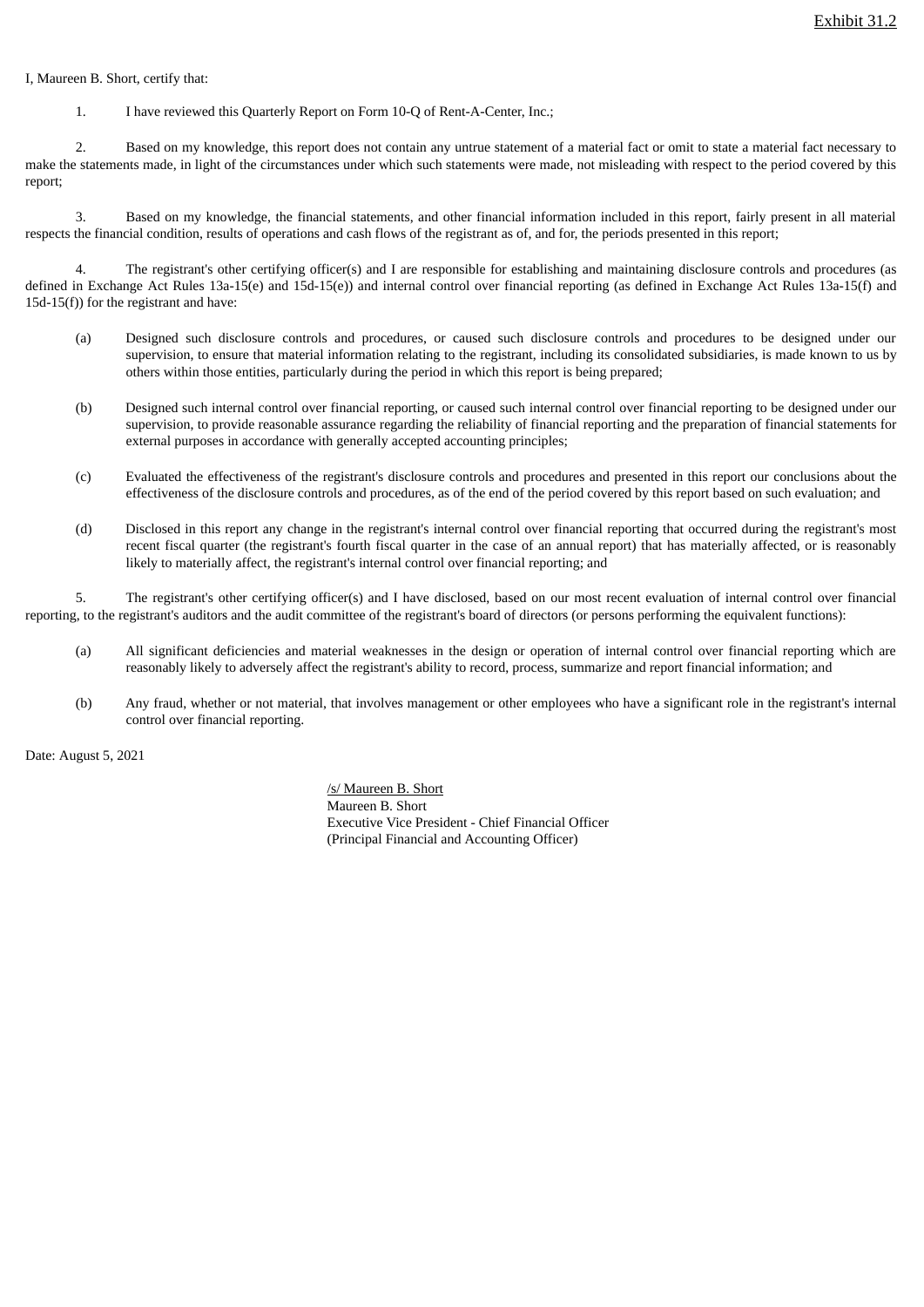Exhibit 31.2

I, Maureen B. Short, certify that:

1. I have reviewed this Quarterly Report on Form 10-Q of Rent-A-Center, Inc.;

2. Based on my knowledge, this report does not contain any untrue statement of a material fact or omit to state a material fact necessary to make the statements made, in light of the circumstances under which such statements were made, not misleading with respect to the period covered by this report;

3. Based on my knowledge, the financial statements, and other financial information included in this report, fairly present in all material respects the financial condition, results of operations and cash flows of the registrant as of, and for, the periods presented in this report;

4. The registrant's other certifying officer(s) and I are responsible for establishing and maintaining disclosure controls and procedures (as defined in Exchange Act Rules 13a-15(e) and 15d-15(e)) and internal control over financial reporting (as defined in Exchange Act Rules 13a-15(f) and 15d-15(f)) for the registrant and have:

   (a) Designed such disclosure controls and procedures, or caused such disclosure controls and procedures to be designed under our supervision, to ensure that material information relating to the registrant, including its consolidated subsidiaries, is made known to us by others within those entities, particularly during the period in which this report is being prepared;

   (b) Designed such internal control over financial reporting, or caused such internal control over financial reporting to be designed under our supervision, to provide reasonable assurance regarding the reliability of financial reporting and the preparation of financial statements for external purposes in accordance with generally accepted accounting principles;

   (c) Evaluated the effectiveness of the registrant's disclosure controls and procedures and presented in this report our conclusions about the effectiveness of the disclosure controls and procedures, as of the end of the period covered by this report based on such evaluation; and

   (d) Disclosed in this report any change in the registrant's internal control over financial reporting that occurred during the registrant's most recent fiscal quarter (the registrant's fourth fiscal quarter in the case of an annual report) that has materially affected, or is reasonably likely to materially affect, the registrant's internal control over financial reporting; and

5. The registrant's other certifying officer(s) and I have disclosed, based on our most recent evaluation of internal control over financial reporting, to the registrant's auditors and the audit committee of the registrant's board of directors (or persons performing the equivalent functions):

   (a) All significant deficiencies and material weaknesses in the design or operation of internal control over financial reporting which are reasonably likely to adversely affect the registrant's ability to record, process, summarize and report financial information; and

   (b) Any fraud, whether or not material, that involves management or other employees who have a significant role in the registrant's internal control over financial reporting.

Date: August 5, 2021

/s/ Maureen B. Short
Maureen B. Short
Executive Vice President - Chief Financial Officer
(Principal Financial and Accounting Officer)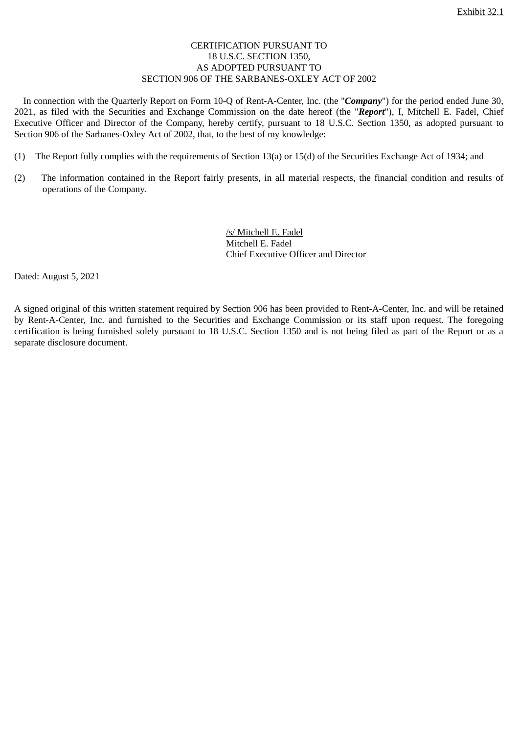Exhibit 32.1

CERTIFICATION PURSUANT TO
18 U.S.C. SECTION 1350,
AS ADOPTED PURSUANT TO
SECTION 906 OF THE SARBANES-OXLEY ACT OF 2002

In connection with the Quarterly Report on Form 10-Q of Rent-A-Center, Inc. (the "***Company***") for the period ended June 30, 2021, as filed with the Securities and Exchange Commission on the date hereof (the "***Report***"), I, Mitchell E. Fadel, Chief Executive Officer and Director of the Company, hereby certify, pursuant to 18 U.S.C. Section 1350, as adopted pursuant to Section 906 of the Sarbanes-Oxley Act of 2002, that, to the best of my knowledge:

(1) The Report fully complies with the requirements of Section 13(a) or 15(d) of the Securities Exchange Act of 1934; and

(2) The information contained in the Report fairly presents, in all material respects, the financial condition and results of operations of the Company.

/s/ Mitchell E. Fadel
Mitchell E. Fadel
Chief Executive Officer and Director

Dated: August 5, 2021

A signed original of this written statement required by Section 906 has been provided to Rent-A-Center, Inc. and will be retained by Rent-A-Center, Inc. and furnished to the Securities and Exchange Commission or its staff upon request. The foregoing certification is being furnished solely pursuant to 18 U.S.C. Section 1350 and is not being filed as part of the Report or as a separate disclosure document.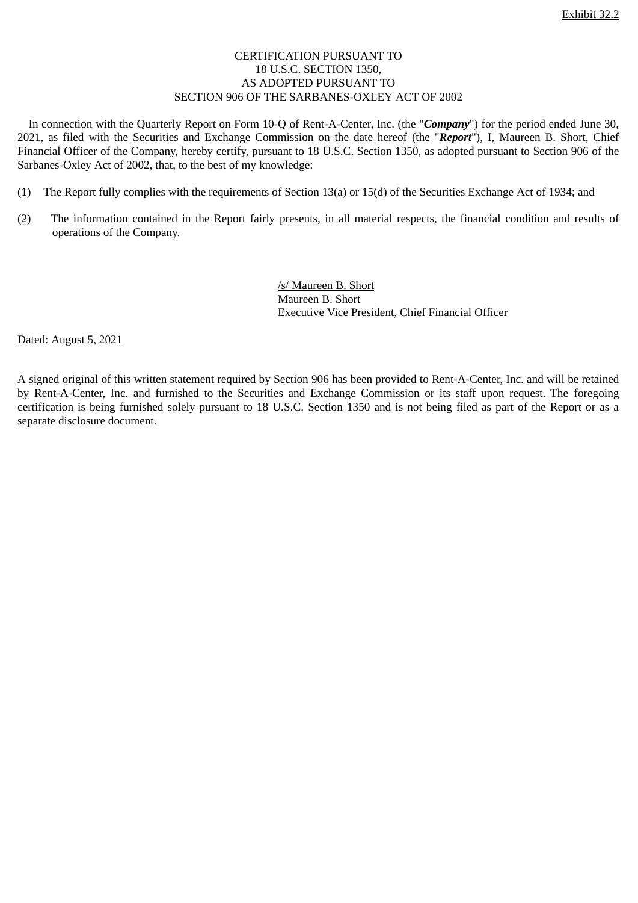Exhibit 32.2

CERTIFICATION PURSUANT TO
18 U.S.C. SECTION 1350,
AS ADOPTED PURSUANT TO
SECTION 906 OF THE SARBANES-OXLEY ACT OF 2002

In connection with the Quarterly Report on Form 10-Q of Rent-A-Center, Inc. (the "***Company***") for the period ended June 30, 2021, as filed with the Securities and Exchange Commission on the date hereof (the "***Report***"), I, Maureen B. Short, Chief Financial Officer of the Company, hereby certify, pursuant to 18 U.S.C. Section 1350, as adopted pursuant to Section 906 of the Sarbanes-Oxley Act of 2002, that, to the best of my knowledge:

(1) The Report fully complies with the requirements of Section 13(a) or 15(d) of the Securities Exchange Act of 1934; and

(2) The information contained in the Report fairly presents, in all material respects, the financial condition and results of operations of the Company.

/s/ Maureen B. Short
Maureen B. Short
Executive Vice President, Chief Financial Officer

Dated: August 5, 2021

A signed original of this written statement required by Section 906 has been provided to Rent-A-Center, Inc. and will be retained by Rent-A-Center, Inc. and furnished to the Securities and Exchange Commission or its staff upon request. The foregoing certification is being furnished solely pursuant to 18 U.S.C. Section 1350 and is not being filed as part of the Report or as a separate disclosure document.